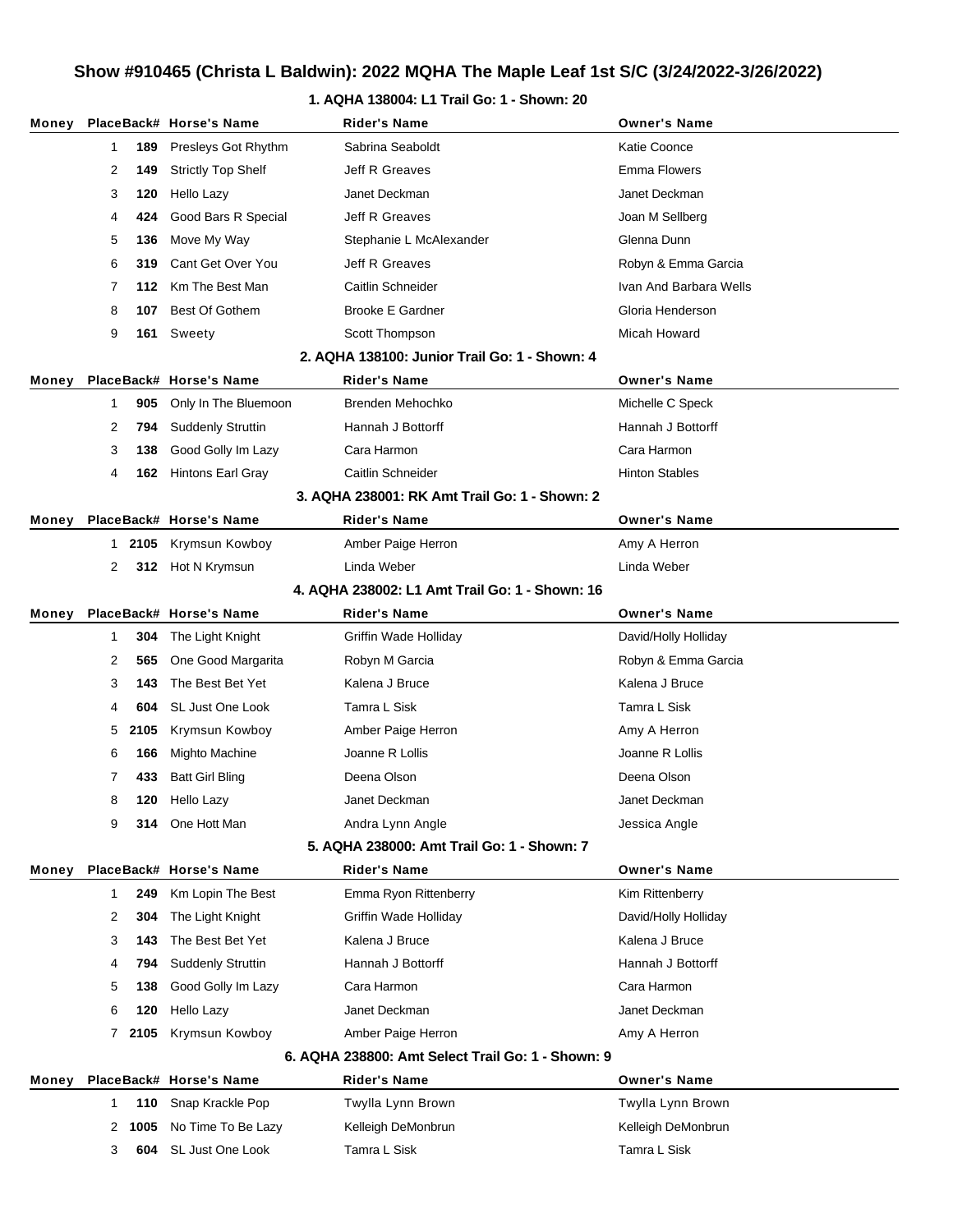# Show #910465 (Christa L Baldwin): 2022 MQHA The Maple Leaf 1st S/C (3/24/2022-3/26/2022)

## 1. AQHA 138004: L1 Trail Go: 1 - Shown: 20

| Money | Place | Back# | Horse's Name | Rider's Name | Owner's Name |
|---|---|---|---|---|---|
| | 1 | 189 | Presleys Got Rhythm | Sabrina Seaboldt | Katie Coonce |
| | 2 | 149 | Strictly Top Shelf | Jeff R Greaves | Emma Flowers |
| | 3 | 120 | Hello Lazy | Janet Deckman | Janet Deckman |
| | 4 | 424 | Good Bars R Special | Jeff R Greaves | Joan M Sellberg |
| | 5 | 136 | Move My Way | Stephanie L McAlexander | Glenna Dunn |
| | 6 | 319 | Cant Get Over You | Jeff R Greaves | Robyn & Emma Garcia |
| | 7 | 112 | Km The Best Man | Caitlin Schneider | Ivan And Barbara Wells |
| | 8 | 107 | Best Of Gothem | Brooke E Gardner | Gloria Henderson |
| | 9 | 161 | Sweety | Scott Thompson | Micah Howard |

## 2. AQHA 138100: Junior Trail Go: 1 - Shown: 4

| Money | Place | Back# | Horse's Name | Rider's Name | Owner's Name |
|---|---|---|---|---|---|
| | 1 | 905 | Only In The Bluemoon | Brenden Mehochko | Michelle C Speck |
| | 2 | 794 | Suddenly Struttin | Hannah J Bottorff | Hannah J Bottorff |
| | 3 | 138 | Good Golly Im Lazy | Cara Harmon | Cara Harmon |
| | 4 | 162 | Hintons Earl Gray | Caitlin Schneider | Hinton Stables |

## 3. AQHA 238001: RK Amt Trail Go: 1 - Shown: 2

| Money | Place | Back# | Horse's Name | Rider's Name | Owner's Name |
|---|---|---|---|---|---|
| | 1 | 2105 | Krymsun Kowboy | Amber Paige Herron | Amy A Herron |
| | 2 | 312 | Hot N Krymsun | Linda Weber | Linda Weber |

## 4. AQHA 238002: L1 Amt Trail Go: 1 - Shown: 16

| Money | Place | Back# | Horse's Name | Rider's Name | Owner's Name |
|---|---|---|---|---|---|
| | 1 | 304 | The Light Knight | Griffin Wade Holliday | David/Holly Holliday |
| | 2 | 565 | One Good Margarita | Robyn M Garcia | Robyn & Emma Garcia |
| | 3 | 143 | The Best Bet Yet | Kalena J Bruce | Kalena J Bruce |
| | 4 | 604 | SL Just One Look | Tamra L Sisk | Tamra L Sisk |
| | 5 | 2105 | Krymsun Kowboy | Amber Paige Herron | Amy A Herron |
| | 6 | 166 | Mighto Machine | Joanne R Lollis | Joanne R Lollis |
| | 7 | 433 | Batt Girl Bling | Deena Olson | Deena Olson |
| | 8 | 120 | Hello Lazy | Janet Deckman | Janet Deckman |
| | 9 | 314 | One Hott Man | Andra Lynn Angle | Jessica Angle |

## 5. AQHA 238000: Amt Trail Go: 1 - Shown: 7

| Money | Place | Back# | Horse's Name | Rider's Name | Owner's Name |
|---|---|---|---|---|---|
| | 1 | 249 | Km Lopin The Best | Emma Ryon Rittenberry | Kim Rittenberry |
| | 2 | 304 | The Light Knight | Griffin Wade Holliday | David/Holly Holliday |
| | 3 | 143 | The Best Bet Yet | Kalena J Bruce | Kalena J Bruce |
| | 4 | 794 | Suddenly Struttin | Hannah J Bottorff | Hannah J Bottorff |
| | 5 | 138 | Good Golly Im Lazy | Cara Harmon | Cara Harmon |
| | 6 | 120 | Hello Lazy | Janet Deckman | Janet Deckman |
| | 7 | 2105 | Krymsun Kowboy | Amber Paige Herron | Amy A Herron |

## 6. AQHA 238800: Amt Select Trail Go: 1 - Shown: 9

| Money | Place | Back# | Horse's Name | Rider's Name | Owner's Name |
|---|---|---|---|---|---|
| | 1 | 110 | Snap Krackle Pop | Twylla Lynn Brown | Twylla Lynn Brown |
| | 2 | 1005 | No Time To Be Lazy | Kelleigh DeMonbrun | Kelleigh DeMonbrun |
| | 3 | 604 | SL Just One Look | Tamra L Sisk | Tamra L Sisk |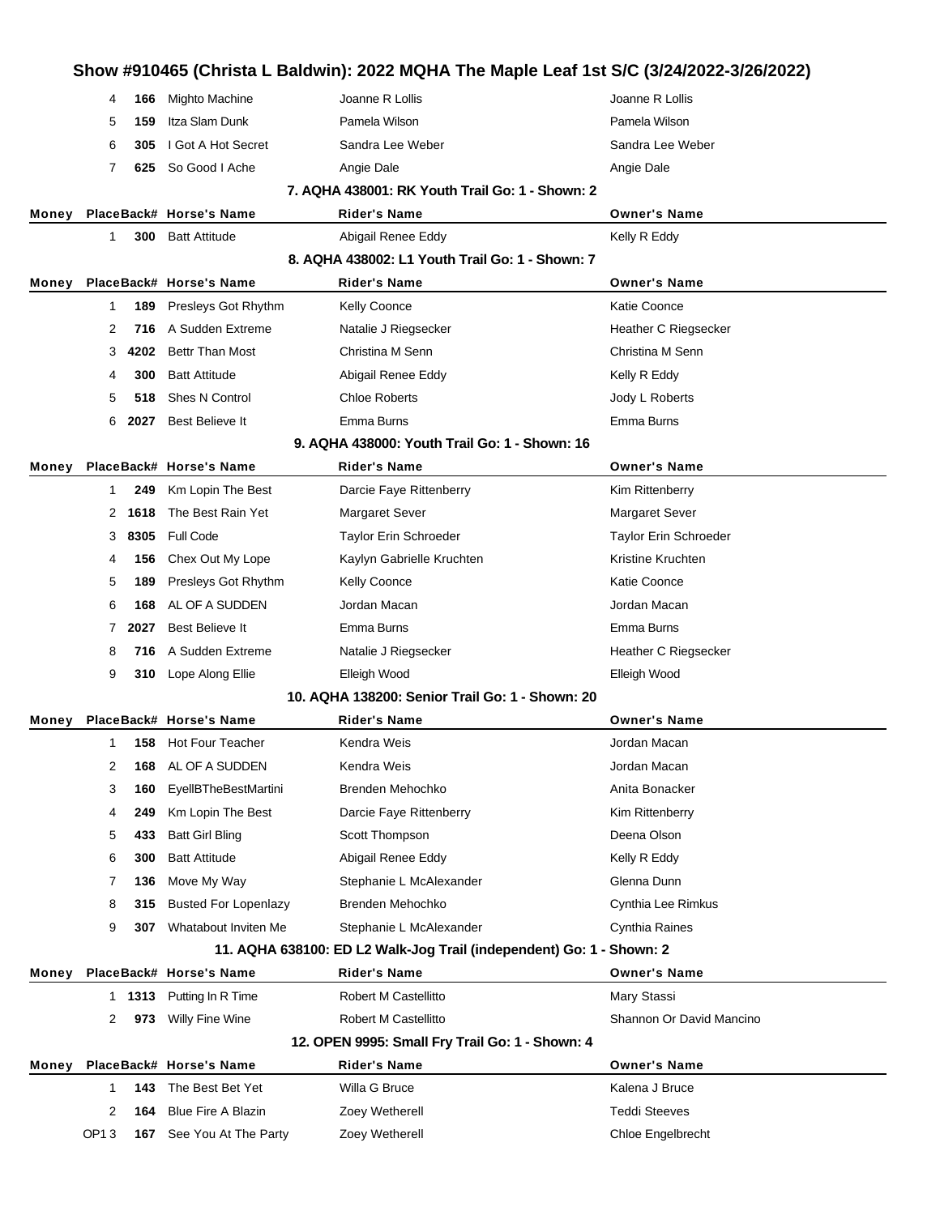| Money | Place | Back# | Horse's Name | Rider's Name | Owner's Name |
|---|---|---|---|---|---|
| | 4 | 166 | Mighto Machine | Joanne R Lollis | Joanne R Lollis |
| | 5 | 159 | Itza Slam Dunk | Pamela Wilson | Pamela Wilson |
| | 6 | 305 | I Got A Hot Secret | Sandra Lee Weber | Sandra Lee Weber |
| | 7 | 625 | So Good I Ache | Angie Dale | Angie Dale |

### 7. AQHA 438001: RK Youth Trail Go: 1 - Shown: 2

| Money | Place | Back# | Horse's Name | Rider's Name | Owner's Name |
|---|---|---|---|---|---|
| | 1 | 300 | Batt Attitude | Abigail Renee Eddy | Kelly R Eddy |

### 8. AQHA 438002: L1 Youth Trail Go: 1 - Shown: 7

| Money | Place | Back# | Horse's Name | Rider's Name | Owner's Name |
|---|---|---|---|---|---|
| | 1 | 189 | Presleys Got Rhythm | Kelly Coonce | Katie Coonce |
| | 2 | 716 | A Sudden Extreme | Natalie J Riegsecker | Heather C Riegsecker |
| | 3 | 4202 | Bettr Than Most | Christina M Senn | Christina M Senn |
| | 4 | 300 | Batt Attitude | Abigail Renee Eddy | Kelly R Eddy |
| | 5 | 518 | Shes N Control | Chloe Roberts | Jody L Roberts |
| | 6 | 2027 | Best Believe It | Emma Burns | Emma Burns |

### 9. AQHA 438000: Youth Trail Go: 1 - Shown: 16

| Money | Place | Back# | Horse's Name | Rider's Name | Owner's Name |
|---|---|---|---|---|---|
| | 1 | 249 | Km Lopin The Best | Darcie Faye Rittenberry | Kim Rittenberry |
| | 2 | 1618 | The Best Rain Yet | Margaret Sever | Margaret Sever |
| | 3 | 8305 | Full Code | Taylor Erin Schroeder | Taylor Erin Schroeder |
| | 4 | 156 | Chex Out My Lope | Kaylyn Gabrielle Kruchten | Kristine Kruchten |
| | 5 | 189 | Presleys Got Rhythm | Kelly Coonce | Katie Coonce |
| | 6 | 168 | AL OF A SUDDEN | Jordan Macan | Jordan Macan |
| | 7 | 2027 | Best Believe It | Emma Burns | Emma Burns |
| | 8 | 716 | A Sudden Extreme | Natalie J Riegsecker | Heather C Riegsecker |
| | 9 | 310 | Lope Along Ellie | Elleigh Wood | Elleigh Wood |

### 10. AQHA 138200: Senior Trail Go: 1 - Shown: 20

| Money | Place | Back# | Horse's Name | Rider's Name | Owner's Name |
|---|---|---|---|---|---|
| | 1 | 158 | Hot Four Teacher | Kendra Weis | Jordan Macan |
| | 2 | 168 | AL OF A SUDDEN | Kendra Weis | Jordan Macan |
| | 3 | 160 | EyellBTheBestMartini | Brenden Mehochko | Anita Bonacker |
| | 4 | 249 | Km Lopin The Best | Darcie Faye Rittenberry | Kim Rittenberry |
| | 5 | 433 | Batt Girl Bling | Scott Thompson | Deena Olson |
| | 6 | 300 | Batt Attitude | Abigail Renee Eddy | Kelly R Eddy |
| | 7 | 136 | Move My Way | Stephanie L McAlexander | Glenna Dunn |
| | 8 | 315 | Busted For Lopenlazy | Brenden Mehochko | Cynthia Lee Rimkus |
| | 9 | 307 | Whatabout Inviten Me | Stephanie L McAlexander | Cynthia Raines |

### 11. AQHA 638100: ED L2 Walk-Jog Trail (independent) Go: 1 - Shown: 2

| Money | Place | Back# | Horse's Name | Rider's Name | Owner's Name |
|---|---|---|---|---|---|
| | 1 | 1313 | Putting In R Time | Robert M Castellitto | Mary Stassi |
| | 2 | 973 | Willy Fine Wine | Robert M Castellitto | Shannon Or David Mancino |

### 12. OPEN 9995: Small Fry Trail Go: 1 - Shown: 4

| Money | Place | Back# | Horse's Name | Rider's Name | Owner's Name |
|---|---|---|---|---|---|
| | 1 | 143 | The Best Bet Yet | Willa G Bruce | Kalena J Bruce |
| | 2 | 164 | Blue Fire A Blazin | Zoey Wetherell | Teddi Steeves |
| OP1 | 3 | 167 | See You At The Party | Zoey Wetherell | Chloe Engelbrecht |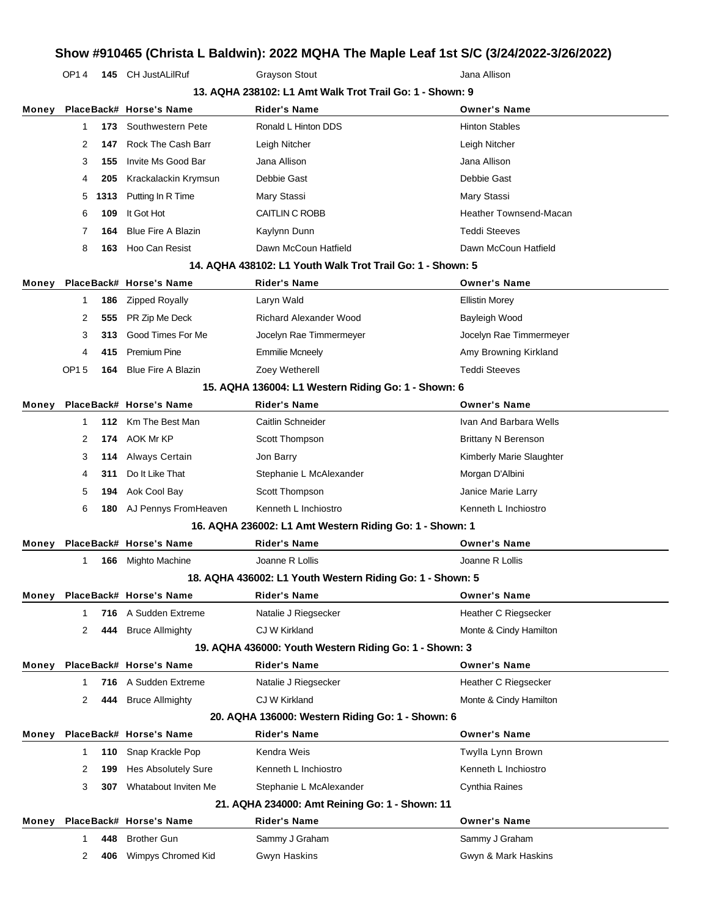# Show #910465 (Christa L Baldwin): 2022 MQHA The Maple Leaf 1st S/C (3/24/2022-3/26/2022)

| Money | Place | Back# | Horse's Name | Rider's Name | Owner's Name |
|---|---|---|---|---|---|
| | OP1 4 | 145 | CH JustALilRuf | Grayson Stout | Jana Allison |

### 13. AQHA 238102: L1 Amt Walk Trot Trail Go: 1 - Shown: 9

| Money | Place | Back# | Horse's Name | Rider's Name | Owner's Name |
|---|---|---|---|---|---|
| | 1 | 173 | Southwestern Pete | Ronald L Hinton DDS | Hinton Stables |
| | 2 | 147 | Rock The Cash Barr | Leigh Nitcher | Leigh Nitcher |
| | 3 | 155 | Invite Ms Good Bar | Jana Allison | Jana Allison |
| | 4 | 205 | Krackalackin Krymsun | Debbie Gast | Debbie Gast |
| | 5 | 1313 | Putting In R Time | Mary Stassi | Mary Stassi |
| | 6 | 109 | It Got Hot | CAITLIN C ROBB | Heather Townsend-Macan |
| | 7 | 164 | Blue Fire A Blazin | Kaylynn Dunn | Teddi Steeves |
| | 8 | 163 | Hoo Can Resist | Dawn McCoun Hatfield | Dawn McCoun Hatfield |

### 14. AQHA 438102: L1 Youth Walk Trot Trail Go: 1 - Shown: 5

| Money | Place | Back# | Horse's Name | Rider's Name | Owner's Name |
|---|---|---|---|---|---|
| | 1 | 186 | Zipped Royally | Laryn Wald | Ellistin Morey |
| | 2 | 555 | PR Zip Me Deck | Richard Alexander Wood | Bayleigh Wood |
| | 3 | 313 | Good Times For Me | Jocelyn Rae Timmermeyer | Jocelyn Rae Timmermeyer |
| | 4 | 415 | Premium Pine | Emmilie Mcneely | Amy Browning Kirkland |
| | OP1 5 | 164 | Blue Fire A Blazin | Zoey Wetherell | Teddi Steeves |

### 15. AQHA 136004: L1 Western Riding Go: 1 - Shown: 6

| Money | Place | Back# | Horse's Name | Rider's Name | Owner's Name |
|---|---|---|---|---|---|
| | 1 | 112 | Km The Best Man | Caitlin Schneider | Ivan And Barbara Wells |
| | 2 | 174 | AOK Mr KP | Scott Thompson | Brittany N Berenson |
| | 3 | 114 | Always Certain | Jon Barry | Kimberly Marie Slaughter |
| | 4 | 311 | Do It Like That | Stephanie L McAlexander | Morgan D'Albini |
| | 5 | 194 | Aok Cool Bay | Scott Thompson | Janice Marie Larry |
| | 6 | 180 | AJ Pennys FromHeaven | Kenneth L Inchiostro | Kenneth L Inchiostro |

### 16. AQHA 236002: L1 Amt Western Riding Go: 1 - Shown: 1

| Money | Place | Back# | Horse's Name | Rider's Name | Owner's Name |
|---|---|---|---|---|---|
| | 1 | 166 | Mighto Machine | Joanne R Lollis | Joanne R Lollis |

### 18. AQHA 436002: L1 Youth Western Riding Go: 1 - Shown: 5

| Money | Place | Back# | Horse's Name | Rider's Name | Owner's Name |
|---|---|---|---|---|---|
| | 1 | 716 | A Sudden Extreme | Natalie J Riegsecker | Heather C Riegsecker |
| | 2 | 444 | Bruce Allmighty | CJ W Kirkland | Monte & Cindy Hamilton |

### 19. AQHA 436000: Youth Western Riding Go: 1 - Shown: 3

| Money | Place | Back# | Horse's Name | Rider's Name | Owner's Name |
|---|---|---|---|---|---|
| | 1 | 716 | A Sudden Extreme | Natalie J Riegsecker | Heather C Riegsecker |
| | 2 | 444 | Bruce Allmighty | CJ W Kirkland | Monte & Cindy Hamilton |

### 20. AQHA 136000: Western Riding Go: 1 - Shown: 6

| Money | Place | Back# | Horse's Name | Rider's Name | Owner's Name |
|---|---|---|---|---|---|
| | 1 | 110 | Snap Krackle Pop | Kendra Weis | Twylla Lynn Brown |
| | 2 | 199 | Hes Absolutely Sure | Kenneth L Inchiostro | Kenneth L Inchiostro |
| | 3 | 307 | Whatabout Inviten Me | Stephanie L McAlexander | Cynthia Raines |

### 21. AQHA 234000: Amt Reining Go: 1 - Shown: 11

| Money | Place | Back# | Horse's Name | Rider's Name | Owner's Name |
|---|---|---|---|---|---|
| | 1 | 448 | Brother Gun | Sammy J Graham | Sammy J Graham |
| | 2 | 406 | Wimpys Chromed Kid | Gwyn Haskins | Gwyn & Mark Haskins |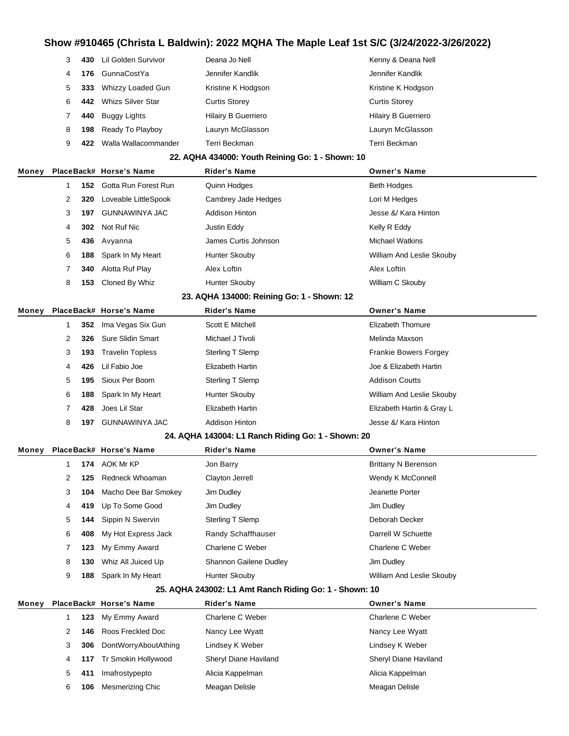# Show #910465 (Christa L Baldwin): 2022 MQHA The Maple Leaf 1st S/C (3/24/2022-3/26/2022)

| Money | Place | Back# | Horse's Name | Rider's Name | Owner's Name |
|---|---|---|---|---|---|
| | 3 | **430** | Lil Golden Survivor | Deana Jo Nell | Kenny & Deana Nell |
| | 4 | **176** | GunnaCostYa | Jennifer Kandlik | Jennifer Kandlik |
| | 5 | **333** | Whizzy Loaded Gun | Kristine K Hodgson | Kristine K Hodgson |
| | 6 | **442** | Whizs Silver Star | Curtis Storey | Curtis Storey |
| | 7 | **440** | Buggy Lights | Hilairy B Guerriero | Hilairy B Guerriero |
| | 8 | **198** | Ready To Playboy | Lauryn McGlasson | Lauryn McGlasson |
| | 9 | **422** | Walla Wallacommander | Terri Beckman | Terri Beckman |

### 22. AQHA 434000: Youth Reining Go: 1 - Shown: 10

| Money | Place | Back# | Horse's Name | Rider's Name | Owner's Name |
|---|---|---|---|---|---|
| | 1 | **152** | Gotta Run Forest Run | Quinn Hodges | Beth Hodges |
| | 2 | **320** | Loveable LittleSpook | Cambrey Jade Hedges | Lori M Hedges |
| | 3 | **197** | GUNNAWINYA JAC | Addison Hinton | Jesse &/ Kara Hinton |
| | 4 | **302** | Not Ruf Nic | Justin Eddy | Kelly R Eddy |
| | 5 | **436** | Avyanna | James Curtis Johnson | Michael Watkins |
| | 6 | **188** | Spark In My Heart | Hunter Skouby | William And Leslie Skouby |
| | 7 | **340** | Alotta Ruf Play | Alex Loftin | Alex Loftin |
| | 8 | **153** | Cloned By Whiz | Hunter Skouby | William C Skouby |

### 23. AQHA 134000: Reining Go: 1 - Shown: 12

| Money | Place | Back# | Horse's Name | Rider's Name | Owner's Name |
|---|---|---|---|---|---|
| | 1 | **352** | Ima Vegas Six Gun | Scott E Mitchell | Elizabeth Thomure |
| | 2 | **326** | Sure Slidin Smart | Michael J Tivoli | Melinda Maxson |
| | 3 | **193** | Travelin Topless | Sterling T Slemp | Frankie Bowers Forgey |
| | 4 | **426** | Lil Fabio Joe | Elizabeth Hartin | Joe & Elizabeth Hartin |
| | 5 | **195** | Sioux Per Boom | Sterling T Slemp | Addison Coutts |
| | 6 | **188** | Spark In My Heart | Hunter Skouby | William And Leslie Skouby |
| | 7 | **428** | Joes Lil Star | Elizabeth Hartin | Elizabeth Hartin & Gray L |
| | 8 | **197** | GUNNAWINYA JAC | Addison Hinton | Jesse &/ Kara Hinton |

### 24. AQHA 143004: L1 Ranch Riding Go: 1 - Shown: 20

| Money | Place | Back# | Horse's Name | Rider's Name | Owner's Name |
|---|---|---|---|---|---|
| | 1 | **174** | AOK Mr KP | Jon Barry | Brittany N Berenson |
| | 2 | **125** | Redneck Whoaman | Clayton Jerrell | Wendy K McConnell |
| | 3 | **104** | Macho Dee Bar Smokey | Jim Dudley | Jeanette Porter |
| | 4 | **419** | Up To Some Good | Jim Dudley | Jim Dudley |
| | 5 | **144** | Sippin N Swervin | Sterling T Slemp | Deborah Decker |
| | 6 | **408** | My Hot Express Jack | Randy Schaffhauser | Darrell W Schuette |
| | 7 | **123** | My Emmy Award | Charlene C Weber | Charlene C Weber |
| | 8 | **130** | Whiz All Juiced Up | Shannon Gailene Dudley | Jim Dudley |
| | 9 | **188** | Spark In My Heart | Hunter Skouby | William And Leslie Skouby |

### 25. AQHA 243002: L1 Amt Ranch Riding Go: 1 - Shown: 10

| Money | Place | Back# | Horse's Name | Rider's Name | Owner's Name |
|---|---|---|---|---|---|
| | 1 | **123** | My Emmy Award | Charlene C Weber | Charlene C Weber |
| | 2 | **146** | Roos Freckled Doc | Nancy Lee Wyatt | Nancy Lee Wyatt |
| | 3 | **306** | DontWorryAboutAthing | Lindsey K Weber | Lindsey K Weber |
| | 4 | **117** | Tr Smokin Hollywood | Sheryl Diane Haviland | Sheryl Diane Haviland |
| | 5 | **411** | Imafrostypepto | Alicia Kappelman | Alicia Kappelman |
| | 6 | **106** | Mesmerizing Chic | Meagan Delisle | Meagan Delisle |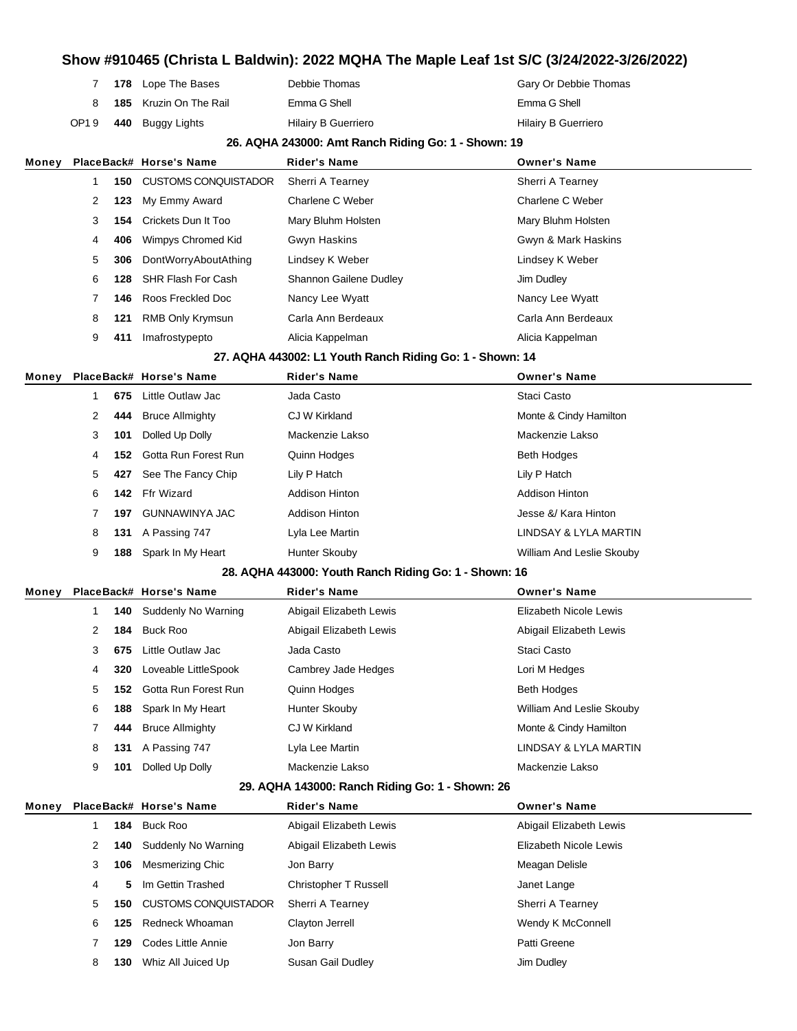# Show #910465 (Christa L Baldwin): 2022 MQHA The Maple Leaf 1st S/C (3/24/2022-3/26/2022)

| Money | Place | Back# | Horse's Name | Rider's Name | Owner's Name |
|---|---|---|---|---|---|
| | 7 | **178** | Lope The Bases | Debbie Thomas | Gary Or Debbie Thomas |
| | 8 | **185** | Kruzin On The Rail | Emma G Shell | Emma G Shell |
| | OP1 9 | **440** | Buggy Lights | Hilairy B Guerriero | Hilairy B Guerriero |

### 26. AQHA 243000: Amt Ranch Riding Go: 1 - Shown: 19

| Money | Place | Back# | Horse's Name | Rider's Name | Owner's Name |
|---|---|---|---|---|---|
| | 1 | **150** | CUSTOMS CONQUISTADOR | Sherri A Tearney | Sherri A Tearney |
| | 2 | **123** | My Emmy Award | Charlene C Weber | Charlene C Weber |
| | 3 | **154** | Crickets Dun It Too | Mary Bluhm Holsten | Mary Bluhm Holsten |
| | 4 | **406** | Wimpys Chromed Kid | Gwyn Haskins | Gwyn & Mark Haskins |
| | 5 | **306** | DontWorryAboutAthing | Lindsey K Weber | Lindsey K Weber |
| | 6 | **128** | SHR Flash For Cash | Shannon Gailene Dudley | Jim Dudley |
| | 7 | **146** | Roos Freckled Doc | Nancy Lee Wyatt | Nancy Lee Wyatt |
| | 8 | **121** | RMB Only Krymsun | Carla Ann Berdeaux | Carla Ann Berdeaux |
| | 9 | **411** | Imafrostypepto | Alicia Kappelman | Alicia Kappelman |

### 27. AQHA 443002: L1 Youth Ranch Riding Go: 1 - Shown: 14

| Money | Place | Back# | Horse's Name | Rider's Name | Owner's Name |
|---|---|---|---|---|---|
| | 1 | **675** | Little Outlaw Jac | Jada Casto | Staci Casto |
| | 2 | **444** | Bruce Allmighty | CJ W Kirkland | Monte & Cindy Hamilton |
| | 3 | **101** | Dolled Up Dolly | Mackenzie Lakso | Mackenzie Lakso |
| | 4 | **152** | Gotta Run Forest Run | Quinn Hodges | Beth Hodges |
| | 5 | **427** | See The Fancy Chip | Lily P Hatch | Lily P Hatch |
| | 6 | **142** | Ffr Wizard | Addison Hinton | Addison Hinton |
| | 7 | **197** | GUNNAWINYA JAC | Addison Hinton | Jesse &/ Kara Hinton |
| | 8 | **131** | A Passing 747 | Lyla Lee Martin | LINDSAY & LYLA MARTIN |
| | 9 | **188** | Spark In My Heart | Hunter Skouby | William And Leslie Skouby |

### 28. AQHA 443000: Youth Ranch Riding Go: 1 - Shown: 16

| Money | Place | Back# | Horse's Name | Rider's Name | Owner's Name |
|---|---|---|---|---|---|
| | 1 | **140** | Suddenly No Warning | Abigail Elizabeth Lewis | Elizabeth Nicole Lewis |
| | 2 | **184** | Buck Roo | Abigail Elizabeth Lewis | Abigail Elizabeth Lewis |
| | 3 | **675** | Little Outlaw Jac | Jada Casto | Staci Casto |
| | 4 | **320** | Loveable LittleSpook | Cambrey Jade Hedges | Lori M Hedges |
| | 5 | **152** | Gotta Run Forest Run | Quinn Hodges | Beth Hodges |
| | 6 | **188** | Spark In My Heart | Hunter Skouby | William And Leslie Skouby |
| | 7 | **444** | Bruce Allmighty | CJ W Kirkland | Monte & Cindy Hamilton |
| | 8 | **131** | A Passing 747 | Lyla Lee Martin | LINDSAY & LYLA MARTIN |
| | 9 | **101** | Dolled Up Dolly | Mackenzie Lakso | Mackenzie Lakso |

### 29. AQHA 143000: Ranch Riding Go: 1 - Shown: 26

| Money | Place | Back# | Horse's Name | Rider's Name | Owner's Name |
|---|---|---|---|---|---|
| | 1 | **184** | Buck Roo | Abigail Elizabeth Lewis | Abigail Elizabeth Lewis |
| | 2 | **140** | Suddenly No Warning | Abigail Elizabeth Lewis | Elizabeth Nicole Lewis |
| | 3 | **106** | Mesmerizing Chic | Jon Barry | Meagan Delisle |
| | 4 | **5** | Im Gettin Trashed | Christopher T Russell | Janet Lange |
| | 5 | **150** | CUSTOMS CONQUISTADOR | Sherri A Tearney | Sherri A Tearney |
| | 6 | **125** | Redneck Whoaman | Clayton Jerrell | Wendy K McConnell |
| | 7 | **129** | Codes Little Annie | Jon Barry | Patti Greene |
| | 8 | **130** | Whiz All Juiced Up | Susan Gail Dudley | Jim Dudley |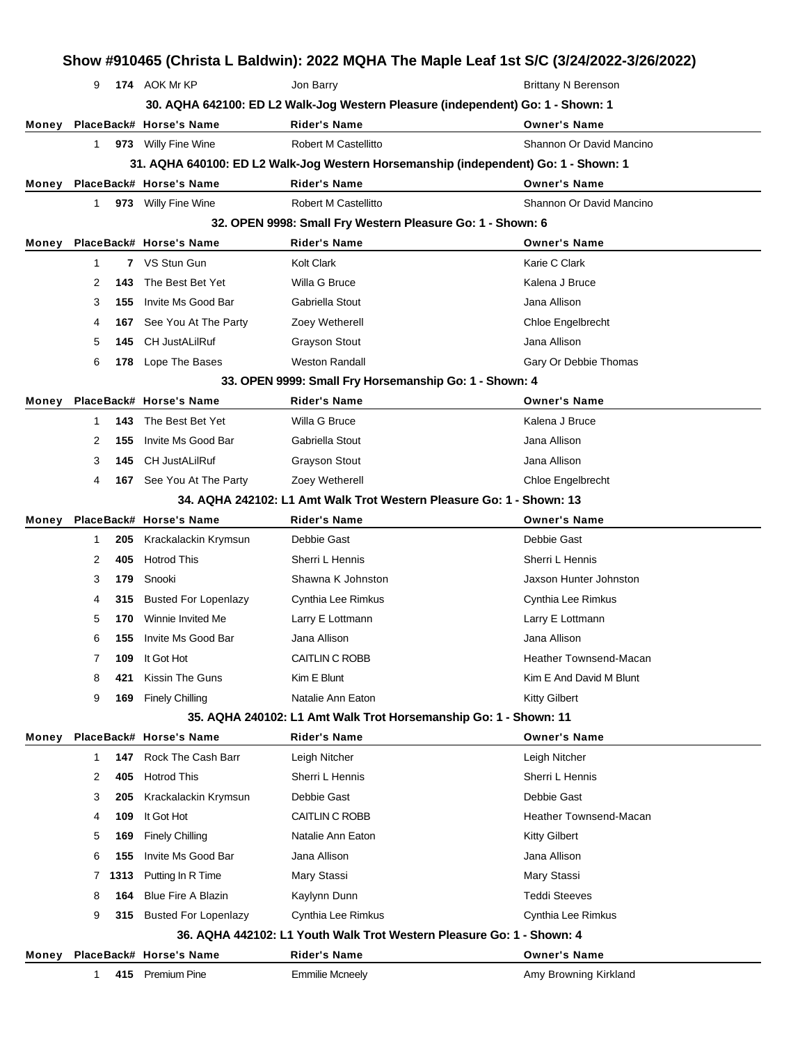# Show #910465 (Christa L Baldwin): 2022 MQHA The Maple Leaf 1st S/C (3/24/2022-3/26/2022)

| Money | Place | Back# | Horse's Name | Rider's Name | Owner's Name |
|---|---|---|---|---|---|
| | 9 | 174 | AOK Mr KP | Jon Barry | Brittany N Berenson |

### 30. AQHA 642100: ED L2 Walk-Jog Western Pleasure (independent) Go: 1 - Shown: 1

| Money | Place | Back# | Horse's Name | Rider's Name | Owner's Name |
|---|---|---|---|---|---|
| | 1 | 973 | Willy Fine Wine | Robert M Castellitto | Shannon Or David Mancino |

### 31. AQHA 640100: ED L2 Walk-Jog Western Horsemanship (independent) Go: 1 - Shown: 1

| Money | Place | Back# | Horse's Name | Rider's Name | Owner's Name |
|---|---|---|---|---|---|
| | 1 | 973 | Willy Fine Wine | Robert M Castellitto | Shannon Or David Mancino |

### 32. OPEN 9998: Small Fry Western Pleasure Go: 1 - Shown: 6

| Money | Place | Back# | Horse's Name | Rider's Name | Owner's Name |
|---|---|---|---|---|---|
| | 1 | 7 | VS Stun Gun | Kolt Clark | Karie C Clark |
| | 2 | 143 | The Best Bet Yet | Willa G Bruce | Kalena J Bruce |
| | 3 | 155 | Invite Ms Good Bar | Gabriella Stout | Jana Allison |
| | 4 | 167 | See You At The Party | Zoey Wetherell | Chloe Engelbrecht |
| | 5 | 145 | CH JustALilRuf | Grayson Stout | Jana Allison |
| | 6 | 178 | Lope The Bases | Weston Randall | Gary Or Debbie Thomas |

### 33. OPEN 9999: Small Fry Horsemanship Go: 1 - Shown: 4

| Money | Place | Back# | Horse's Name | Rider's Name | Owner's Name |
|---|---|---|---|---|---|
| | 1 | 143 | The Best Bet Yet | Willa G Bruce | Kalena J Bruce |
| | 2 | 155 | Invite Ms Good Bar | Gabriella Stout | Jana Allison |
| | 3 | 145 | CH JustALilRuf | Grayson Stout | Jana Allison |
| | 4 | 167 | See You At The Party | Zoey Wetherell | Chloe Engelbrecht |

### 34. AQHA 242102: L1 Amt Walk Trot Western Pleasure Go: 1 - Shown: 13

| Money | Place | Back# | Horse's Name | Rider's Name | Owner's Name |
|---|---|---|---|---|---|
| | 1 | 205 | Krackalackin Krymsun | Debbie Gast | Debbie Gast |
| | 2 | 405 | Hotrod This | Sherri L Hennis | Sherri L Hennis |
| | 3 | 179 | Snooki | Shawna K Johnston | Jaxson Hunter Johnston |
| | 4 | 315 | Busted For Lopenlazy | Cynthia Lee Rimkus | Cynthia Lee Rimkus |
| | 5 | 170 | Winnie Invited Me | Larry E Lottmann | Larry E Lottmann |
| | 6 | 155 | Invite Ms Good Bar | Jana Allison | Jana Allison |
| | 7 | 109 | It Got Hot | CAITLIN C ROBB | Heather Townsend-Macan |
| | 8 | 421 | Kissin The Guns | Kim E Blunt | Kim E And David M Blunt |
| | 9 | 169 | Finely Chilling | Natalie Ann Eaton | Kitty Gilbert |

### 35. AQHA 240102: L1 Amt Walk Trot Horsemanship Go: 1 - Shown: 11

| Money | Place | Back# | Horse's Name | Rider's Name | Owner's Name |
|---|---|---|---|---|---|
| | 1 | 147 | Rock The Cash Barr | Leigh Nitcher | Leigh Nitcher |
| | 2 | 405 | Hotrod This | Sherri L Hennis | Sherri L Hennis |
| | 3 | 205 | Krackalackin Krymsun | Debbie Gast | Debbie Gast |
| | 4 | 109 | It Got Hot | CAITLIN C ROBB | Heather Townsend-Macan |
| | 5 | 169 | Finely Chilling | Natalie Ann Eaton | Kitty Gilbert |
| | 6 | 155 | Invite Ms Good Bar | Jana Allison | Jana Allison |
| | 7 | 1313 | Putting In R Time | Mary Stassi | Mary Stassi |
| | 8 | 164 | Blue Fire A Blazin | Kaylynn Dunn | Teddi Steeves |
| | 9 | 315 | Busted For Lopenlazy | Cynthia Lee Rimkus | Cynthia Lee Rimkus |

### 36. AQHA 442102: L1 Youth Walk Trot Western Pleasure Go: 1 - Shown: 4

| Money | Place | Back# | Horse's Name | Rider's Name | Owner's Name |
|---|---|---|---|---|---|
| | 1 | 415 | Premium Pine | Emmilie Mcneely | Amy Browning Kirkland |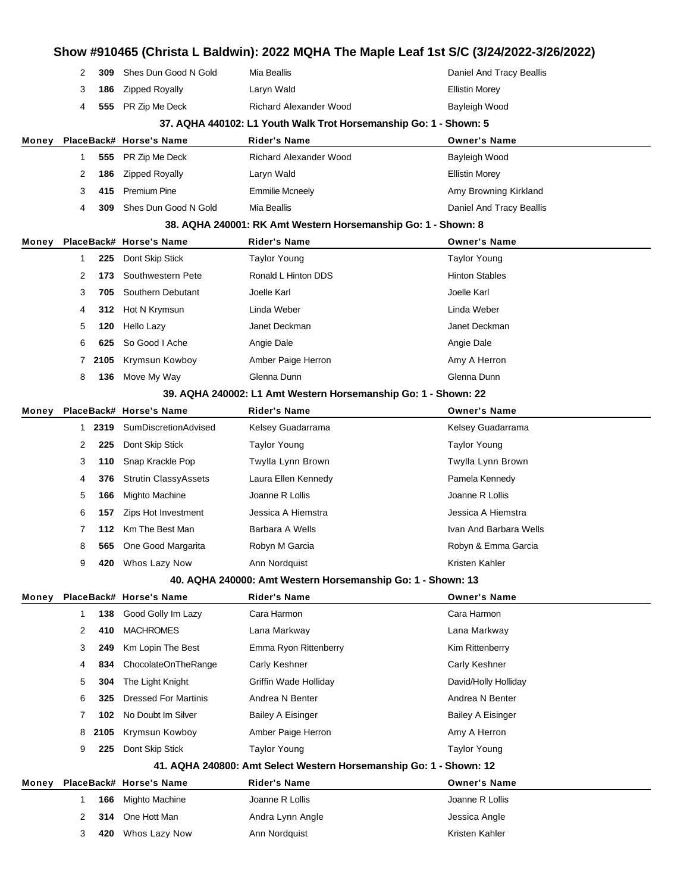| Money | Place | Back# | Horse's Name | Rider's Name | Owner's Name |
|---|---|---|---|---|---|
| | 2 | 309 | Shes Dun Good N Gold | Mia Beallis | Daniel And Tracy Beallis |
| | 3 | 186 | Zipped Royally | Laryn Wald | Ellistin Morey |
| | 4 | 555 | PR Zip Me Deck | Richard Alexander Wood | Bayleigh Wood |

### 37. AQHA 440102: L1 Youth Walk Trot Horsemanship Go: 1 - Shown: 5

| Money | Place | Back# | Horse's Name | Rider's Name | Owner's Name |
|---|---|---|---|---|---|
| | 1 | 555 | PR Zip Me Deck | Richard Alexander Wood | Bayleigh Wood |
| | 2 | 186 | Zipped Royally | Laryn Wald | Ellistin Morey |
| | 3 | 415 | Premium Pine | Emmilie Mcneely | Amy Browning Kirkland |
| | 4 | 309 | Shes Dun Good N Gold | Mia Beallis | Daniel And Tracy Beallis |

### 38. AQHA 240001: RK Amt Western Horsemanship Go: 1 - Shown: 8

| Money | Place | Back# | Horse's Name | Rider's Name | Owner's Name |
|---|---|---|---|---|---|
| | 1 | 225 | Dont Skip Stick | Taylor Young | Taylor Young |
| | 2 | 173 | Southwestern Pete | Ronald L Hinton DDS | Hinton Stables |
| | 3 | 705 | Southern Debutant | Joelle Karl | Joelle Karl |
| | 4 | 312 | Hot N Krymsun | Linda Weber | Linda Weber |
| | 5 | 120 | Hello Lazy | Janet Deckman | Janet Deckman |
| | 6 | 625 | So Good I Ache | Angie Dale | Angie Dale |
| | 7 | 2105 | Krymsun Kowboy | Amber Paige Herron | Amy A Herron |
| | 8 | 136 | Move My Way | Glenna Dunn | Glenna Dunn |

### 39. AQHA 240002: L1 Amt Western Horsemanship Go: 1 - Shown: 22

| Money | Place | Back# | Horse's Name | Rider's Name | Owner's Name |
|---|---|---|---|---|---|
| | 1 | 2319 | SumDiscretionAdvised | Kelsey Guadarrama | Kelsey Guadarrama |
| | 2 | 225 | Dont Skip Stick | Taylor Young | Taylor Young |
| | 3 | 110 | Snap Krackle Pop | Twylla Lynn Brown | Twylla Lynn Brown |
| | 4 | 376 | Strutin ClassyAssets | Laura Ellen Kennedy | Pamela Kennedy |
| | 5 | 166 | Mighto Machine | Joanne R Lollis | Joanne R Lollis |
| | 6 | 157 | Zips Hot Investment | Jessica A Hiemstra | Jessica A Hiemstra |
| | 7 | 112 | Km The Best Man | Barbara A Wells | Ivan And Barbara Wells |
| | 8 | 565 | One Good Margarita | Robyn M Garcia | Robyn & Emma Garcia |
| | 9 | 420 | Whos Lazy Now | Ann Nordquist | Kristen Kahler |

### 40. AQHA 240000: Amt Western Horsemanship Go: 1 - Shown: 13

| Money | Place | Back# | Horse's Name | Rider's Name | Owner's Name |
|---|---|---|---|---|---|
| | 1 | 138 | Good Golly Im Lazy | Cara Harmon | Cara Harmon |
| | 2 | 410 | MACHROMES | Lana Markway | Lana Markway |
| | 3 | 249 | Km Lopin The Best | Emma Ryon Rittenberry | Kim Rittenberry |
| | 4 | 834 | ChocolateOnTheRange | Carly Keshner | Carly Keshner |
| | 5 | 304 | The Light Knight | Griffin Wade Holliday | David/Holly Holliday |
| | 6 | 325 | Dressed For Martinis | Andrea N Benter | Andrea N Benter |
| | 7 | 102 | No Doubt Im Silver | Bailey A Eisinger | Bailey A Eisinger |
| | 8 | 2105 | Krymsun Kowboy | Amber Paige Herron | Amy A Herron |
| | 9 | 225 | Dont Skip Stick | Taylor Young | Taylor Young |

### 41. AQHA 240800: Amt Select Western Horsemanship Go: 1 - Shown: 12

| Money | Place | Back# | Horse's Name | Rider's Name | Owner's Name |
|---|---|---|---|---|---|
| | 1 | 166 | Mighto Machine | Joanne R Lollis | Joanne R Lollis |
| | 2 | 314 | One Hott Man | Andra Lynn Angle | Jessica Angle |
| | 3 | 420 | Whos Lazy Now | Ann Nordquist | Kristen Kahler |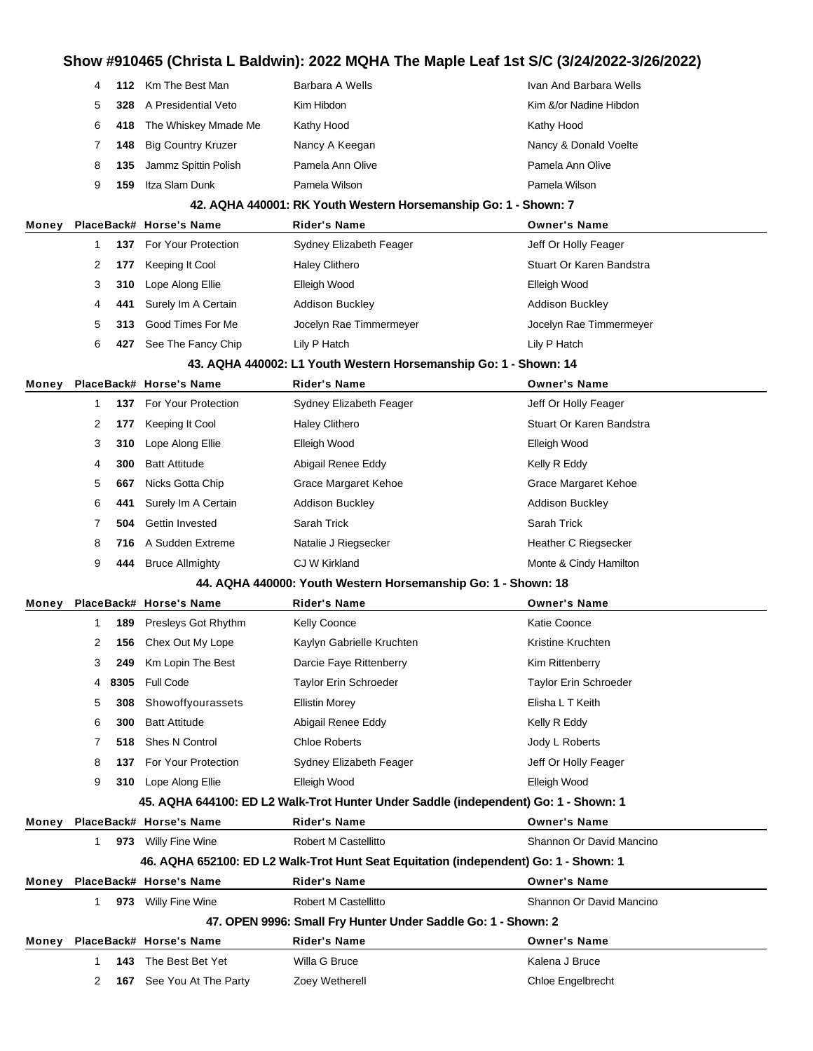| Money | Place | Back# | Horse's Name | Rider's Name | Owner's Name |
|---|---|---|---|---|---|
| | 4 | 112 | Km The Best Man | Barbara A Wells | Ivan And Barbara Wells |
| | 5 | 328 | A Presidential Veto | Kim Hibdon | Kim &/or Nadine Hibdon |
| | 6 | 418 | The Whiskey Mmade Me | Kathy Hood | Kathy Hood |
| | 7 | 148 | Big Country Kruzer | Nancy A Keegan | Nancy & Donald Voelte |
| | 8 | 135 | Jammz Spittin Polish | Pamela Ann Olive | Pamela Ann Olive |
| | 9 | 159 | Itza Slam Dunk | Pamela Wilson | Pamela Wilson |

### 42. AQHA 440001: RK Youth Western Horsemanship Go: 1 - Shown: 7

| Money | Place | Back# | Horse's Name | Rider's Name | Owner's Name |
|---|---|---|---|---|---|
| | 1 | 137 | For Your Protection | Sydney Elizabeth Feager | Jeff Or Holly Feager |
| | 2 | 177 | Keeping It Cool | Haley Clithero | Stuart Or Karen Bandstra |
| | 3 | 310 | Lope Along Ellie | Elleigh Wood | Elleigh Wood |
| | 4 | 441 | Surely Im A Certain | Addison Buckley | Addison Buckley |
| | 5 | 313 | Good Times For Me | Jocelyn Rae Timmermeyer | Jocelyn Rae Timmermeyer |
| | 6 | 427 | See The Fancy Chip | Lily P Hatch | Lily P Hatch |

### 43. AQHA 440002: L1 Youth Western Horsemanship Go: 1 - Shown: 14

| Money | Place | Back# | Horse's Name | Rider's Name | Owner's Name |
|---|---|---|---|---|---|
| | 1 | 137 | For Your Protection | Sydney Elizabeth Feager | Jeff Or Holly Feager |
| | 2 | 177 | Keeping It Cool | Haley Clithero | Stuart Or Karen Bandstra |
| | 3 | 310 | Lope Along Ellie | Elleigh Wood | Elleigh Wood |
| | 4 | 300 | Batt Attitude | Abigail Renee Eddy | Kelly R Eddy |
| | 5 | 667 | Nicks Gotta Chip | Grace Margaret Kehoe | Grace Margaret Kehoe |
| | 6 | 441 | Surely Im A Certain | Addison Buckley | Addison Buckley |
| | 7 | 504 | Gettin Invested | Sarah Trick | Sarah Trick |
| | 8 | 716 | A Sudden Extreme | Natalie J Riegsecker | Heather C Riegsecker |
| | 9 | 444 | Bruce Allmighty | CJ W Kirkland | Monte & Cindy Hamilton |

### 44. AQHA 440000: Youth Western Horsemanship Go: 1 - Shown: 18

| Money | Place | Back# | Horse's Name | Rider's Name | Owner's Name |
|---|---|---|---|---|---|
| | 1 | 189 | Presleys Got Rhythm | Kelly Coonce | Katie Coonce |
| | 2 | 156 | Chex Out My Lope | Kaylyn Gabrielle Kruchten | Kristine Kruchten |
| | 3 | 249 | Km Lopin The Best | Darcie Faye Rittenberry | Kim Rittenberry |
| | 4 | 8305 | Full Code | Taylor Erin Schroeder | Taylor Erin Schroeder |
| | 5 | 308 | Showoffyourassets | Ellistin Morey | Elisha L T Keith |
| | 6 | 300 | Batt Attitude | Abigail Renee Eddy | Kelly R Eddy |
| | 7 | 518 | Shes N Control | Chloe Roberts | Jody L Roberts |
| | 8 | 137 | For Your Protection | Sydney Elizabeth Feager | Jeff Or Holly Feager |
| | 9 | 310 | Lope Along Ellie | Elleigh Wood | Elleigh Wood |

### 45. AQHA 644100: ED L2 Walk-Trot Hunter Under Saddle (independent) Go: 1 - Shown: 1

| Money | Place | Back# | Horse's Name | Rider's Name | Owner's Name |
|---|---|---|---|---|---|
| | 1 | 973 | Willy Fine Wine | Robert M Castellitto | Shannon Or David Mancino |

### 46. AQHA 652100: ED L2 Walk-Trot Hunt Seat Equitation (independent) Go: 1 - Shown: 1

| Money | Place | Back# | Horse's Name | Rider's Name | Owner's Name |
|---|---|---|---|---|---|
| | 1 | 973 | Willy Fine Wine | Robert M Castellitto | Shannon Or David Mancino |

### 47. OPEN 9996: Small Fry Hunter Under Saddle Go: 1 - Shown: 2

| Money | Place | Back# | Horse's Name | Rider's Name | Owner's Name |
|---|---|---|---|---|---|
| | 1 | 143 | The Best Bet Yet | Willa G Bruce | Kalena J Bruce |
| | 2 | 167 | See You At The Party | Zoey Wetherell | Chloe Engelbrecht |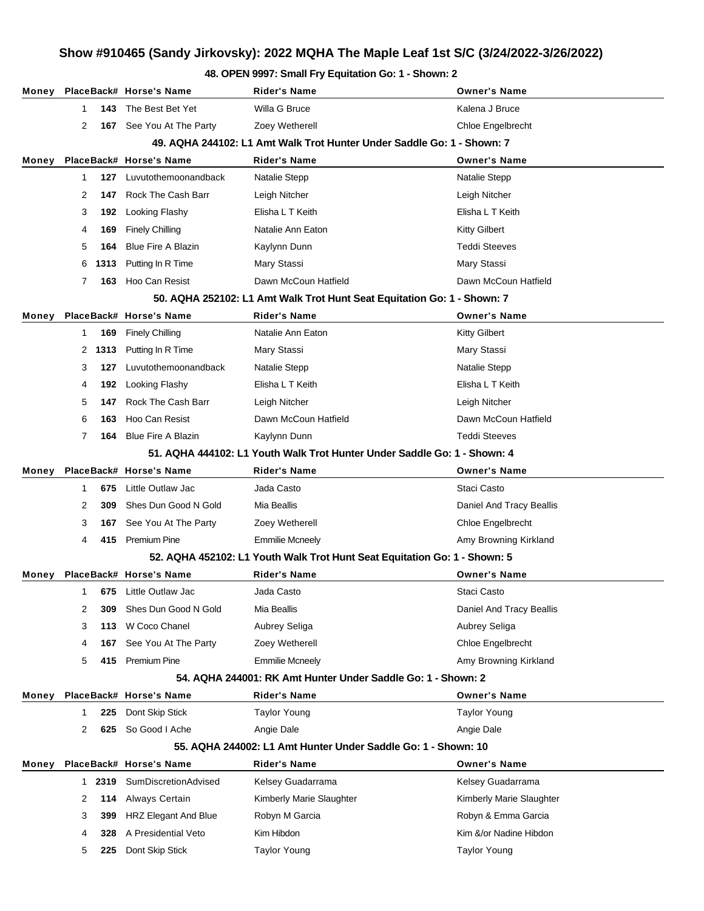## Show #910465 (Sandy Jirkovsky): 2022 MQHA The Maple Leaf 1st S/C (3/24/2022-3/26/2022)

### 48. OPEN 9997: Small Fry Equitation Go: 1 - Shown: 2

| Money | Place | Back# | Horse's Name | Rider's Name | Owner's Name |
|---|---|---|---|---|---|
| | 1 | 143 | The Best Bet Yet | Willa G Bruce | Kalena J Bruce |
| | 2 | 167 | See You At The Party | Zoey Wetherell | Chloe Engelbrecht |

### 49. AQHA 244102: L1 Amt Walk Trot Hunter Under Saddle Go: 1 - Shown: 7

| Money | Place | Back# | Horse's Name | Rider's Name | Owner's Name |
|---|---|---|---|---|---|
| | 1 | 127 | Luvutothemoonandback | Natalie Stepp | Natalie Stepp |
| | 2 | 147 | Rock The Cash Barr | Leigh Nitcher | Leigh Nitcher |
| | 3 | 192 | Looking Flashy | Elisha L T Keith | Elisha L T Keith |
| | 4 | 169 | Finely Chilling | Natalie Ann Eaton | Kitty Gilbert |
| | 5 | 164 | Blue Fire A Blazin | Kaylynn Dunn | Teddi Steeves |
| | 6 | 1313 | Putting In R Time | Mary Stassi | Mary Stassi |
| | 7 | 163 | Hoo Can Resist | Dawn McCoun Hatfield | Dawn McCoun Hatfield |

### 50. AQHA 252102: L1 Amt Walk Trot Hunt Seat Equitation Go: 1 - Shown: 7

| Money | Place | Back# | Horse's Name | Rider's Name | Owner's Name |
|---|---|---|---|---|---|
| | 1 | 169 | Finely Chilling | Natalie Ann Eaton | Kitty Gilbert |
| | 2 | 1313 | Putting In R Time | Mary Stassi | Mary Stassi |
| | 3 | 127 | Luvutothemoonandback | Natalie Stepp | Natalie Stepp |
| | 4 | 192 | Looking Flashy | Elisha L T Keith | Elisha L T Keith |
| | 5 | 147 | Rock The Cash Barr | Leigh Nitcher | Leigh Nitcher |
| | 6 | 163 | Hoo Can Resist | Dawn McCoun Hatfield | Dawn McCoun Hatfield |
| | 7 | 164 | Blue Fire A Blazin | Kaylynn Dunn | Teddi Steeves |

### 51. AQHA 444102: L1 Youth Walk Trot Hunter Under Saddle Go: 1 - Shown: 4

| Money | Place | Back# | Horse's Name | Rider's Name | Owner's Name |
|---|---|---|---|---|---|
| | 1 | 675 | Little Outlaw Jac | Jada Casto | Staci Casto |
| | 2 | 309 | Shes Dun Good N Gold | Mia Beallis | Daniel And Tracy Beallis |
| | 3 | 167 | See You At The Party | Zoey Wetherell | Chloe Engelbrecht |
| | 4 | 415 | Premium Pine | Emmilie Mcneely | Amy Browning Kirkland |

### 52. AQHA 452102: L1 Youth Walk Trot Hunt Seat Equitation Go: 1 - Shown: 5

| Money | Place | Back# | Horse's Name | Rider's Name | Owner's Name |
|---|---|---|---|---|---|
| | 1 | 675 | Little Outlaw Jac | Jada Casto | Staci Casto |
| | 2 | 309 | Shes Dun Good N Gold | Mia Beallis | Daniel And Tracy Beallis |
| | 3 | 113 | W Coco Chanel | Aubrey Seliga | Aubrey Seliga |
| | 4 | 167 | See You At The Party | Zoey Wetherell | Chloe Engelbrecht |
| | 5 | 415 | Premium Pine | Emmilie Mcneely | Amy Browning Kirkland |

### 54. AQHA 244001: RK Amt Hunter Under Saddle Go: 1 - Shown: 2

| Money | Place | Back# | Horse's Name | Rider's Name | Owner's Name |
|---|---|---|---|---|---|
| | 1 | 225 | Dont Skip Stick | Taylor Young | Taylor Young |
| | 2 | 625 | So Good I Ache | Angie Dale | Angie Dale |

### 55. AQHA 244002: L1 Amt Hunter Under Saddle Go: 1 - Shown: 10

| Money | Place | Back# | Horse's Name | Rider's Name | Owner's Name |
|---|---|---|---|---|---|
| | 1 | 2319 | SumDiscretionAdvised | Kelsey Guadarrama | Kelsey Guadarrama |
| | 2 | 114 | Always Certain | Kimberly Marie Slaughter | Kimberly Marie Slaughter |
| | 3 | 399 | HRZ Elegant And Blue | Robyn M Garcia | Robyn & Emma Garcia |
| | 4 | 328 | A Presidential Veto | Kim Hibdon | Kim &/or Nadine Hibdon |
| | 5 | 225 | Dont Skip Stick | Taylor Young | Taylor Young |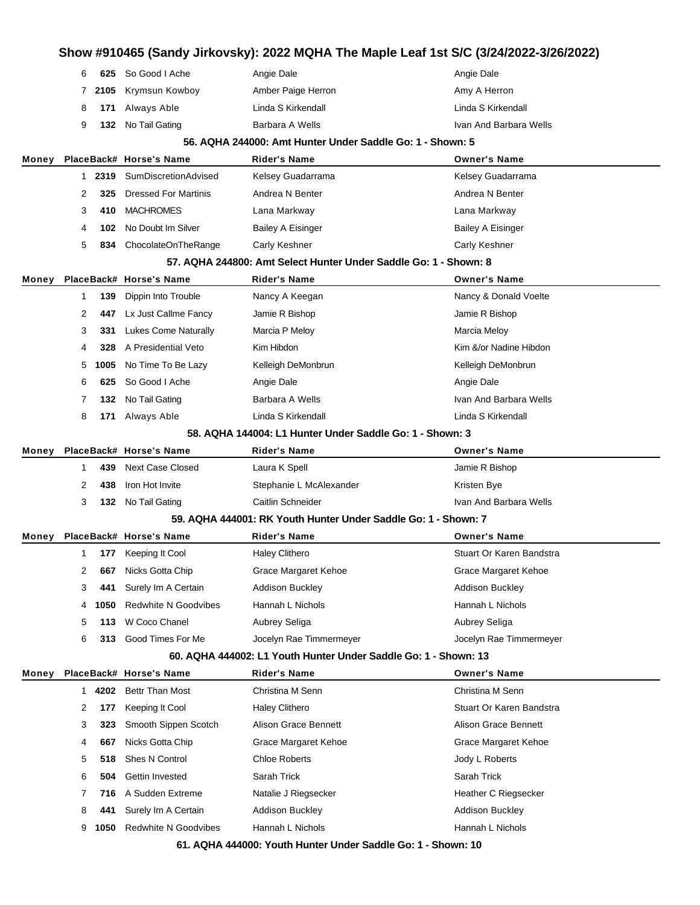# Show #910465 (Sandy Jirkovsky): 2022 MQHA The Maple Leaf 1st S/C (3/24/2022-3/26/2022)

| Money | Place | Back# | Horse's Name | Rider's Name | Owner's Name |
|---|---|---|---|---|---|
| | 6 | 625 | So Good I Ache | Angie Dale | Angie Dale |
| | 7 | 2105 | Krymsun Kowboy | Amber Paige Herron | Amy A Herron |
| | 8 | 171 | Always Able | Linda S Kirkendall | Linda S Kirkendall |
| | 9 | 132 | No Tail Gating | Barbara A Wells | Ivan And Barbara Wells |

### 56. AQHA 244000: Amt Hunter Under Saddle Go: 1 - Shown: 5

| Money | Place | Back# | Horse's Name | Rider's Name | Owner's Name |
|---|---|---|---|---|---|
| | 1 | 2319 | SumDiscretionAdvised | Kelsey Guadarrama | Kelsey Guadarrama |
| | 2 | 325 | Dressed For Martinis | Andrea N Benter | Andrea N Benter |
| | 3 | 410 | MACHROMES | Lana Markway | Lana Markway |
| | 4 | 102 | No Doubt Im Silver | Bailey A Eisinger | Bailey A Eisinger |
| | 5 | 834 | ChocolateOnTheRange | Carly Keshner | Carly Keshner |

### 57. AQHA 244800: Amt Select Hunter Under Saddle Go: 1 - Shown: 8

| Money | Place | Back# | Horse's Name | Rider's Name | Owner's Name |
|---|---|---|---|---|---|
| | 1 | 139 | Dippin Into Trouble | Nancy A Keegan | Nancy & Donald Voelte |
| | 2 | 447 | Lx Just Callme Fancy | Jamie R Bishop | Jamie R Bishop |
| | 3 | 331 | Lukes Come Naturally | Marcia P Meloy | Marcia Meloy |
| | 4 | 328 | A Presidential Veto | Kim Hibdon | Kim &/or Nadine Hibdon |
| | 5 | 1005 | No Time To Be Lazy | Kelleigh DeMonbrun | Kelleigh DeMonbrun |
| | 6 | 625 | So Good I Ache | Angie Dale | Angie Dale |
| | 7 | 132 | No Tail Gating | Barbara A Wells | Ivan And Barbara Wells |
| | 8 | 171 | Always Able | Linda S Kirkendall | Linda S Kirkendall |

### 58. AQHA 144004: L1 Hunter Under Saddle Go: 1 - Shown: 3

| Money | Place | Back# | Horse's Name | Rider's Name | Owner's Name |
|---|---|---|---|---|---|
| | 1 | 439 | Next Case Closed | Laura K Spell | Jamie R Bishop |
| | 2 | 438 | Iron Hot Invite | Stephanie L McAlexander | Kristen Bye |
| | 3 | 132 | No Tail Gating | Caitlin Schneider | Ivan And Barbara Wells |

### 59. AQHA 444001: RK Youth Hunter Under Saddle Go: 1 - Shown: 7

| Money | Place | Back# | Horse's Name | Rider's Name | Owner's Name |
|---|---|---|---|---|---|
| | 1 | 177 | Keeping It Cool | Haley Clithero | Stuart Or Karen Bandstra |
| | 2 | 667 | Nicks Gotta Chip | Grace Margaret Kehoe | Grace Margaret Kehoe |
| | 3 | 441 | Surely Im A Certain | Addison Buckley | Addison Buckley |
| | 4 | 1050 | Redwhite N Goodvibes | Hannah L Nichols | Hannah L Nichols |
| | 5 | 113 | W Coco Chanel | Aubrey Seliga | Aubrey Seliga |
| | 6 | 313 | Good Times For Me | Jocelyn Rae Timmermeyer | Jocelyn Rae Timmermeyer |

### 60. AQHA 444002: L1 Youth Hunter Under Saddle Go: 1 - Shown: 13

| Money | Place | Back# | Horse's Name | Rider's Name | Owner's Name |
|---|---|---|---|---|---|
| | 1 | 4202 | Bettr Than Most | Christina M Senn | Christina M Senn |
| | 2 | 177 | Keeping It Cool | Haley Clithero | Stuart Or Karen Bandstra |
| | 3 | 323 | Smooth Sippen Scotch | Alison Grace Bennett | Alison Grace Bennett |
| | 4 | 667 | Nicks Gotta Chip | Grace Margaret Kehoe | Grace Margaret Kehoe |
| | 5 | 518 | Shes N Control | Chloe Roberts | Jody L Roberts |
| | 6 | 504 | Gettin Invested | Sarah Trick | Sarah Trick |
| | 7 | 716 | A Sudden Extreme | Natalie J Riegsecker | Heather C Riegsecker |
| | 8 | 441 | Surely Im A Certain | Addison Buckley | Addison Buckley |
| | 9 | 1050 | Redwhite N Goodvibes | Hannah L Nichols | Hannah L Nichols |

### 61. AQHA 444000: Youth Hunter Under Saddle Go: 1 - Shown: 10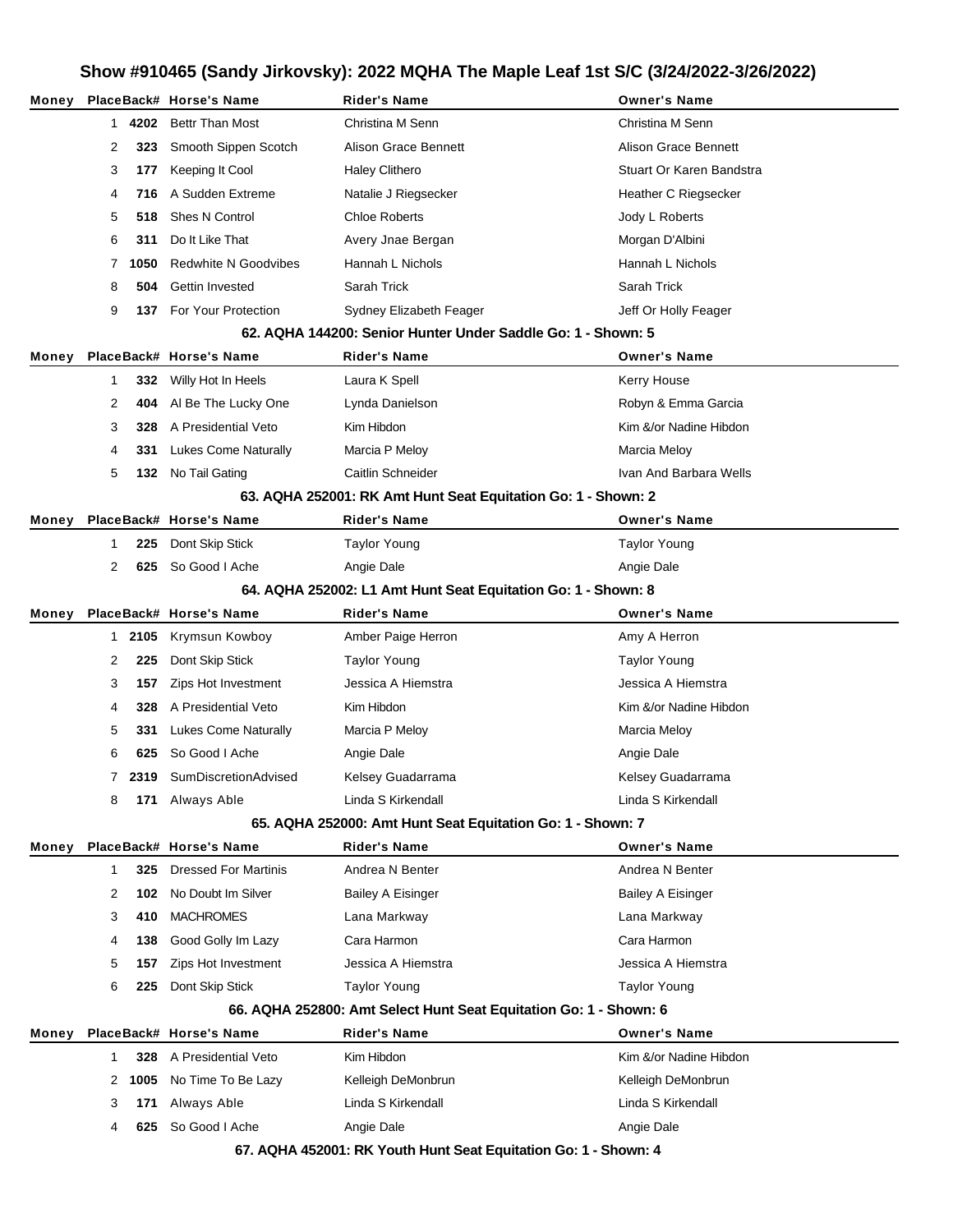## Show #910465 (Sandy Jirkovsky): 2022 MQHA The Maple Leaf 1st S/C (3/24/2022-3/26/2022)

| Money | Place | Back# | Horse's Name | Rider's Name | Owner's Name |
|---|---|---|---|---|---|
| | 1 | 4202 | Bettr Than Most | Christina M Senn | Christina M Senn |
| | 2 | 323 | Smooth Sippen Scotch | Alison Grace Bennett | Alison Grace Bennett |
| | 3 | 177 | Keeping It Cool | Haley Clithero | Stuart Or Karen Bandstra |
| | 4 | 716 | A Sudden Extreme | Natalie J Riegsecker | Heather C Riegsecker |
| | 5 | 518 | Shes N Control | Chloe Roberts | Jody L Roberts |
| | 6 | 311 | Do It Like That | Avery Jnae Bergan | Morgan D'Albini |
| | 7 | 1050 | Redwhite N Goodvibes | Hannah L Nichols | Hannah L Nichols |
| | 8 | 504 | Gettin Invested | Sarah Trick | Sarah Trick |
| | 9 | 137 | For Your Protection | Sydney Elizabeth Feager | Jeff Or Holly Feager |

### 62. AQHA 144200: Senior Hunter Under Saddle Go: 1 - Shown: 5

| Money | Place | Back# | Horse's Name | Rider's Name | Owner's Name |
|---|---|---|---|---|---|
| | 1 | 332 | Willy Hot In Heels | Laura K Spell | Kerry House |
| | 2 | 404 | Al Be The Lucky One | Lynda Danielson | Robyn & Emma Garcia |
| | 3 | 328 | A Presidential Veto | Kim Hibdon | Kim &/or Nadine Hibdon |
| | 4 | 331 | Lukes Come Naturally | Marcia P Meloy | Marcia Meloy |
| | 5 | 132 | No Tail Gating | Caitlin Schneider | Ivan And Barbara Wells |

### 63. AQHA 252001: RK Amt Hunt Seat Equitation Go: 1 - Shown: 2

| Money | Place | Back# | Horse's Name | Rider's Name | Owner's Name |
|---|---|---|---|---|---|
| | 1 | 225 | Dont Skip Stick | Taylor Young | Taylor Young |
| | 2 | 625 | So Good I Ache | Angie Dale | Angie Dale |

### 64. AQHA 252002: L1 Amt Hunt Seat Equitation Go: 1 - Shown: 8

| Money | Place | Back# | Horse's Name | Rider's Name | Owner's Name |
|---|---|---|---|---|---|
| | 1 | 2105 | Krymsun Kowboy | Amber Paige Herron | Amy A Herron |
| | 2 | 225 | Dont Skip Stick | Taylor Young | Taylor Young |
| | 3 | 157 | Zips Hot Investment | Jessica A Hiemstra | Jessica A Hiemstra |
| | 4 | 328 | A Presidential Veto | Kim Hibdon | Kim &/or Nadine Hibdon |
| | 5 | 331 | Lukes Come Naturally | Marcia P Meloy | Marcia Meloy |
| | 6 | 625 | So Good I Ache | Angie Dale | Angie Dale |
| | 7 | 2319 | SumDiscretionAdvised | Kelsey Guadarrama | Kelsey Guadarrama |
| | 8 | 171 | Always Able | Linda S Kirkendall | Linda S Kirkendall |

### 65. AQHA 252000: Amt Hunt Seat Equitation Go: 1 - Shown: 7

| Money | Place | Back# | Horse's Name | Rider's Name | Owner's Name |
|---|---|---|---|---|---|
| | 1 | 325 | Dressed For Martinis | Andrea N Benter | Andrea N Benter |
| | 2 | 102 | No Doubt Im Silver | Bailey A Eisinger | Bailey A Eisinger |
| | 3 | 410 | MACHROMES | Lana Markway | Lana Markway |
| | 4 | 138 | Good Golly Im Lazy | Cara Harmon | Cara Harmon |
| | 5 | 157 | Zips Hot Investment | Jessica A Hiemstra | Jessica A Hiemstra |
| | 6 | 225 | Dont Skip Stick | Taylor Young | Taylor Young |

### 66. AQHA 252800: Amt Select Hunt Seat Equitation Go: 1 - Shown: 6

| Money | Place | Back# | Horse's Name | Rider's Name | Owner's Name |
|---|---|---|---|---|---|
| | 1 | 328 | A Presidential Veto | Kim Hibdon | Kim &/or Nadine Hibdon |
| | 2 | 1005 | No Time To Be Lazy | Kelleigh DeMonbrun | Kelleigh DeMonbrun |
| | 3 | 171 | Always Able | Linda S Kirkendall | Linda S Kirkendall |
| | 4 | 625 | So Good I Ache | Angie Dale | Angie Dale |

### 67. AQHA 452001: RK Youth Hunt Seat Equitation Go: 1 - Shown: 4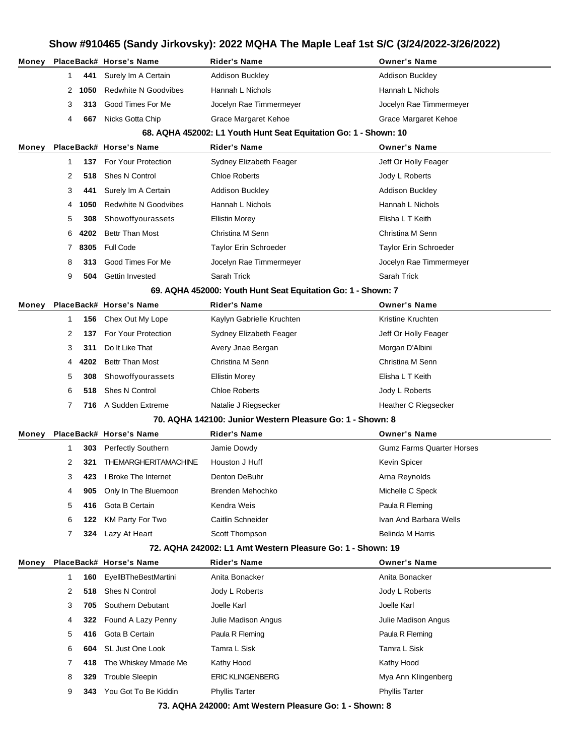# Show #910465 (Sandy Jirkovsky): 2022 MQHA The Maple Leaf 1st S/C (3/24/2022-3/26/2022)

| Money | Place | Back# | Horse's Name | Rider's Name | Owner's Name |
|---|---|---|---|---|---|
| | 1 | 441 | Surely Im A Certain | Addison Buckley | Addison Buckley |
| | 2 | 1050 | Redwhite N Goodvibes | Hannah L Nichols | Hannah L Nichols |
| | 3 | 313 | Good Times For Me | Jocelyn Rae Timmermeyer | Jocelyn Rae Timmermeyer |
| | 4 | 667 | Nicks Gotta Chip | Grace Margaret Kehoe | Grace Margaret Kehoe |

### 68. AQHA 452002: L1 Youth Hunt Seat Equitation Go: 1 - Shown: 10

| Money | Place | Back# | Horse's Name | Rider's Name | Owner's Name |
|---|---|---|---|---|---|
| | 1 | 137 | For Your Protection | Sydney Elizabeth Feager | Jeff Or Holly Feager |
| | 2 | 518 | Shes N Control | Chloe Roberts | Jody L Roberts |
| | 3 | 441 | Surely Im A Certain | Addison Buckley | Addison Buckley |
| | 4 | 1050 | Redwhite N Goodvibes | Hannah L Nichols | Hannah L Nichols |
| | 5 | 308 | Showoffyourassets | Ellistin Morey | Elisha L T Keith |
| | 6 | 4202 | Bettr Than Most | Christina M Senn | Christina M Senn |
| | 7 | 8305 | Full Code | Taylor Erin Schroeder | Taylor Erin Schroeder |
| | 8 | 313 | Good Times For Me | Jocelyn Rae Timmermeyer | Jocelyn Rae Timmermeyer |
| | 9 | 504 | Gettin Invested | Sarah Trick | Sarah Trick |

### 69. AQHA 452000: Youth Hunt Seat Equitation Go: 1 - Shown: 7

| Money | Place | Back# | Horse's Name | Rider's Name | Owner's Name |
|---|---|---|---|---|---|
| | 1 | 156 | Chex Out My Lope | Kaylyn Gabrielle Kruchten | Kristine Kruchten |
| | 2 | 137 | For Your Protection | Sydney Elizabeth Feager | Jeff Or Holly Feager |
| | 3 | 311 | Do It Like That | Avery Jnae Bergan | Morgan D'Albini |
| | 4 | 4202 | Bettr Than Most | Christina M Senn | Christina M Senn |
| | 5 | 308 | Showoffyourassets | Ellistin Morey | Elisha L T Keith |
| | 6 | 518 | Shes N Control | Chloe Roberts | Jody L Roberts |
| | 7 | 716 | A Sudden Extreme | Natalie J Riegsecker | Heather C Riegsecker |

### 70. AQHA 142100: Junior Western Pleasure Go: 1 - Shown: 8

| Money | Place | Back# | Horse's Name | Rider's Name | Owner's Name |
|---|---|---|---|---|---|
| | 1 | 303 | Perfectly Southern | Jamie Dowdy | Gumz Farms Quarter Horses |
| | 2 | 321 | THEMARGHERITAMACHINE | Houston J Huff | Kevin Spicer |
| | 3 | 423 | I Broke The Internet | Denton DeBuhr | Arna Reynolds |
| | 4 | 905 | Only In The Bluemoon | Brenden Mehochko | Michelle C Speck |
| | 5 | 416 | Gota B Certain | Kendra Weis | Paula R Fleming |
| | 6 | 122 | KM Party For Two | Caitlin Schneider | Ivan And Barbara Wells |
| | 7 | 324 | Lazy At Heart | Scott Thompson | Belinda M Harris |

### 72. AQHA 242002: L1 Amt Western Pleasure Go: 1 - Shown: 19

| Money | Place | Back# | Horse's Name | Rider's Name | Owner's Name |
|---|---|---|---|---|---|
| | 1 | 160 | EyellBTheBestMartini | Anita Bonacker | Anita Bonacker |
| | 2 | 518 | Shes N Control | Jody L Roberts | Jody L Roberts |
| | 3 | 705 | Southern Debutant | Joelle Karl | Joelle Karl |
| | 4 | 322 | Found A Lazy Penny | Julie Madison Angus | Julie Madison Angus |
| | 5 | 416 | Gota B Certain | Paula R Fleming | Paula R Fleming |
| | 6 | 604 | SL Just One Look | Tamra L Sisk | Tamra L Sisk |
| | 7 | 418 | The Whiskey Mmade Me | Kathy Hood | Kathy Hood |
| | 8 | 329 | Trouble Sleepin | ERIC KLINGENBERG | Mya Ann Klingenberg |
| | 9 | 343 | You Got To Be Kiddin | Phyllis Tarter | Phyllis Tarter |

### 73. AQHA 242000: Amt Western Pleasure Go: 1 - Shown: 8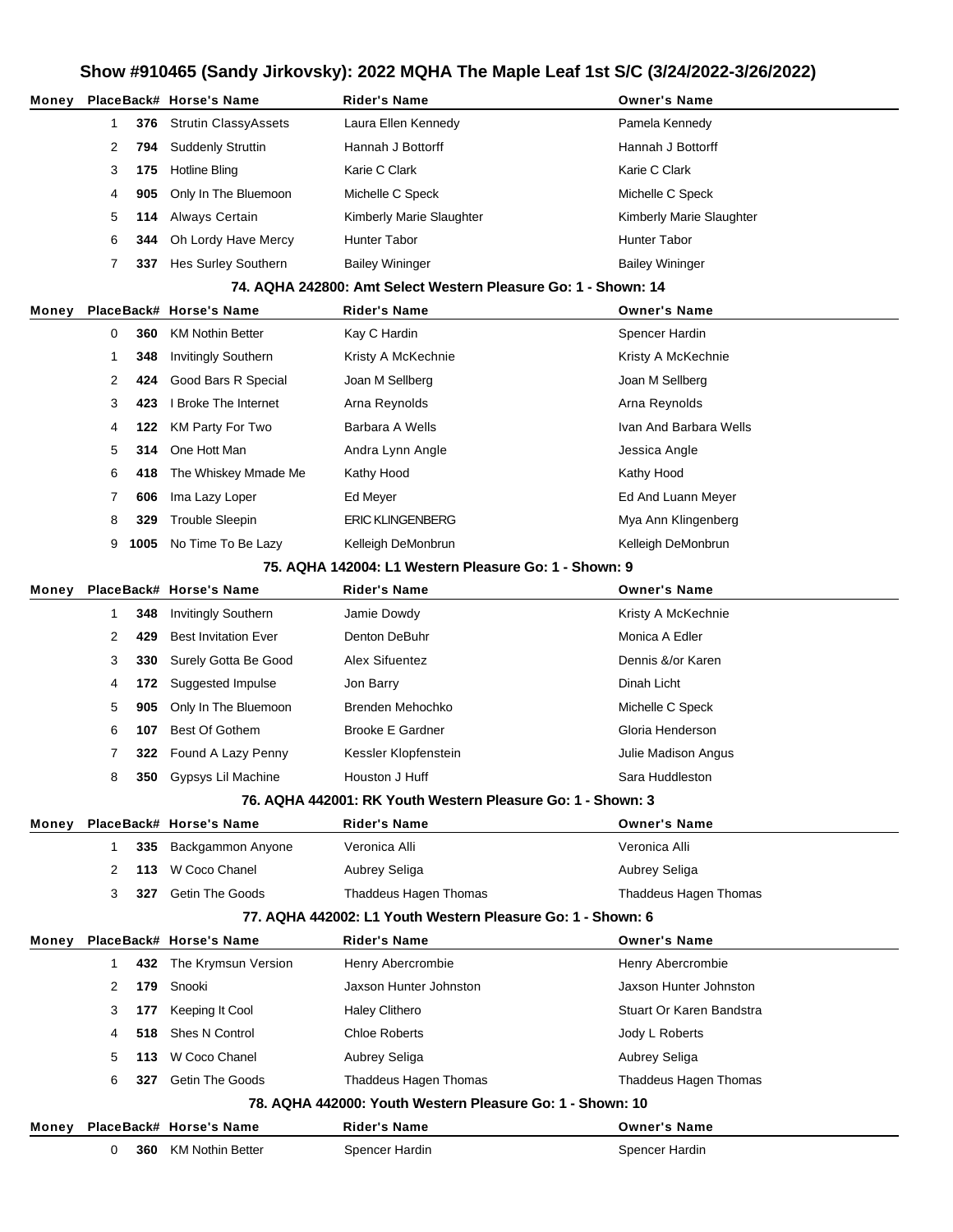# Show #910465 (Sandy Jirkovsky): 2022 MQHA The Maple Leaf 1st S/C (3/24/2022-3/26/2022)

| Money | Place | Back# | Horse's Name | Rider's Name | Owner's Name |
|---|---|---|---|---|---|
| | 1 | 376 | Strutin ClassyAssets | Laura Ellen Kennedy | Pamela Kennedy |
| | 2 | 794 | Suddenly Struttin | Hannah J Bottorff | Hannah J Bottorff |
| | 3 | 175 | Hotline Bling | Karie C Clark | Karie C Clark |
| | 4 | 905 | Only In The Bluemoon | Michelle C Speck | Michelle C Speck |
| | 5 | 114 | Always Certain | Kimberly Marie Slaughter | Kimberly Marie Slaughter |
| | 6 | 344 | Oh Lordy Have Mercy | Hunter Tabor | Hunter Tabor |
| | 7 | 337 | Hes Surley Southern | Bailey Wininger | Bailey Wininger |

## 74. AQHA 242800: Amt Select Western Pleasure Go: 1 - Shown: 14

| Money | Place | Back# | Horse's Name | Rider's Name | Owner's Name |
|---|---|---|---|---|---|
| | 0 | 360 | KM Nothin Better | Kay C Hardin | Spencer Hardin |
| | 1 | 348 | Invitingly Southern | Kristy A McKechnie | Kristy A McKechnie |
| | 2 | 424 | Good Bars R Special | Joan M Sellberg | Joan M Sellberg |
| | 3 | 423 | I Broke The Internet | Arna Reynolds | Arna Reynolds |
| | 4 | 122 | KM Party For Two | Barbara A Wells | Ivan And Barbara Wells |
| | 5 | 314 | One Hott Man | Andra Lynn Angle | Jessica Angle |
| | 6 | 418 | The Whiskey Mmade Me | Kathy Hood | Kathy Hood |
| | 7 | 606 | Ima Lazy Loper | Ed Meyer | Ed And Luann Meyer |
| | 8 | 329 | Trouble Sleepin | ERIC KLINGENBERG | Mya Ann Klingenberg |
| | 9 | 1005 | No Time To Be Lazy | Kelleigh DeMonbrun | Kelleigh DeMonbrun |

## 75. AQHA 142004: L1 Western Pleasure Go: 1 - Shown: 9

| Money | Place | Back# | Horse's Name | Rider's Name | Owner's Name |
|---|---|---|---|---|---|
| | 1 | 348 | Invitingly Southern | Jamie Dowdy | Kristy A McKechnie |
| | 2 | 429 | Best Invitation Ever | Denton DeBuhr | Monica A Edler |
| | 3 | 330 | Surely Gotta Be Good | Alex Sifuentez | Dennis &/or Karen |
| | 4 | 172 | Suggested Impulse | Jon Barry | Dinah Licht |
| | 5 | 905 | Only In The Bluemoon | Brenden Mehochko | Michelle C Speck |
| | 6 | 107 | Best Of Gothem | Brooke E Gardner | Gloria Henderson |
| | 7 | 322 | Found A Lazy Penny | Kessler Klopfenstein | Julie Madison Angus |
| | 8 | 350 | Gypsys Lil Machine | Houston J Huff | Sara Huddleston |

## 76. AQHA 442001: RK Youth Western Pleasure Go: 1 - Shown: 3

| Money | Place | Back# | Horse's Name | Rider's Name | Owner's Name |
|---|---|---|---|---|---|
| | 1 | 335 | Backgammon Anyone | Veronica Alli | Veronica Alli |
| | 2 | 113 | W Coco Chanel | Aubrey Seliga | Aubrey Seliga |
| | 3 | 327 | Getin The Goods | Thaddeus Hagen Thomas | Thaddeus Hagen Thomas |

## 77. AQHA 442002: L1 Youth Western Pleasure Go: 1 - Shown: 6

| Money | Place | Back# | Horse's Name | Rider's Name | Owner's Name |
|---|---|---|---|---|---|
| | 1 | 432 | The Krymsun Version | Henry Abercrombie | Henry Abercrombie |
| | 2 | 179 | Snooki | Jaxson Hunter Johnston | Jaxson Hunter Johnston |
| | 3 | 177 | Keeping It Cool | Haley Clithero | Stuart Or Karen Bandstra |
| | 4 | 518 | Shes N Control | Chloe Roberts | Jody L Roberts |
| | 5 | 113 | W Coco Chanel | Aubrey Seliga | Aubrey Seliga |
| | 6 | 327 | Getin The Goods | Thaddeus Hagen Thomas | Thaddeus Hagen Thomas |

## 78. AQHA 442000: Youth Western Pleasure Go: 1 - Shown: 10

| Money | Place | Back# | Horse's Name | Rider's Name | Owner's Name |
|---|---|---|---|---|---|
| | 0 | 360 | KM Nothin Better | Spencer Hardin | Spencer Hardin |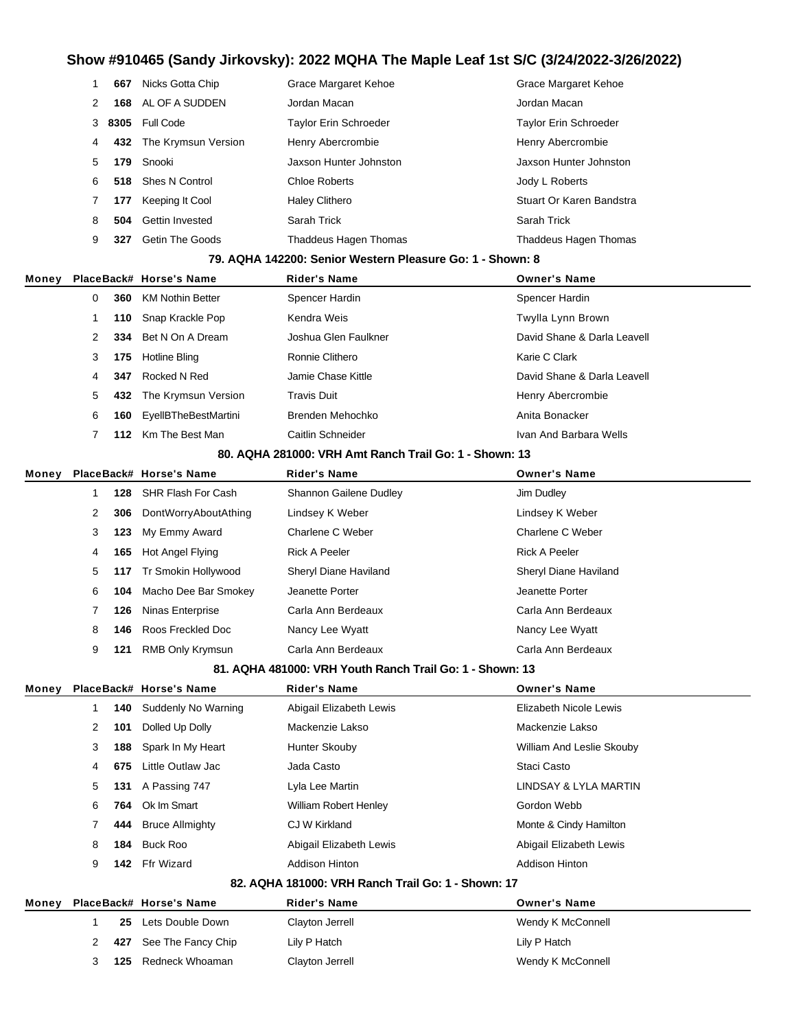# Show #910465 (Sandy Jirkovsky): 2022 MQHA The Maple Leaf 1st S/C (3/24/2022-3/26/2022)

| Money | Place | Back# | Horse's Name | Rider's Name | Owner's Name |
|---|---|---|---|---|---|
| | 1 | 667 | Nicks Gotta Chip | Grace Margaret Kehoe | Grace Margaret Kehoe |
| | 2 | 168 | AL OF A SUDDEN | Jordan Macan | Jordan Macan |
| | 3 | 8305 | Full Code | Taylor Erin Schroeder | Taylor Erin Schroeder |
| | 4 | 432 | The Krymsun Version | Henry Abercrombie | Henry Abercrombie |
| | 5 | 179 | Snooki | Jaxson Hunter Johnston | Jaxson Hunter Johnston |
| | 6 | 518 | Shes N Control | Chloe Roberts | Jody L Roberts |
| | 7 | 177 | Keeping It Cool | Haley Clithero | Stuart Or Karen Bandstra |
| | 8 | 504 | Gettin Invested | Sarah Trick | Sarah Trick |
| | 9 | 327 | Getin The Goods | Thaddeus Hagen Thomas | Thaddeus Hagen Thomas |

### 79. AQHA 142200: Senior Western Pleasure Go: 1 - Shown: 8

| Money | Place | Back# | Horse's Name | Rider's Name | Owner's Name |
|---|---|---|---|---|---|
| | 0 | 360 | KM Nothin Better | Spencer Hardin | Spencer Hardin |
| | 1 | 110 | Snap Krackle Pop | Kendra Weis | Twylla Lynn Brown |
| | 2 | 334 | Bet N On A Dream | Joshua Glen Faulkner | David Shane & Darla Leavell |
| | 3 | 175 | Hotline Bling | Ronnie Clithero | Karie C Clark |
| | 4 | 347 | Rocked N Red | Jamie Chase Kittle | David Shane & Darla Leavell |
| | 5 | 432 | The Krymsun Version | Travis Duit | Henry Abercrombie |
| | 6 | 160 | EyellBTheBestMartini | Brenden Mehochko | Anita Bonacker |
| | 7 | 112 | Km The Best Man | Caitlin Schneider | Ivan And Barbara Wells |

### 80. AQHA 281000: VRH Amt Ranch Trail Go: 1 - Shown: 13

| Money | Place | Back# | Horse's Name | Rider's Name | Owner's Name |
|---|---|---|---|---|---|
| | 1 | 128 | SHR Flash For Cash | Shannon Gailene Dudley | Jim Dudley |
| | 2 | 306 | DontWorryAboutAthing | Lindsey K Weber | Lindsey K Weber |
| | 3 | 123 | My Emmy Award | Charlene C Weber | Charlene C Weber |
| | 4 | 165 | Hot Angel Flying | Rick A Peeler | Rick A Peeler |
| | 5 | 117 | Tr Smokin Hollywood | Sheryl Diane Haviland | Sheryl Diane Haviland |
| | 6 | 104 | Macho Dee Bar Smokey | Jeanette Porter | Jeanette Porter |
| | 7 | 126 | Ninas Enterprise | Carla Ann Berdeaux | Carla Ann Berdeaux |
| | 8 | 146 | Roos Freckled Doc | Nancy Lee Wyatt | Nancy Lee Wyatt |
| | 9 | 121 | RMB Only Krymsun | Carla Ann Berdeaux | Carla Ann Berdeaux |

### 81. AQHA 481000: VRH Youth Ranch Trail Go: 1 - Shown: 13

| Money | Place | Back# | Horse's Name | Rider's Name | Owner's Name |
|---|---|---|---|---|---|
| | 1 | 140 | Suddenly No Warning | Abigail Elizabeth Lewis | Elizabeth Nicole Lewis |
| | 2 | 101 | Dolled Up Dolly | Mackenzie Lakso | Mackenzie Lakso |
| | 3 | 188 | Spark In My Heart | Hunter Skouby | William And Leslie Skouby |
| | 4 | 675 | Little Outlaw Jac | Jada Casto | Staci Casto |
| | 5 | 131 | A Passing 747 | Lyla Lee Martin | LINDSAY & LYLA MARTIN |
| | 6 | 764 | Ok Im Smart | William Robert Henley | Gordon Webb |
| | 7 | 444 | Bruce Allmighty | CJ W Kirkland | Monte & Cindy Hamilton |
| | 8 | 184 | Buck Roo | Abigail Elizabeth Lewis | Abigail Elizabeth Lewis |
| | 9 | 142 | Ffr Wizard | Addison Hinton | Addison Hinton |

### 82. AQHA 181000: VRH Ranch Trail Go: 1 - Shown: 17

| Money | Place | Back# | Horse's Name | Rider's Name | Owner's Name |
|---|---|---|---|---|---|
| | 1 | 25 | Lets Double Down | Clayton Jerrell | Wendy K McConnell |
| | 2 | 427 | See The Fancy Chip | Lily P Hatch | Lily P Hatch |
| | 3 | 125 | Redneck Whoaman | Clayton Jerrell | Wendy K McConnell |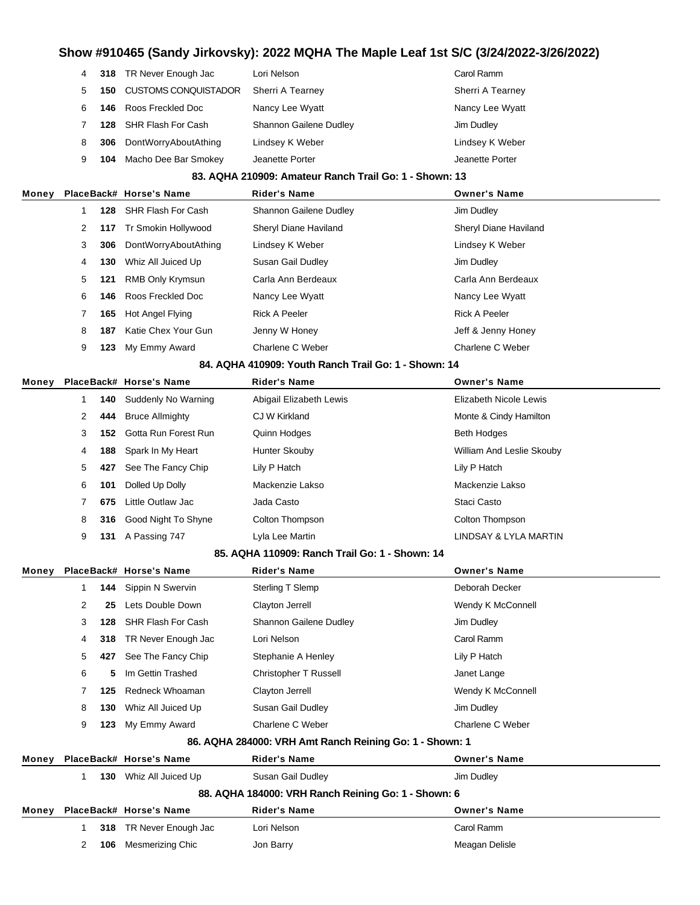# Show #910465 (Sandy Jirkovsky): 2022 MQHA The Maple Leaf 1st S/C (3/24/2022-3/26/2022)

| Money | Place | Back# | Horse's Name | Rider's Name | Owner's Name |
|---|---|---|---|---|---|
| | 4 | **318** | TR Never Enough Jac | Lori Nelson | Carol Ramm |
| | 5 | **150** | CUSTOMS CONQUISTADOR | Sherri A Tearney | Sherri A Tearney |
| | 6 | **146** | Roos Freckled Doc | Nancy Lee Wyatt | Nancy Lee Wyatt |
| | 7 | **128** | SHR Flash For Cash | Shannon Gailene Dudley | Jim Dudley |
| | 8 | **306** | DontWorryAboutAthing | Lindsey K Weber | Lindsey K Weber |
| | 9 | **104** | Macho Dee Bar Smokey | Jeanette Porter | Jeanette Porter |

### 83. AQHA 210909: Amateur Ranch Trail Go: 1 - Shown: 13

| Money | Place | Back# | Horse's Name | Rider's Name | Owner's Name |
|---|---|---|---|---|---|
| | 1 | **128** | SHR Flash For Cash | Shannon Gailene Dudley | Jim Dudley |
| | 2 | **117** | Tr Smokin Hollywood | Sheryl Diane Haviland | Sheryl Diane Haviland |
| | 3 | **306** | DontWorryAboutAthing | Lindsey K Weber | Lindsey K Weber |
| | 4 | **130** | Whiz All Juiced Up | Susan Gail Dudley | Jim Dudley |
| | 5 | **121** | RMB Only Krymsun | Carla Ann Berdeaux | Carla Ann Berdeaux |
| | 6 | **146** | Roos Freckled Doc | Nancy Lee Wyatt | Nancy Lee Wyatt |
| | 7 | **165** | Hot Angel Flying | Rick A Peeler | Rick A Peeler |
| | 8 | **187** | Katie Chex Your Gun | Jenny W Honey | Jeff & Jenny Honey |
| | 9 | **123** | My Emmy Award | Charlene C Weber | Charlene C Weber |

### 84. AQHA 410909: Youth Ranch Trail Go: 1 - Shown: 14

| Money | Place | Back# | Horse's Name | Rider's Name | Owner's Name |
|---|---|---|---|---|---|
| | 1 | **140** | Suddenly No Warning | Abigail Elizabeth Lewis | Elizabeth Nicole Lewis |
| | 2 | **444** | Bruce Allmighty | CJ W Kirkland | Monte & Cindy Hamilton |
| | 3 | **152** | Gotta Run Forest Run | Quinn Hodges | Beth Hodges |
| | 4 | **188** | Spark In My Heart | Hunter Skouby | William And Leslie Skouby |
| | 5 | **427** | See The Fancy Chip | Lily P Hatch | Lily P Hatch |
| | 6 | **101** | Dolled Up Dolly | Mackenzie Lakso | Mackenzie Lakso |
| | 7 | **675** | Little Outlaw Jac | Jada Casto | Staci Casto |
| | 8 | **316** | Good Night To Shyne | Colton Thompson | Colton Thompson |
| | 9 | **131** | A Passing 747 | Lyla Lee Martin | LINDSAY & LYLA MARTIN |

### 85. AQHA 110909: Ranch Trail Go: 1 - Shown: 14

| Money | Place | Back# | Horse's Name | Rider's Name | Owner's Name |
|---|---|---|---|---|---|
| | 1 | **144** | Sippin N Swervin | Sterling T Slemp | Deborah Decker |
| | 2 | **25** | Lets Double Down | Clayton Jerrell | Wendy K McConnell |
| | 3 | **128** | SHR Flash For Cash | Shannon Gailene Dudley | Jim Dudley |
| | 4 | **318** | TR Never Enough Jac | Lori Nelson | Carol Ramm |
| | 5 | **427** | See The Fancy Chip | Stephanie A Henley | Lily P Hatch |
| | 6 | **5** | Im Gettin Trashed | Christopher T Russell | Janet Lange |
| | 7 | **125** | Redneck Whoaman | Clayton Jerrell | Wendy K McConnell |
| | 8 | **130** | Whiz All Juiced Up | Susan Gail Dudley | Jim Dudley |
| | 9 | **123** | My Emmy Award | Charlene C Weber | Charlene C Weber |

### 86. AQHA 284000: VRH Amt Ranch Reining Go: 1 - Shown: 1

| Money | Place | Back# | Horse's Name | Rider's Name | Owner's Name |
|---|---|---|---|---|---|
| | 1 | **130** | Whiz All Juiced Up | Susan Gail Dudley | Jim Dudley |

### 88. AQHA 184000: VRH Ranch Reining Go: 1 - Shown: 6

| Money | Place | Back# | Horse's Name | Rider's Name | Owner's Name |
|---|---|---|---|---|---|
| | 1 | **318** | TR Never Enough Jac | Lori Nelson | Carol Ramm |
| | 2 | **106** | Mesmerizing Chic | Jon Barry | Meagan Delisle |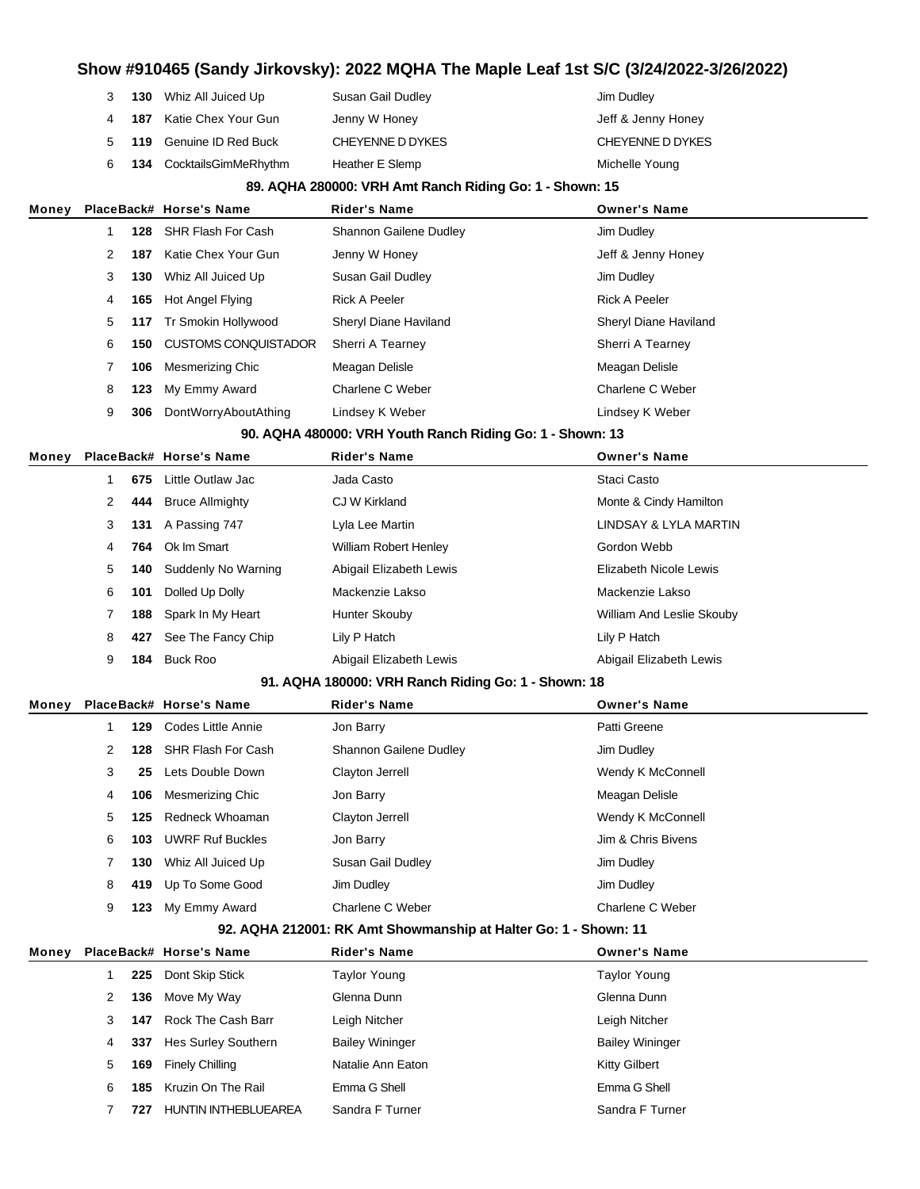| Money | Place | Back# | Horse's Name | Rider's Name | Owner's Name |
|---|---|---|---|---|---|
| | 3 | 130 | Whiz All Juiced Up | Susan Gail Dudley | Jim Dudley |
| | 4 | 187 | Katie Chex Your Gun | Jenny W Honey | Jeff & Jenny Honey |
| | 5 | 119 | Genuine ID Red Buck | CHEYENNE D DYKES | CHEYENNE D DYKES |
| | 6 | 134 | CocktailsGimMeRhythm | Heather E Slemp | Michelle Young |

### 89. AQHA 280000: VRH Amt Ranch Riding Go: 1 - Shown: 15

| Money | Place | Back# | Horse's Name | Rider's Name | Owner's Name |
|---|---|---|---|---|---|
| | 1 | 128 | SHR Flash For Cash | Shannon Gailene Dudley | Jim Dudley |
| | 2 | 187 | Katie Chex Your Gun | Jenny W Honey | Jeff & Jenny Honey |
| | 3 | 130 | Whiz All Juiced Up | Susan Gail Dudley | Jim Dudley |
| | 4 | 165 | Hot Angel Flying | Rick A Peeler | Rick A Peeler |
| | 5 | 117 | Tr Smokin Hollywood | Sheryl Diane Haviland | Sheryl Diane Haviland |
| | 6 | 150 | CUSTOMS CONQUISTADOR | Sherri A Tearney | Sherri A Tearney |
| | 7 | 106 | Mesmerizing Chic | Meagan Delisle | Meagan Delisle |
| | 8 | 123 | My Emmy Award | Charlene C Weber | Charlene C Weber |
| | 9 | 306 | DontWorryAboutAthing | Lindsey K Weber | Lindsey K Weber |

### 90. AQHA 480000: VRH Youth Ranch Riding Go: 1 - Shown: 13

| Money | Place | Back# | Horse's Name | Rider's Name | Owner's Name |
|---|---|---|---|---|---|
| | 1 | 675 | Little Outlaw Jac | Jada Casto | Staci Casto |
| | 2 | 444 | Bruce Allmighty | CJ W Kirkland | Monte & Cindy Hamilton |
| | 3 | 131 | A Passing 747 | Lyla Lee Martin | LINDSAY & LYLA MARTIN |
| | 4 | 764 | Ok Im Smart | William Robert Henley | Gordon Webb |
| | 5 | 140 | Suddenly No Warning | Abigail Elizabeth Lewis | Elizabeth Nicole Lewis |
| | 6 | 101 | Dolled Up Dolly | Mackenzie Lakso | Mackenzie Lakso |
| | 7 | 188 | Spark In My Heart | Hunter Skouby | William And Leslie Skouby |
| | 8 | 427 | See The Fancy Chip | Lily P Hatch | Lily P Hatch |
| | 9 | 184 | Buck Roo | Abigail Elizabeth Lewis | Abigail Elizabeth Lewis |

### 91. AQHA 180000: VRH Ranch Riding Go: 1 - Shown: 18

| Money | Place | Back# | Horse's Name | Rider's Name | Owner's Name |
|---|---|---|---|---|---|
| | 1 | 129 | Codes Little Annie | Jon Barry | Patti Greene |
| | 2 | 128 | SHR Flash For Cash | Shannon Gailene Dudley | Jim Dudley |
| | 3 | 25 | Lets Double Down | Clayton Jerrell | Wendy K McConnell |
| | 4 | 106 | Mesmerizing Chic | Jon Barry | Meagan Delisle |
| | 5 | 125 | Redneck Whoaman | Clayton Jerrell | Wendy K McConnell |
| | 6 | 103 | UWRF Ruf Buckles | Jon Barry | Jim & Chris Bivens |
| | 7 | 130 | Whiz All Juiced Up | Susan Gail Dudley | Jim Dudley |
| | 8 | 419 | Up To Some Good | Jim Dudley | Jim Dudley |
| | 9 | 123 | My Emmy Award | Charlene C Weber | Charlene C Weber |

### 92. AQHA 212001: RK Amt Showmanship at Halter Go: 1 - Shown: 11

| Money | Place | Back# | Horse's Name | Rider's Name | Owner's Name |
|---|---|---|---|---|---|
| | 1 | 225 | Dont Skip Stick | Taylor Young | Taylor Young |
| | 2 | 136 | Move My Way | Glenna Dunn | Glenna Dunn |
| | 3 | 147 | Rock The Cash Barr | Leigh Nitcher | Leigh Nitcher |
| | 4 | 337 | Hes Surley Southern | Bailey Wininger | Bailey Wininger |
| | 5 | 169 | Finely Chilling | Natalie Ann Eaton | Kitty Gilbert |
| | 6 | 185 | Kruzin On The Rail | Emma G Shell | Emma G Shell |
| | 7 | 727 | HUNTIN INTHEBLUEAREA | Sandra F Turner | Sandra F Turner |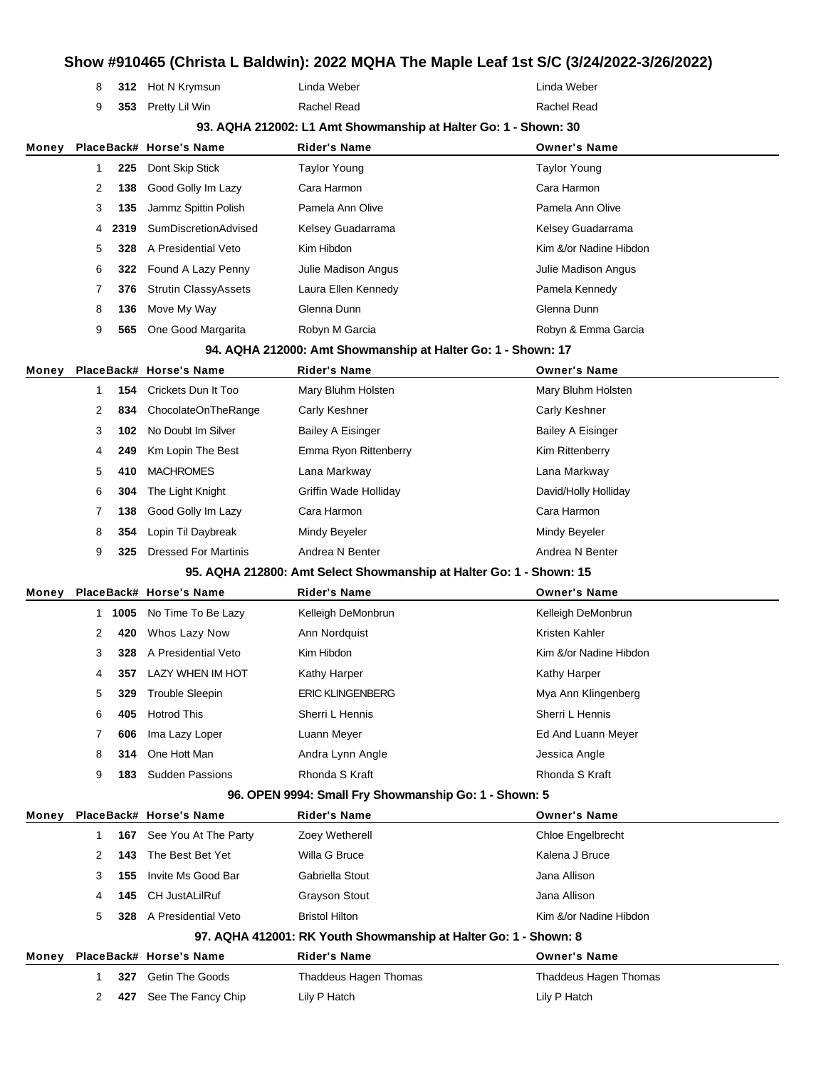# Show #910465 (Christa L Baldwin): 2022 MQHA The Maple Leaf 1st S/C (3/24/2022-3/26/2022)

| Money | Place | Back# | Horse's Name | Rider's Name | Owner's Name |
|---|---|---|---|---|---|
| | 8 | 312 | Hot N Krymsun | Linda Weber | Linda Weber |
| | 9 | 353 | Pretty Lil Win | Rachel Read | Rachel Read |

### 93. AQHA 212002: L1 Amt Showmanship at Halter Go: 1 - Shown: 30

| Money | Place | Back# | Horse's Name | Rider's Name | Owner's Name |
|---|---|---|---|---|---|
| | 1 | 225 | Dont Skip Stick | Taylor Young | Taylor Young |
| | 2 | 138 | Good Golly Im Lazy | Cara Harmon | Cara Harmon |
| | 3 | 135 | Jammz Spittin Polish | Pamela Ann Olive | Pamela Ann Olive |
| | 4 | 2319 | SumDiscretionAdvised | Kelsey Guadarrama | Kelsey Guadarrama |
| | 5 | 328 | A Presidential Veto | Kim Hibdon | Kim &/or Nadine Hibdon |
| | 6 | 322 | Found A Lazy Penny | Julie Madison Angus | Julie Madison Angus |
| | 7 | 376 | Strutin ClassyAssets | Laura Ellen Kennedy | Pamela Kennedy |
| | 8 | 136 | Move My Way | Glenna Dunn | Glenna Dunn |
| | 9 | 565 | One Good Margarita | Robyn M Garcia | Robyn & Emma Garcia |

### 94. AQHA 212000: Amt Showmanship at Halter Go: 1 - Shown: 17

| Money | Place | Back# | Horse's Name | Rider's Name | Owner's Name |
|---|---|---|---|---|---|
| | 1 | 154 | Crickets Dun It Too | Mary Bluhm Holsten | Mary Bluhm Holsten |
| | 2 | 834 | ChocolateOnTheRange | Carly Keshner | Carly Keshner |
| | 3 | 102 | No Doubt Im Silver | Bailey A Eisinger | Bailey A Eisinger |
| | 4 | 249 | Km Lopin The Best | Emma Ryon Rittenberry | Kim Rittenberry |
| | 5 | 410 | MACHROMES | Lana Markway | Lana Markway |
| | 6 | 304 | The Light Knight | Griffin Wade Holliday | David/Holly Holliday |
| | 7 | 138 | Good Golly Im Lazy | Cara Harmon | Cara Harmon |
| | 8 | 354 | Lopin Til Daybreak | Mindy Beyeler | Mindy Beyeler |
| | 9 | 325 | Dressed For Martinis | Andrea N Benter | Andrea N Benter |

### 95. AQHA 212800: Amt Select Showmanship at Halter Go: 1 - Shown: 15

| Money | Place | Back# | Horse's Name | Rider's Name | Owner's Name |
|---|---|---|---|---|---|
| | 1 | 1005 | No Time To Be Lazy | Kelleigh DeMonbrun | Kelleigh DeMonbrun |
| | 2 | 420 | Whos Lazy Now | Ann Nordquist | Kristen Kahler |
| | 3 | 328 | A Presidential Veto | Kim Hibdon | Kim &/or Nadine Hibdon |
| | 4 | 357 | LAZY WHEN IM HOT | Kathy Harper | Kathy Harper |
| | 5 | 329 | Trouble Sleepin | ERIC KLINGENBERG | Mya Ann Klingenberg |
| | 6 | 405 | Hotrod This | Sherri L Hennis | Sherri L Hennis |
| | 7 | 606 | Ima Lazy Loper | Luann Meyer | Ed And Luann Meyer |
| | 8 | 314 | One Hott Man | Andra Lynn Angle | Jessica Angle |
| | 9 | 183 | Sudden Passions | Rhonda S Kraft | Rhonda S Kraft |

### 96. OPEN 9994: Small Fry Showmanship Go: 1 - Shown: 5

| Money | Place | Back# | Horse's Name | Rider's Name | Owner's Name |
|---|---|---|---|---|---|
| | 1 | 167 | See You At The Party | Zoey Wetherell | Chloe Engelbrecht |
| | 2 | 143 | The Best Bet Yet | Willa G Bruce | Kalena J Bruce |
| | 3 | 155 | Invite Ms Good Bar | Gabriella Stout | Jana Allison |
| | 4 | 145 | CH JustALilRuf | Grayson Stout | Jana Allison |
| | 5 | 328 | A Presidential Veto | Bristol Hilton | Kim &/or Nadine Hibdon |

### 97. AQHA 412001: RK Youth Showmanship at Halter Go: 1 - Shown: 8

| Money | Place | Back# | Horse's Name | Rider's Name | Owner's Name |
|---|---|---|---|---|---|
| | 1 | 327 | Getin The Goods | Thaddeus Hagen Thomas | Thaddeus Hagen Thomas |
| | 2 | 427 | See The Fancy Chip | Lily P Hatch | Lily P Hatch |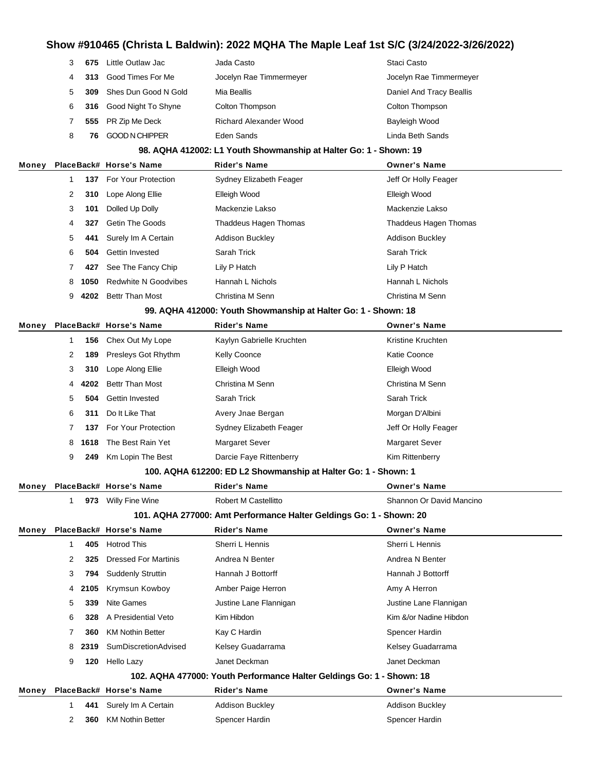# Show #910465 (Christa L Baldwin): 2022 MQHA The Maple Leaf 1st S/C (3/24/2022-3/26/2022)

| Money | Place | Back# | Horse's Name | Rider's Name | Owner's Name |
|---|---|---|---|---|---|
| | 3 | 675 | Little Outlaw Jac | Jada Casto | Staci Casto |
| | 4 | 313 | Good Times For Me | Jocelyn Rae Timmermeyer | Jocelyn Rae Timmermeyer |
| | 5 | 309 | Shes Dun Good N Gold | Mia Beallis | Daniel And Tracy Beallis |
| | 6 | 316 | Good Night To Shyne | Colton Thompson | Colton Thompson |
| | 7 | 555 | PR Zip Me Deck | Richard Alexander Wood | Bayleigh Wood |
| | 8 | 76 | GOOD N CHIPPER | Eden Sands | Linda Beth Sands |

### 98. AQHA 412002: L1 Youth Showmanship at Halter Go: 1 - Shown: 19

| Money | Place | Back# | Horse's Name | Rider's Name | Owner's Name |
|---|---|---|---|---|---|
| | 1 | 137 | For Your Protection | Sydney Elizabeth Feager | Jeff Or Holly Feager |
| | 2 | 310 | Lope Along Ellie | Elleigh Wood | Elleigh Wood |
| | 3 | 101 | Dolled Up Dolly | Mackenzie Lakso | Mackenzie Lakso |
| | 4 | 327 | Getin The Goods | Thaddeus Hagen Thomas | Thaddeus Hagen Thomas |
| | 5 | 441 | Surely Im A Certain | Addison Buckley | Addison Buckley |
| | 6 | 504 | Gettin Invested | Sarah Trick | Sarah Trick |
| | 7 | 427 | See The Fancy Chip | Lily P Hatch | Lily P Hatch |
| | 8 | 1050 | Redwhite N Goodvibes | Hannah L Nichols | Hannah L Nichols |
| | 9 | 4202 | Bettr Than Most | Christina M Senn | Christina M Senn |

### 99. AQHA 412000: Youth Showmanship at Halter Go: 1 - Shown: 18

| Money | Place | Back# | Horse's Name | Rider's Name | Owner's Name |
|---|---|---|---|---|---|
| | 1 | 156 | Chex Out My Lope | Kaylyn Gabrielle Kruchten | Kristine Kruchten |
| | 2 | 189 | Presleys Got Rhythm | Kelly Coonce | Katie Coonce |
| | 3 | 310 | Lope Along Ellie | Elleigh Wood | Elleigh Wood |
| | 4 | 4202 | Bettr Than Most | Christina M Senn | Christina M Senn |
| | 5 | 504 | Gettin Invested | Sarah Trick | Sarah Trick |
| | 6 | 311 | Do It Like That | Avery Jnae Bergan | Morgan D'Albini |
| | 7 | 137 | For Your Protection | Sydney Elizabeth Feager | Jeff Or Holly Feager |
| | 8 | 1618 | The Best Rain Yet | Margaret Sever | Margaret Sever |
| | 9 | 249 | Km Lopin The Best | Darcie Faye Rittenberry | Kim Rittenberry |

### 100. AQHA 612200: ED L2 Showmanship at Halter Go: 1 - Shown: 1

| Money | Place | Back# | Horse's Name | Rider's Name | Owner's Name |
|---|---|---|---|---|---|
| | 1 | 973 | Willy Fine Wine | Robert M Castellitto | Shannon Or David Mancino |

### 101. AQHA 277000: Amt Performance Halter Geldings Go: 1 - Shown: 20

| Money | Place | Back# | Horse's Name | Rider's Name | Owner's Name |
|---|---|---|---|---|---|
| | 1 | 405 | Hotrod This | Sherri L Hennis | Sherri L Hennis |
| | 2 | 325 | Dressed For Martinis | Andrea N Benter | Andrea N Benter |
| | 3 | 794 | Suddenly Struttin | Hannah J Bottorff | Hannah J Bottorff |
| | 4 | 2105 | Krymsun Kowboy | Amber Paige Herron | Amy A Herron |
| | 5 | 339 | Nite Games | Justine Lane Flannigan | Justine Lane Flannigan |
| | 6 | 328 | A Presidential Veto | Kim Hibdon | Kim &/or Nadine Hibdon |
| | 7 | 360 | KM Nothin Better | Kay C Hardin | Spencer Hardin |
| | 8 | 2319 | SumDiscretionAdvised | Kelsey Guadarrama | Kelsey Guadarrama |
| | 9 | 120 | Hello Lazy | Janet Deckman | Janet Deckman |

### 102. AQHA 477000: Youth Performance Halter Geldings Go: 1 - Shown: 18

| Money | Place | Back# | Horse's Name | Rider's Name | Owner's Name |
|---|---|---|---|---|---|
| | 1 | 441 | Surely Im A Certain | Addison Buckley | Addison Buckley |
| | 2 | 360 | KM Nothin Better | Spencer Hardin | Spencer Hardin |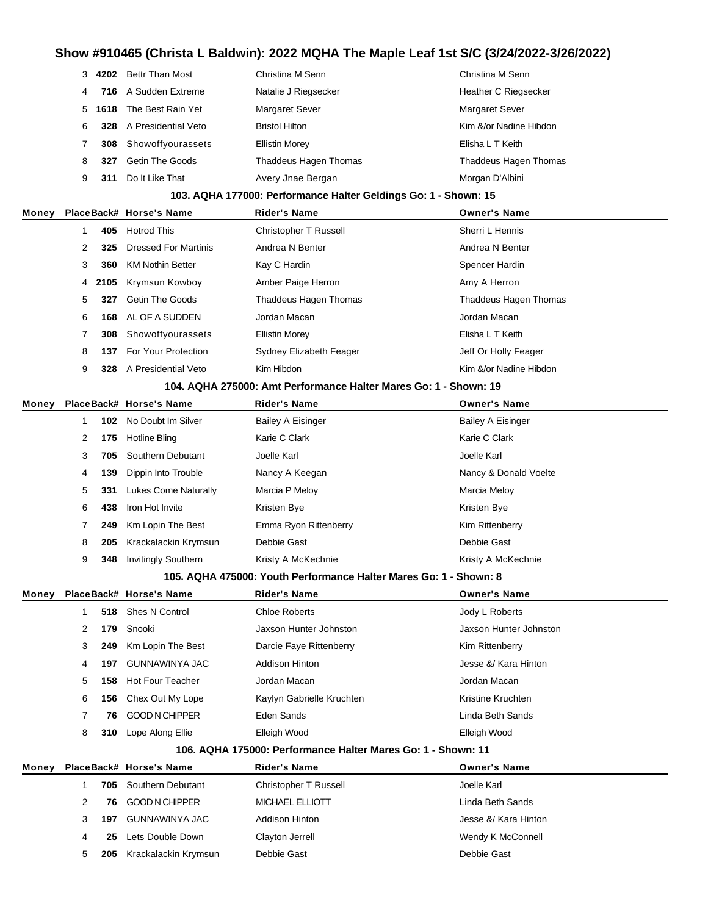# Show #910465 (Christa L Baldwin): 2022 MQHA The Maple Leaf 1st S/C (3/24/2022-3/26/2022)

| Money | Place | Back# | Horse's Name | Rider's Name | Owner's Name |
|---|---|---|---|---|---|
| | 3 | **4202** | Bettr Than Most | Christina M Senn | Christina M Senn |
| | 4 | **716** | A Sudden Extreme | Natalie J Riegsecker | Heather C Riegsecker |
| | 5 | **1618** | The Best Rain Yet | Margaret Sever | Margaret Sever |
| | 6 | **328** | A Presidential Veto | Bristol Hilton | Kim &/or Nadine Hibdon |
| | 7 | **308** | Showoffyourassets | Ellistin Morey | Elisha L T Keith |
| | 8 | **327** | Getin The Goods | Thaddeus Hagen Thomas | Thaddeus Hagen Thomas |
| | 9 | **311** | Do It Like That | Avery Jnae Bergan | Morgan D'Albini |

### 103. AQHA 177000: Performance Halter Geldings Go: 1 - Shown: 15

| Money | Place | Back# | Horse's Name | Rider's Name | Owner's Name |
|---|---|---|---|---|---|
| | 1 | **405** | Hotrod This | Christopher T Russell | Sherri L Hennis |
| | 2 | **325** | Dressed For Martinis | Andrea N Benter | Andrea N Benter |
| | 3 | **360** | KM Nothin Better | Kay C Hardin | Spencer Hardin |
| | 4 | **2105** | Krymsun Kowboy | Amber Paige Herron | Amy A Herron |
| | 5 | **327** | Getin The Goods | Thaddeus Hagen Thomas | Thaddeus Hagen Thomas |
| | 6 | **168** | AL OF A SUDDEN | Jordan Macan | Jordan Macan |
| | 7 | **308** | Showoffyourassets | Ellistin Morey | Elisha L T Keith |
| | 8 | **137** | For Your Protection | Sydney Elizabeth Feager | Jeff Or Holly Feager |
| | 9 | **328** | A Presidential Veto | Kim Hibdon | Kim &/or Nadine Hibdon |

### 104. AQHA 275000: Amt Performance Halter Mares Go: 1 - Shown: 19

| Money | Place | Back# | Horse's Name | Rider's Name | Owner's Name |
|---|---|---|---|---|---|
| | 1 | **102** | No Doubt Im Silver | Bailey A Eisinger | Bailey A Eisinger |
| | 2 | **175** | Hotline Bling | Karie C Clark | Karie C Clark |
| | 3 | **705** | Southern Debutant | Joelle Karl | Joelle Karl |
| | 4 | **139** | Dippin Into Trouble | Nancy A Keegan | Nancy & Donald Voelte |
| | 5 | **331** | Lukes Come Naturally | Marcia P Meloy | Marcia Meloy |
| | 6 | **438** | Iron Hot Invite | Kristen Bye | Kristen Bye |
| | 7 | **249** | Km Lopin The Best | Emma Ryon Rittenberry | Kim Rittenberry |
| | 8 | **205** | Krackalackin Krymsun | Debbie Gast | Debbie Gast |
| | 9 | **348** | Invitingly Southern | Kristy A McKechnie | Kristy A McKechnie |

### 105. AQHA 475000: Youth Performance Halter Mares Go: 1 - Shown: 8

| Money | Place | Back# | Horse's Name | Rider's Name | Owner's Name |
|---|---|---|---|---|---|
| | 1 | **518** | Shes N Control | Chloe Roberts | Jody L Roberts |
| | 2 | **179** | Snooki | Jaxson Hunter Johnston | Jaxson Hunter Johnston |
| | 3 | **249** | Km Lopin The Best | Darcie Faye Rittenberry | Kim Rittenberry |
| | 4 | **197** | GUNNAWINYA JAC | Addison Hinton | Jesse &/ Kara Hinton |
| | 5 | **158** | Hot Four Teacher | Jordan Macan | Jordan Macan |
| | 6 | **156** | Chex Out My Lope | Kaylyn Gabrielle Kruchten | Kristine Kruchten |
| | 7 | **76** | GOOD N CHIPPER | Eden Sands | Linda Beth Sands |
| | 8 | **310** | Lope Along Ellie | Elleigh Wood | Elleigh Wood |

### 106. AQHA 175000: Performance Halter Mares Go: 1 - Shown: 11

| Money | Place | Back# | Horse's Name | Rider's Name | Owner's Name |
|---|---|---|---|---|---|
| | 1 | **705** | Southern Debutant | Christopher T Russell | Joelle Karl |
| | 2 | **76** | GOOD N CHIPPER | MICHAEL ELLIOTT | Linda Beth Sands |
| | 3 | **197** | GUNNAWINYA JAC | Addison Hinton | Jesse &/ Kara Hinton |
| | 4 | **25** | Lets Double Down | Clayton Jerrell | Wendy K McConnell |
| | 5 | **205** | Krackalackin Krymsun | Debbie Gast | Debbie Gast |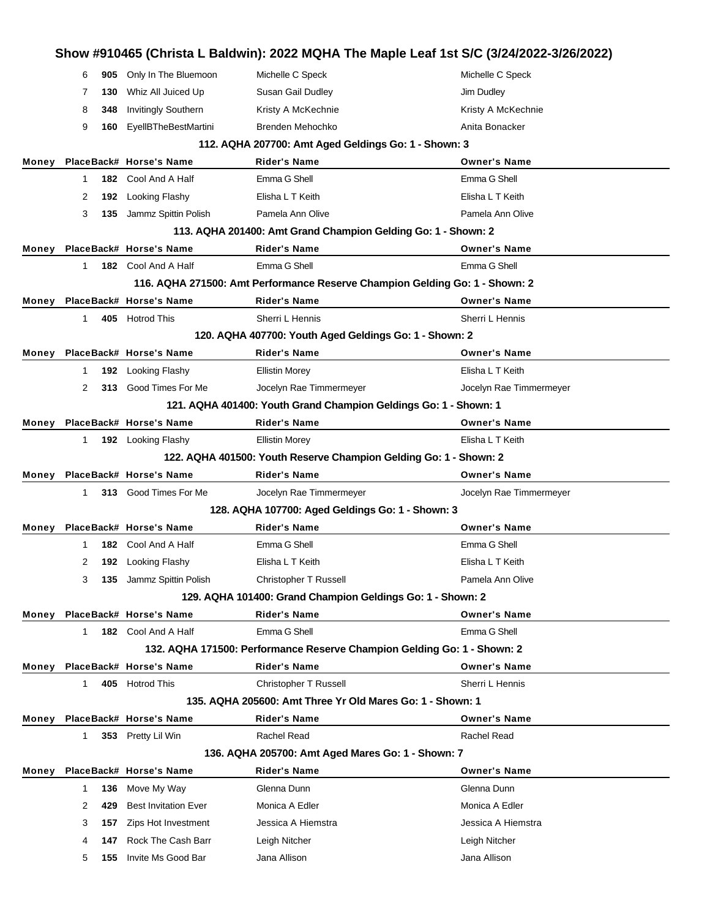# Show #910465 (Christa L Baldwin): 2022 MQHA The Maple Leaf 1st S/C (3/24/2022-3/26/2022)

| Money | Place | Back# | Horse's Name | Rider's Name | Owner's Name |
|---|---|---|---|---|---|
| | 6 | 905 | Only In The Bluemoon | Michelle C Speck | Michelle C Speck |
| | 7 | 130 | Whiz All Juiced Up | Susan Gail Dudley | Jim Dudley |
| | 8 | 348 | Invitingly Southern | Kristy A McKechnie | Kristy A McKechnie |
| | 9 | 160 | EyellBTheBestMartini | Brenden Mehochko | Anita Bonacker |

### 112. AQHA 207700: Amt Aged Geldings Go: 1 - Shown: 3

| Money | Place | Back# | Horse's Name | Rider's Name | Owner's Name |
|---|---|---|---|---|---|
| | 1 | 182 | Cool And A Half | Emma G Shell | Emma G Shell |
| | 2 | 192 | Looking Flashy | Elisha L T Keith | Elisha L T Keith |
| | 3 | 135 | Jammz Spittin Polish | Pamela Ann Olive | Pamela Ann Olive |

### 113. AQHA 201400: Amt Grand Champion Gelding Go: 1 - Shown: 2

| Money | Place | Back# | Horse's Name | Rider's Name | Owner's Name |
|---|---|---|---|---|---|
| | 1 | 182 | Cool And A Half | Emma G Shell | Emma G Shell |

### 116. AQHA 271500: Amt Performance Reserve Champion Gelding Go: 1 - Shown: 2

| Money | Place | Back# | Horse's Name | Rider's Name | Owner's Name |
|---|---|---|---|---|---|
| | 1 | 405 | Hotrod This | Sherri L Hennis | Sherri L Hennis |

### 120. AQHA 407700: Youth Aged Geldings Go: 1 - Shown: 2

| Money | Place | Back# | Horse's Name | Rider's Name | Owner's Name |
|---|---|---|---|---|---|
| | 1 | 192 | Looking Flashy | Ellistin Morey | Elisha L T Keith |
| | 2 | 313 | Good Times For Me | Jocelyn Rae Timmermeyer | Jocelyn Rae Timmermeyer |

### 121. AQHA 401400: Youth Grand Champion Geldings Go: 1 - Shown: 1

| Money | Place | Back# | Horse's Name | Rider's Name | Owner's Name |
|---|---|---|---|---|---|
| | 1 | 192 | Looking Flashy | Ellistin Morey | Elisha L T Keith |

### 122. AQHA 401500: Youth Reserve Champion Gelding Go: 1 - Shown: 2

| Money | Place | Back# | Horse's Name | Rider's Name | Owner's Name |
|---|---|---|---|---|---|
| | 1 | 313 | Good Times For Me | Jocelyn Rae Timmermeyer | Jocelyn Rae Timmermeyer |

### 128. AQHA 107700: Aged Geldings Go: 1 - Shown: 3

| Money | Place | Back# | Horse's Name | Rider's Name | Owner's Name |
|---|---|---|---|---|---|
| | 1 | 182 | Cool And A Half | Emma G Shell | Emma G Shell |
| | 2 | 192 | Looking Flashy | Elisha L T Keith | Elisha L T Keith |
| | 3 | 135 | Jammz Spittin Polish | Christopher T Russell | Pamela Ann Olive |

### 129. AQHA 101400: Grand Champion Geldings Go: 1 - Shown: 2

| Money | Place | Back# | Horse's Name | Rider's Name | Owner's Name |
|---|---|---|---|---|---|
| | 1 | 182 | Cool And A Half | Emma G Shell | Emma G Shell |

### 132. AQHA 171500: Performance Reserve Champion Gelding Go: 1 - Shown: 2

| Money | Place | Back# | Horse's Name | Rider's Name | Owner's Name |
|---|---|---|---|---|---|
| | 1 | 405 | Hotrod This | Christopher T Russell | Sherri L Hennis |

### 135. AQHA 205600: Amt Three Yr Old Mares Go: 1 - Shown: 1

| Money | Place | Back# | Horse's Name | Rider's Name | Owner's Name |
|---|---|---|---|---|---|
| | 1 | 353 | Pretty Lil Win | Rachel Read | Rachel Read |

### 136. AQHA 205700: Amt Aged Mares Go: 1 - Shown: 7

| Money | Place | Back# | Horse's Name | Rider's Name | Owner's Name |
|---|---|---|---|---|---|
| | 1 | 136 | Move My Way | Glenna Dunn | Glenna Dunn |
| | 2 | 429 | Best Invitation Ever | Monica A Edler | Monica A Edler |
| | 3 | 157 | Zips Hot Investment | Jessica A Hiemstra | Jessica A Hiemstra |
| | 4 | 147 | Rock The Cash Barr | Leigh Nitcher | Leigh Nitcher |
| | 5 | 155 | Invite Ms Good Bar | Jana Allison | Jana Allison |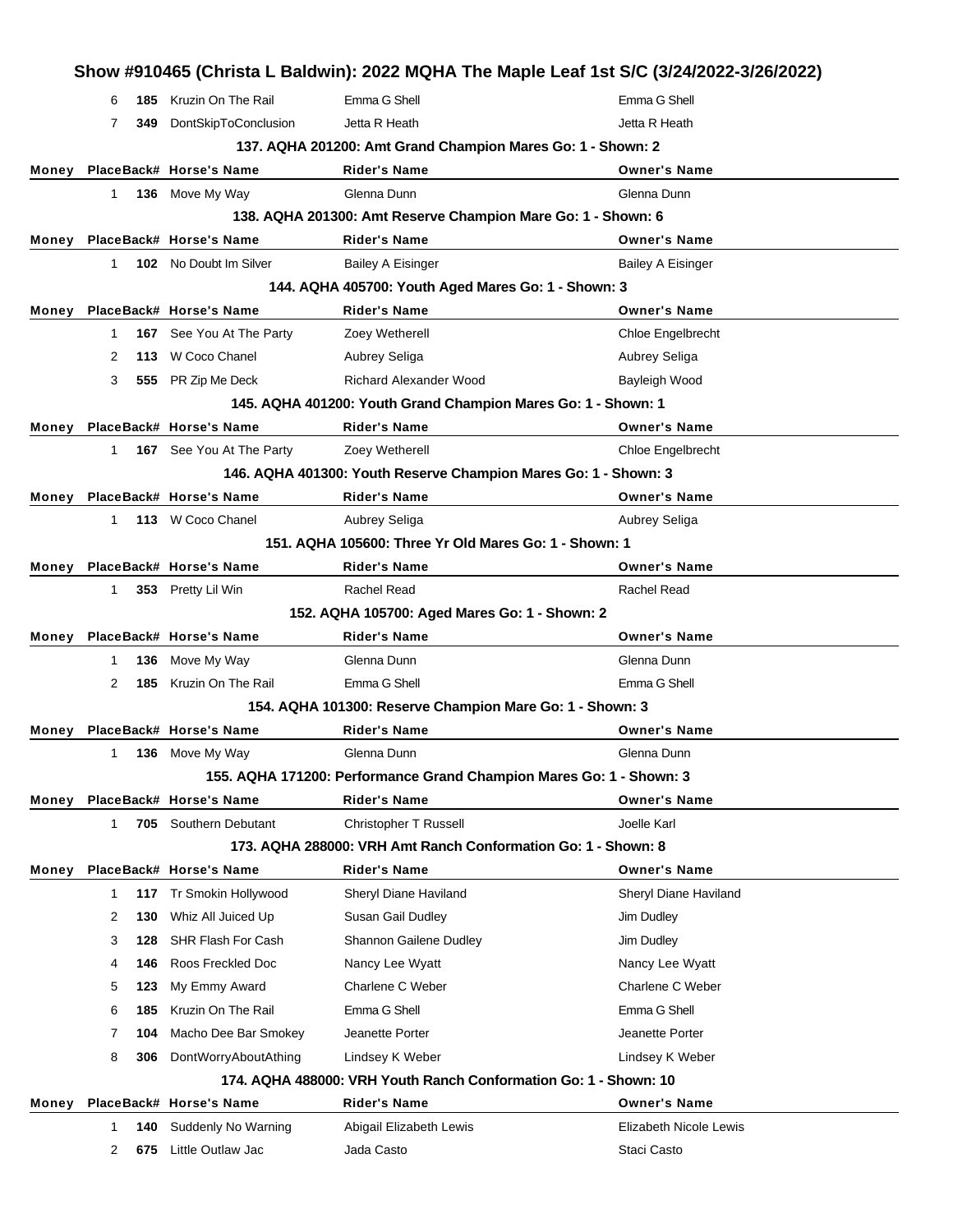## Show #910465 (Christa L Baldwin): 2022 MQHA The Maple Leaf 1st S/C (3/24/2022-3/26/2022)

| Money | Place | Back# | Horse's Name | Rider's Name | Owner's Name |
|---|---|---|---|---|---|
| | 6 | **185** | Kruzin On The Rail | Emma G Shell | Emma G Shell |
| | 7 | **349** | DontSkipToConclusion | Jetta R Heath | Jetta R Heath |

### 137. AQHA 201200: Amt Grand Champion Mares Go: 1 - Shown: 2

| Money | Place | Back# | Horse's Name | Rider's Name | Owner's Name |
|---|---|---|---|---|---|
| | 1 | **136** | Move My Way | Glenna Dunn | Glenna Dunn |

### 138. AQHA 201300: Amt Reserve Champion Mare Go: 1 - Shown: 6

| Money | Place | Back# | Horse's Name | Rider's Name | Owner's Name |
|---|---|---|---|---|---|
| | 1 | **102** | No Doubt Im Silver | Bailey A Eisinger | Bailey A Eisinger |

### 144. AQHA 405700: Youth Aged Mares Go: 1 - Shown: 3

| Money | Place | Back# | Horse's Name | Rider's Name | Owner's Name |
|---|---|---|---|---|---|
| | 1 | **167** | See You At The Party | Zoey Wetherell | Chloe Engelbrecht |
| | 2 | **113** | W Coco Chanel | Aubrey Seliga | Aubrey Seliga |
| | 3 | **555** | PR Zip Me Deck | Richard Alexander Wood | Bayleigh Wood |

### 145. AQHA 401200: Youth Grand Champion Mares Go: 1 - Shown: 1

| Money | Place | Back# | Horse's Name | Rider's Name | Owner's Name |
|---|---|---|---|---|---|
| | 1 | **167** | See You At The Party | Zoey Wetherell | Chloe Engelbrecht |

### 146. AQHA 401300: Youth Reserve Champion Mares Go: 1 - Shown: 3

| Money | Place | Back# | Horse's Name | Rider's Name | Owner's Name |
|---|---|---|---|---|---|
| | 1 | **113** | W Coco Chanel | Aubrey Seliga | Aubrey Seliga |

### 151. AQHA 105600: Three Yr Old Mares Go: 1 - Shown: 1

| Money | Place | Back# | Horse's Name | Rider's Name | Owner's Name |
|---|---|---|---|---|---|
| | 1 | **353** | Pretty Lil Win | Rachel Read | Rachel Read |

### 152. AQHA 105700: Aged Mares Go: 1 - Shown: 2

| Money | Place | Back# | Horse's Name | Rider's Name | Owner's Name |
|---|---|---|---|---|---|
| | 1 | **136** | Move My Way | Glenna Dunn | Glenna Dunn |
| | 2 | **185** | Kruzin On The Rail | Emma G Shell | Emma G Shell |

### 154. AQHA 101300: Reserve Champion Mare Go: 1 - Shown: 3

| Money | Place | Back# | Horse's Name | Rider's Name | Owner's Name |
|---|---|---|---|---|---|
| | 1 | **136** | Move My Way | Glenna Dunn | Glenna Dunn |

### 155. AQHA 171200: Performance Grand Champion Mares Go: 1 - Shown: 3

| Money | Place | Back# | Horse's Name | Rider's Name | Owner's Name |
|---|---|---|---|---|---|
| | 1 | **705** | Southern Debutant | Christopher T Russell | Joelle Karl |

### 173. AQHA 288000: VRH Amt Ranch Conformation Go: 1 - Shown: 8

| Money | Place | Back# | Horse's Name | Rider's Name | Owner's Name |
|---|---|---|---|---|---|
| | 1 | **117** | Tr Smokin Hollywood | Sheryl Diane Haviland | Sheryl Diane Haviland |
| | 2 | **130** | Whiz All Juiced Up | Susan Gail Dudley | Jim Dudley |
| | 3 | **128** | SHR Flash For Cash | Shannon Gailene Dudley | Jim Dudley |
| | 4 | **146** | Roos Freckled Doc | Nancy Lee Wyatt | Nancy Lee Wyatt |
| | 5 | **123** | My Emmy Award | Charlene C Weber | Charlene C Weber |
| | 6 | **185** | Kruzin On The Rail | Emma G Shell | Emma G Shell |
| | 7 | **104** | Macho Dee Bar Smokey | Jeanette Porter | Jeanette Porter |
| | 8 | **306** | DontWorryAboutAthing | Lindsey K Weber | Lindsey K Weber |

### 174. AQHA 488000: VRH Youth Ranch Conformation Go: 1 - Shown: 10

| Money | Place | Back# | Horse's Name | Rider's Name | Owner's Name |
|---|---|---|---|---|---|
| | 1 | **140** | Suddenly No Warning | Abigail Elizabeth Lewis | Elizabeth Nicole Lewis |
| | 2 | **675** | Little Outlaw Jac | Jada Casto | Staci Casto |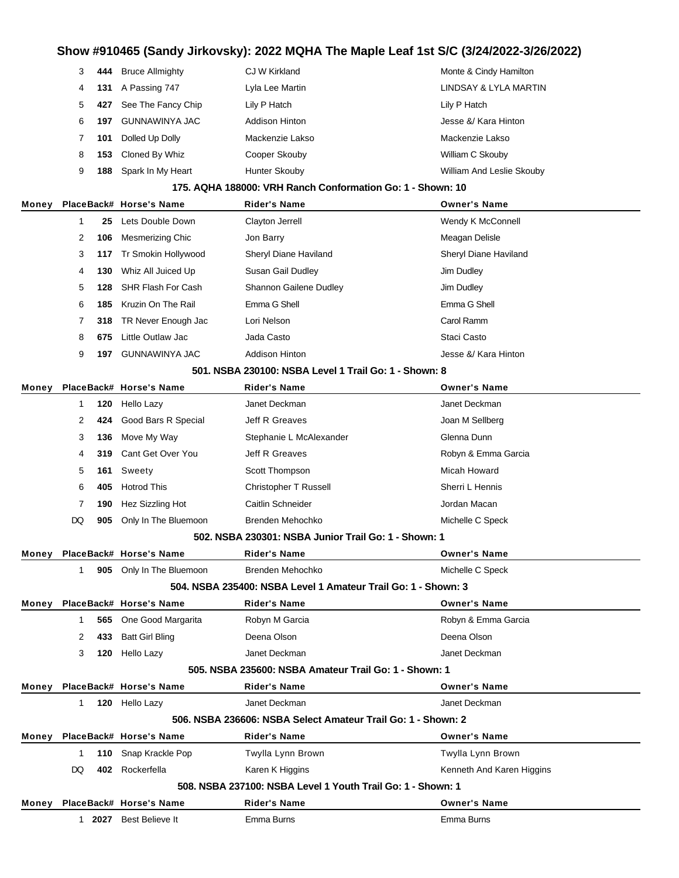# Show #910465 (Sandy Jirkovsky): 2022 MQHA The Maple Leaf 1st S/C (3/24/2022-3/26/2022)

| Money | Place | Back# | Horse's Name | Rider's Name | Owner's Name |
|---|---|---|---|---|---|
| | 3 | 444 | Bruce Allmighty | CJ W Kirkland | Monte & Cindy Hamilton |
| | 4 | 131 | A Passing 747 | Lyla Lee Martin | LINDSAY & LYLA MARTIN |
| | 5 | 427 | See The Fancy Chip | Lily P Hatch | Lily P Hatch |
| | 6 | 197 | GUNNAWINYA JAC | Addison Hinton | Jesse &/ Kara Hinton |
| | 7 | 101 | Dolled Up Dolly | Mackenzie Lakso | Mackenzie Lakso |
| | 8 | 153 | Cloned By Whiz | Cooper Skouby | William C Skouby |
| | 9 | 188 | Spark In My Heart | Hunter Skouby | William And Leslie Skouby |

### 175. AQHA 188000: VRH Ranch Conformation Go: 1 - Shown: 10

| Money | Place | Back# | Horse's Name | Rider's Name | Owner's Name |
|---|---|---|---|---|---|
| | 1 | 25 | Lets Double Down | Clayton Jerrell | Wendy K McConnell |
| | 2 | 106 | Mesmerizing Chic | Jon Barry | Meagan Delisle |
| | 3 | 117 | Tr Smokin Hollywood | Sheryl Diane Haviland | Sheryl Diane Haviland |
| | 4 | 130 | Whiz All Juiced Up | Susan Gail Dudley | Jim Dudley |
| | 5 | 128 | SHR Flash For Cash | Shannon Gailene Dudley | Jim Dudley |
| | 6 | 185 | Kruzin On The Rail | Emma G Shell | Emma G Shell |
| | 7 | 318 | TR Never Enough Jac | Lori Nelson | Carol Ramm |
| | 8 | 675 | Little Outlaw Jac | Jada Casto | Staci Casto |
| | 9 | 197 | GUNNAWINYA JAC | Addison Hinton | Jesse &/ Kara Hinton |

### 501. NSBA 230100: NSBA Level 1 Trail Go: 1 - Shown: 8

| Money | Place | Back# | Horse's Name | Rider's Name | Owner's Name |
|---|---|---|---|---|---|
| | 1 | 120 | Hello Lazy | Janet Deckman | Janet Deckman |
| | 2 | 424 | Good Bars R Special | Jeff R Greaves | Joan M Sellberg |
| | 3 | 136 | Move My Way | Stephanie L McAlexander | Glenna Dunn |
| | 4 | 319 | Cant Get Over You | Jeff R Greaves | Robyn & Emma Garcia |
| | 5 | 161 | Sweety | Scott Thompson | Micah Howard |
| | 6 | 405 | Hotrod This | Christopher T Russell | Sherri L Hennis |
| | 7 | 190 | Hez Sizzling Hot | Caitlin Schneider | Jordan Macan |
| | DQ | 905 | Only In The Bluemoon | Brenden Mehochko | Michelle C Speck |

### 502. NSBA 230301: NSBA Junior Trail Go: 1 - Shown: 1

| Money | Place | Back# | Horse's Name | Rider's Name | Owner's Name |
|---|---|---|---|---|---|
| | 1 | 905 | Only In The Bluemoon | Brenden Mehochko | Michelle C Speck |

### 504. NSBA 235400: NSBA Level 1 Amateur Trail Go: 1 - Shown: 3

| Money | Place | Back# | Horse's Name | Rider's Name | Owner's Name |
|---|---|---|---|---|---|
| | 1 | 565 | One Good Margarita | Robyn M Garcia | Robyn & Emma Garcia |
| | 2 | 433 | Batt Girl Bling | Deena Olson | Deena Olson |
| | 3 | 120 | Hello Lazy | Janet Deckman | Janet Deckman |

### 505. NSBA 235600: NSBA Amateur Trail Go: 1 - Shown: 1

| Money | Place | Back# | Horse's Name | Rider's Name | Owner's Name |
|---|---|---|---|---|---|
| | 1 | 120 | Hello Lazy | Janet Deckman | Janet Deckman |

### 506. NSBA 236606: NSBA Select Amateur Trail Go: 1 - Shown: 2

| Money | Place | Back# | Horse's Name | Rider's Name | Owner's Name |
|---|---|---|---|---|---|
| | 1 | 110 | Snap Krackle Pop | Twylla Lynn Brown | Twylla Lynn Brown |
| | DQ | 402 | Rockerfella | Karen K Higgins | Kenneth And Karen Higgins |

### 508. NSBA 237100: NSBA Level 1 Youth Trail Go: 1 - Shown: 1

| Money | Place | Back# | Horse's Name | Rider's Name | Owner's Name |
|---|---|---|---|---|---|
| | 1 | 2027 | Best Believe It | Emma Burns | Emma Burns |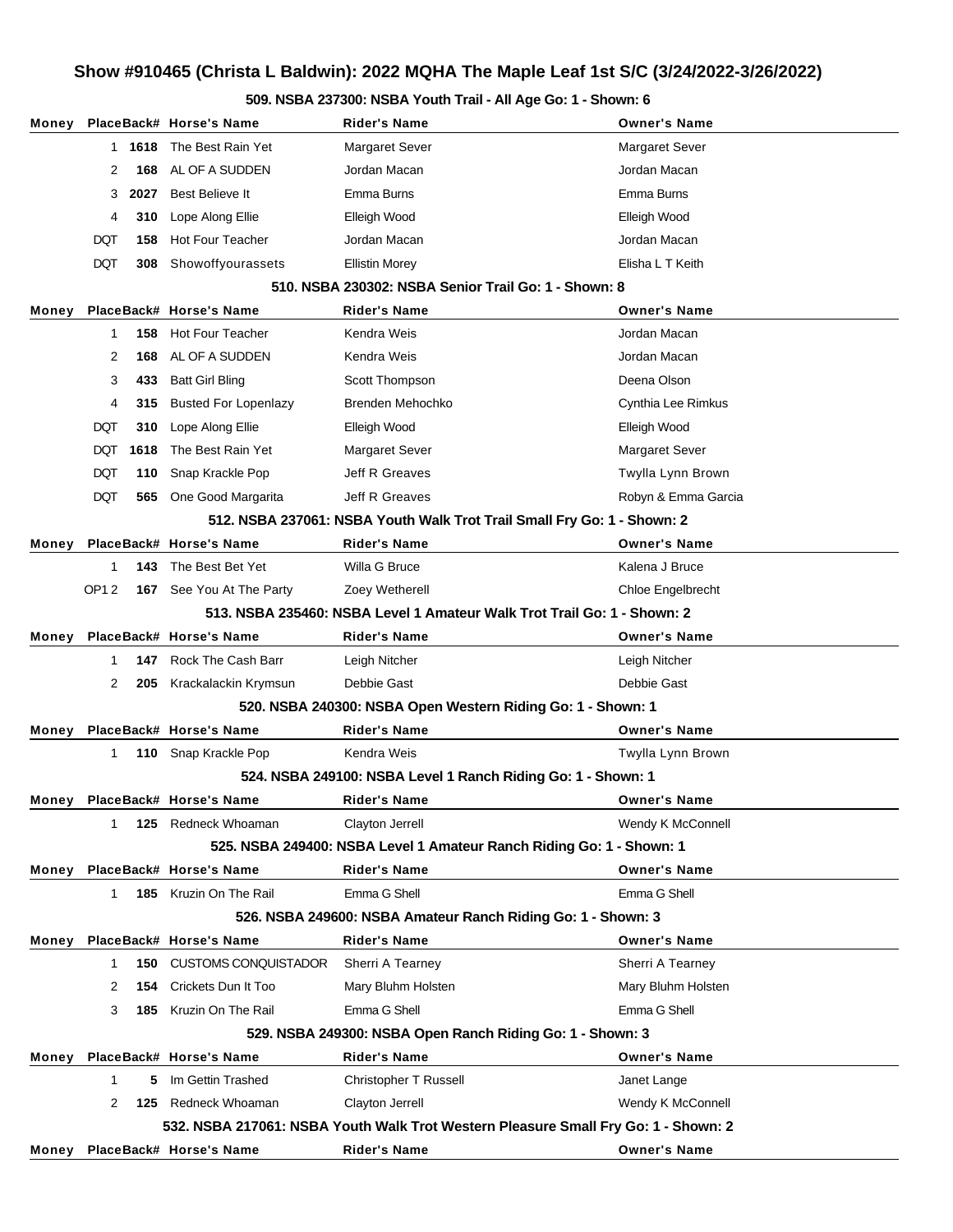# Show #910465 (Christa L Baldwin): 2022 MQHA The Maple Leaf 1st S/C (3/24/2022-3/26/2022)

### 509. NSBA 237300: NSBA Youth Trail - All Age Go: 1 - Shown: 6

| Money | Place | Back# | Horse's Name | Rider's Name | Owner's Name |
|---|---|---|---|---|---|
| | 1 | 1618 | The Best Rain Yet | Margaret Sever | Margaret Sever |
| | 2 | 168 | AL OF A SUDDEN | Jordan Macan | Jordan Macan |
| | 3 | 2027 | Best Believe It | Emma Burns | Emma Burns |
| | 4 | 310 | Lope Along Ellie | Elleigh Wood | Elleigh Wood |
| | DQT | 158 | Hot Four Teacher | Jordan Macan | Jordan Macan |
| | DQT | 308 | Showoffyourassets | Ellistin Morey | Elisha L T Keith |

### 510. NSBA 230302: NSBA Senior Trail Go: 1 - Shown: 8

| Money | Place | Back# | Horse's Name | Rider's Name | Owner's Name |
|---|---|---|---|---|---|
| | 1 | 158 | Hot Four Teacher | Kendra Weis | Jordan Macan |
| | 2 | 168 | AL OF A SUDDEN | Kendra Weis | Jordan Macan |
| | 3 | 433 | Batt Girl Bling | Scott Thompson | Deena Olson |
| | 4 | 315 | Busted For Lopenlazy | Brenden Mehochko | Cynthia Lee Rimkus |
| | DQT | 310 | Lope Along Ellie | Elleigh Wood | Elleigh Wood |
| | DQT | 1618 | The Best Rain Yet | Margaret Sever | Margaret Sever |
| | DQT | 110 | Snap Krackle Pop | Jeff R Greaves | Twylla Lynn Brown |
| | DQT | 565 | One Good Margarita | Jeff R Greaves | Robyn & Emma Garcia |

### 512. NSBA 237061: NSBA Youth Walk Trot Trail Small Fry Go: 1 - Shown: 2

| Money | Place | Back# | Horse's Name | Rider's Name | Owner's Name |
|---|---|---|---|---|---|
| | 1 | 143 | The Best Bet Yet | Willa G Bruce | Kalena J Bruce |
| | OP1 2 | 167 | See You At The Party | Zoey Wetherell | Chloe Engelbrecht |

### 513. NSBA 235460: NSBA Level 1 Amateur Walk Trot Trail Go: 1 - Shown: 2

| Money | Place | Back# | Horse's Name | Rider's Name | Owner's Name |
|---|---|---|---|---|---|
| | 1 | 147 | Rock The Cash Barr | Leigh Nitcher | Leigh Nitcher |
| | 2 | 205 | Krackalackin Krymsun | Debbie Gast | Debbie Gast |

### 520. NSBA 240300: NSBA Open Western Riding Go: 1 - Shown: 1

| Money | Place | Back# | Horse's Name | Rider's Name | Owner's Name |
|---|---|---|---|---|---|
| | 1 | 110 | Snap Krackle Pop | Kendra Weis | Twylla Lynn Brown |

### 524. NSBA 249100: NSBA Level 1 Ranch Riding Go: 1 - Shown: 1

| Money | Place | Back# | Horse's Name | Rider's Name | Owner's Name |
|---|---|---|---|---|---|
| | 1 | 125 | Redneck Whoaman | Clayton Jerrell | Wendy K McConnell |

### 525. NSBA 249400: NSBA Level 1 Amateur Ranch Riding Go: 1 - Shown: 1

| Money | Place | Back# | Horse's Name | Rider's Name | Owner's Name |
|---|---|---|---|---|---|
| | 1 | 185 | Kruzin On The Rail | Emma G Shell | Emma G Shell |

### 526. NSBA 249600: NSBA Amateur Ranch Riding Go: 1 - Shown: 3

| Money | Place | Back# | Horse's Name | Rider's Name | Owner's Name |
|---|---|---|---|---|---|
| | 1 | 150 | CUSTOMS CONQUISTADOR | Sherri A Tearney | Sherri A Tearney |
| | 2 | 154 | Crickets Dun It Too | Mary Bluhm Holsten | Mary Bluhm Holsten |
| | 3 | 185 | Kruzin On The Rail | Emma G Shell | Emma G Shell |

### 529. NSBA 249300: NSBA Open Ranch Riding Go: 1 - Shown: 3

| Money | Place | Back# | Horse's Name | Rider's Name | Owner's Name |
|---|---|---|---|---|---|
| | 1 | 5 | Im Gettin Trashed | Christopher T Russell | Janet Lange |
| | 2 | 125 | Redneck Whoaman | Clayton Jerrell | Wendy K McConnell |

### 532. NSBA 217061: NSBA Youth Walk Trot Western Pleasure Small Fry Go: 1 - Shown: 2

| Money | Place | Back# | Horse's Name | Rider's Name | Owner's Name |
|---|---|---|---|---|---|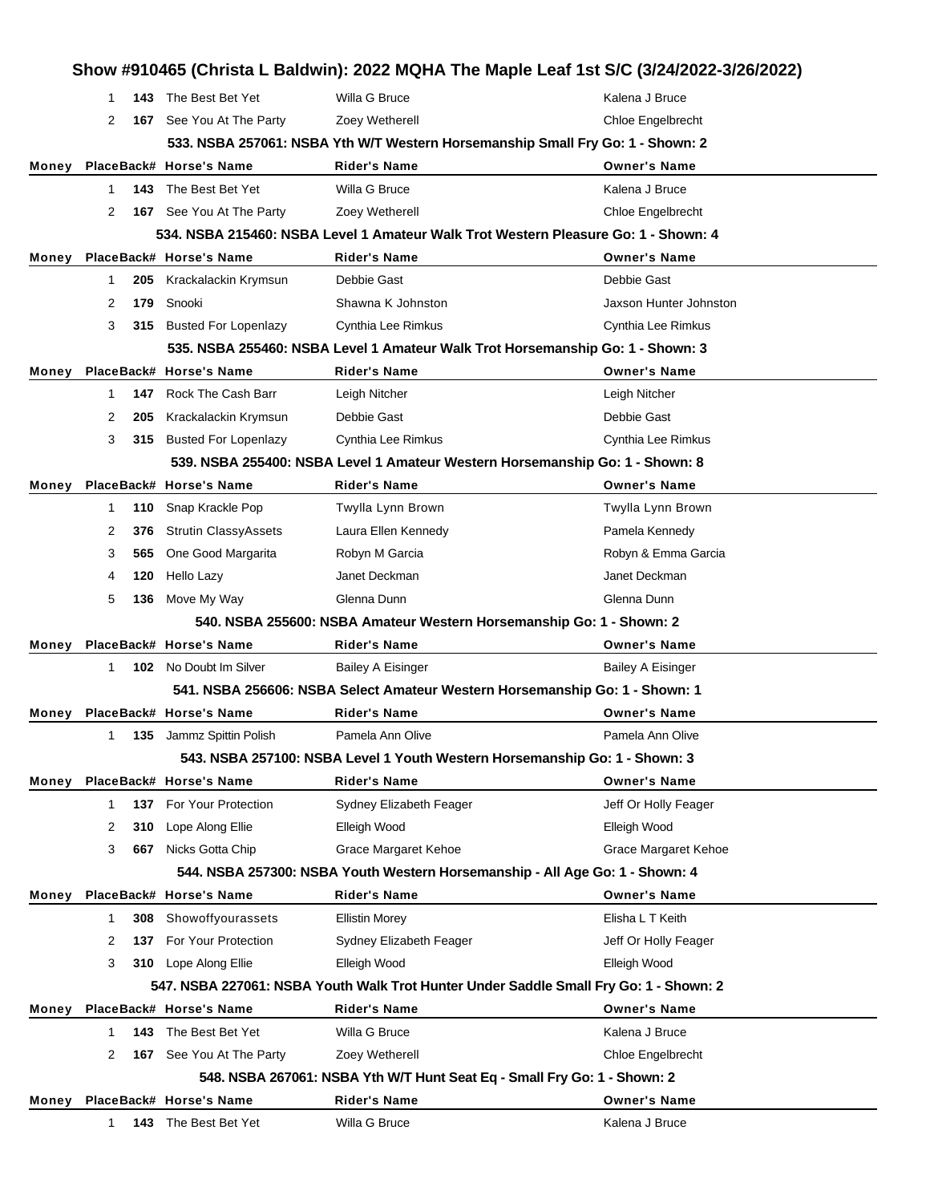## Show #910465 (Christa L Baldwin): 2022 MQHA The Maple Leaf 1st S/C (3/24/2022-3/26/2022)

| Money | Place | Back# | Horse's Name | Rider's Name | Owner's Name |
|---|---|---|---|---|---|
| | 1 | 143 | The Best Bet Yet | Willa G Bruce | Kalena J Bruce |
| | 2 | 167 | See You At The Party | Zoey Wetherell | Chloe Engelbrecht |

### 533. NSBA 257061: NSBA Yth W/T Western Horsemanship Small Fry Go: 1 - Shown: 2

| Money | Place | Back# | Horse's Name | Rider's Name | Owner's Name |
|---|---|---|---|---|---|
| | 1 | 143 | The Best Bet Yet | Willa G Bruce | Kalena J Bruce |
| | 2 | 167 | See You At The Party | Zoey Wetherell | Chloe Engelbrecht |

### 534. NSBA 215460: NSBA Level 1 Amateur Walk Trot Western Pleasure Go: 1 - Shown: 4

| Money | Place | Back# | Horse's Name | Rider's Name | Owner's Name |
|---|---|---|---|---|---|
| | 1 | 205 | Krackalackin Krymsun | Debbie Gast | Debbie Gast |
| | 2 | 179 | Snooki | Shawna K Johnston | Jaxson Hunter Johnston |
| | 3 | 315 | Busted For Lopenlazy | Cynthia Lee Rimkus | Cynthia Lee Rimkus |

### 535. NSBA 255460: NSBA Level 1 Amateur Walk Trot Horsemanship Go: 1 - Shown: 3

| Money | Place | Back# | Horse's Name | Rider's Name | Owner's Name |
|---|---|---|---|---|---|
| | 1 | 147 | Rock The Cash Barr | Leigh Nitcher | Leigh Nitcher |
| | 2 | 205 | Krackalackin Krymsun | Debbie Gast | Debbie Gast |
| | 3 | 315 | Busted For Lopenlazy | Cynthia Lee Rimkus | Cynthia Lee Rimkus |

### 539. NSBA 255400: NSBA Level 1 Amateur Western Horsemanship Go: 1 - Shown: 8

| Money | Place | Back# | Horse's Name | Rider's Name | Owner's Name |
|---|---|---|---|---|---|
| | 1 | 110 | Snap Krackle Pop | Twylla Lynn Brown | Twylla Lynn Brown |
| | 2 | 376 | Strutin ClassyAssets | Laura Ellen Kennedy | Pamela Kennedy |
| | 3 | 565 | One Good Margarita | Robyn M Garcia | Robyn & Emma Garcia |
| | 4 | 120 | Hello Lazy | Janet Deckman | Janet Deckman |
| | 5 | 136 | Move My Way | Glenna Dunn | Glenna Dunn |

### 540. NSBA 255600: NSBA Amateur Western Horsemanship Go: 1 - Shown: 2

| Money | Place | Back# | Horse's Name | Rider's Name | Owner's Name |
|---|---|---|---|---|---|
| | 1 | 102 | No Doubt Im Silver | Bailey A Eisinger | Bailey A Eisinger |

### 541. NSBA 256606: NSBA Select Amateur Western Horsemanship Go: 1 - Shown: 1

| Money | Place | Back# | Horse's Name | Rider's Name | Owner's Name |
|---|---|---|---|---|---|
| | 1 | 135 | Jammz Spittin Polish | Pamela Ann Olive | Pamela Ann Olive |

### 543. NSBA 257100: NSBA Level 1 Youth Western Horsemanship Go: 1 - Shown: 3

| Money | Place | Back# | Horse's Name | Rider's Name | Owner's Name |
|---|---|---|---|---|---|
| | 1 | 137 | For Your Protection | Sydney Elizabeth Feager | Jeff Or Holly Feager |
| | 2 | 310 | Lope Along Ellie | Elleigh Wood | Elleigh Wood |
| | 3 | 667 | Nicks Gotta Chip | Grace Margaret Kehoe | Grace Margaret Kehoe |

### 544. NSBA 257300: NSBA Youth Western Horsemanship - All Age Go: 1 - Shown: 4

| Money | Place | Back# | Horse's Name | Rider's Name | Owner's Name |
|---|---|---|---|---|---|
| | 1 | 308 | Showoffyourassets | Ellistin Morey | Elisha L T Keith |
| | 2 | 137 | For Your Protection | Sydney Elizabeth Feager | Jeff Or Holly Feager |
| | 3 | 310 | Lope Along Ellie | Elleigh Wood | Elleigh Wood |

### 547. NSBA 227061: NSBA Youth Walk Trot Hunter Under Saddle Small Fry Go: 1 - Shown: 2

| Money | Place | Back# | Horse's Name | Rider's Name | Owner's Name |
|---|---|---|---|---|---|
| | 1 | 143 | The Best Bet Yet | Willa G Bruce | Kalena J Bruce |
| | 2 | 167 | See You At The Party | Zoey Wetherell | Chloe Engelbrecht |

### 548. NSBA 267061: NSBA Yth W/T Hunt Seat Eq - Small Fry Go: 1 - Shown: 2

| Money | Place | Back# | Horse's Name | Rider's Name | Owner's Name |
|---|---|---|---|---|---|
| | 1 | 143 | The Best Bet Yet | Willa G Bruce | Kalena J Bruce |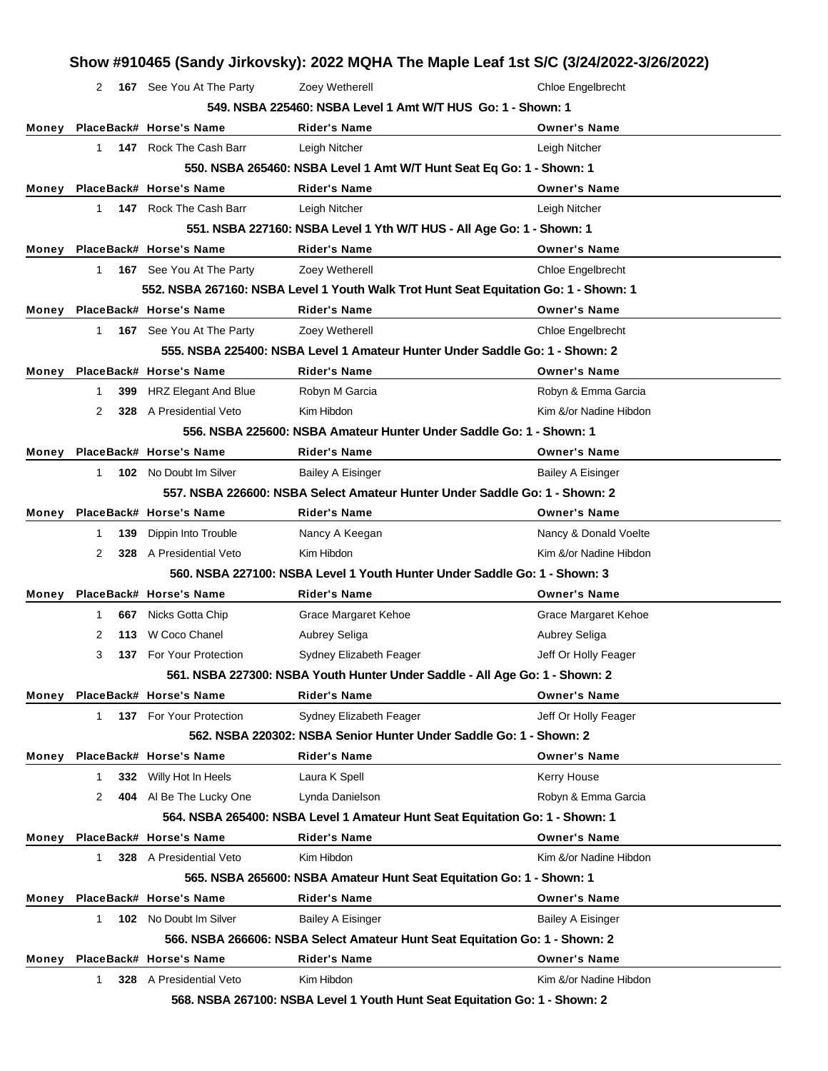## Show #910465 (Sandy Jirkovsky): 2022 MQHA The Maple Leaf 1st S/C (3/24/2022-3/26/2022)

| Money | Place | Back# | Horse's Name | Rider's Name | Owner's Name |
|---|---|---|---|---|---|
| | 2 | 167 | See You At The Party | Zoey Wetherell | Chloe Engelbrecht |

**549. NSBA 225460: NSBA Level 1 Amt W/T HUS Go: 1 - Shown: 1**

| Money | Place | Back# | Horse's Name | Rider's Name | Owner's Name |
|---|---|---|---|---|---|
| | 1 | 147 | Rock The Cash Barr | Leigh Nitcher | Leigh Nitcher |

**550. NSBA 265460: NSBA Level 1 Amt W/T Hunt Seat Eq Go: 1 - Shown: 1**

| Money | Place | Back# | Horse's Name | Rider's Name | Owner's Name |
|---|---|---|---|---|---|
| | 1 | 147 | Rock The Cash Barr | Leigh Nitcher | Leigh Nitcher |

**551. NSBA 227160: NSBA Level 1 Yth W/T HUS - All Age Go: 1 - Shown: 1**

| Money | Place | Back# | Horse's Name | Rider's Name | Owner's Name |
|---|---|---|---|---|---|
| | 1 | 167 | See You At The Party | Zoey Wetherell | Chloe Engelbrecht |

**552. NSBA 267160: NSBA Level 1 Youth Walk Trot Hunt Seat Equitation Go: 1 - Shown: 1**

| Money | Place | Back# | Horse's Name | Rider's Name | Owner's Name |
|---|---|---|---|---|---|
| | 1 | 167 | See You At The Party | Zoey Wetherell | Chloe Engelbrecht |

**555. NSBA 225400: NSBA Level 1 Amateur Hunter Under Saddle Go: 1 - Shown: 2**

| Money | Place | Back# | Horse's Name | Rider's Name | Owner's Name |
|---|---|---|---|---|---|
| | 1 | 399 | HRZ Elegant And Blue | Robyn M Garcia | Robyn & Emma Garcia |
| | 2 | 328 | A Presidential Veto | Kim Hibdon | Kim &/or Nadine Hibdon |

**556. NSBA 225600: NSBA Amateur Hunter Under Saddle Go: 1 - Shown: 1**

| Money | Place | Back# | Horse's Name | Rider's Name | Owner's Name |
|---|---|---|---|---|---|
| | 1 | 102 | No Doubt Im Silver | Bailey A Eisinger | Bailey A Eisinger |

**557. NSBA 226600: NSBA Select Amateur Hunter Under Saddle Go: 1 - Shown: 2**

| Money | Place | Back# | Horse's Name | Rider's Name | Owner's Name |
|---|---|---|---|---|---|
| | 1 | 139 | Dippin Into Trouble | Nancy A Keegan | Nancy & Donald Voelte |
| | 2 | 328 | A Presidential Veto | Kim Hibdon | Kim &/or Nadine Hibdon |

**560. NSBA 227100: NSBA Level 1 Youth Hunter Under Saddle Go: 1 - Shown: 3**

| Money | Place | Back# | Horse's Name | Rider's Name | Owner's Name |
|---|---|---|---|---|---|
| | 1 | 667 | Nicks Gotta Chip | Grace Margaret Kehoe | Grace Margaret Kehoe |
| | 2 | 113 | W Coco Chanel | Aubrey Seliga | Aubrey Seliga |
| | 3 | 137 | For Your Protection | Sydney Elizabeth Feager | Jeff Or Holly Feager |

**561. NSBA 227300: NSBA Youth Hunter Under Saddle - All Age Go: 1 - Shown: 2**

| Money | Place | Back# | Horse's Name | Rider's Name | Owner's Name |
|---|---|---|---|---|---|
| | 1 | 137 | For Your Protection | Sydney Elizabeth Feager | Jeff Or Holly Feager |

**562. NSBA 220302: NSBA Senior Hunter Under Saddle Go: 1 - Shown: 2**

| Money | Place | Back# | Horse's Name | Rider's Name | Owner's Name |
|---|---|---|---|---|---|
| | 1 | 332 | Willy Hot In Heels | Laura K Spell | Kerry House |
| | 2 | 404 | Al Be The Lucky One | Lynda Danielson | Robyn & Emma Garcia |

**564. NSBA 265400: NSBA Level 1 Amateur Hunt Seat Equitation Go: 1 - Shown: 1**

| Money | Place | Back# | Horse's Name | Rider's Name | Owner's Name |
|---|---|---|---|---|---|
| | 1 | 328 | A Presidential Veto | Kim Hibdon | Kim &/or Nadine Hibdon |

**565. NSBA 265600: NSBA Amateur Hunt Seat Equitation Go: 1 - Shown: 1**

| Money | Place | Back# | Horse's Name | Rider's Name | Owner's Name |
|---|---|---|---|---|---|
| | 1 | 102 | No Doubt Im Silver | Bailey A Eisinger | Bailey A Eisinger |

**566. NSBA 266606: NSBA Select Amateur Hunt Seat Equitation Go: 1 - Shown: 2**

| Money | Place | Back# | Horse's Name | Rider's Name | Owner's Name |
|---|---|---|---|---|---|
| | 1 | 328 | A Presidential Veto | Kim Hibdon | Kim &/or Nadine Hibdon |

**568. NSBA 267100: NSBA Level 1 Youth Hunt Seat Equitation Go: 1 - Shown: 2**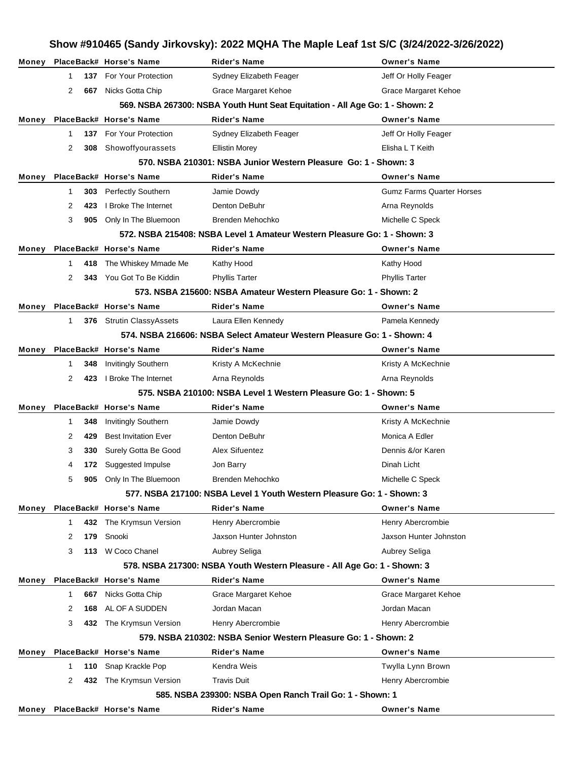# Show #910465 (Sandy Jirkovsky): 2022 MQHA The Maple Leaf 1st S/C (3/24/2022-3/26/2022)

| Money | Place | Back# | Horse's Name | Rider's Name | Owner's Name |
|---|---|---|---|---|---|
| | 1 | 137 | For Your Protection | Sydney Elizabeth Feager | Jeff Or Holly Feager |
| | 2 | 667 | Nicks Gotta Chip | Grace Margaret Kehoe | Grace Margaret Kehoe |

### 569. NSBA 267300: NSBA Youth Hunt Seat Equitation - All Age Go: 1 - Shown: 2

| Money | Place | Back# | Horse's Name | Rider's Name | Owner's Name |
|---|---|---|---|---|---|
| | 1 | 137 | For Your Protection | Sydney Elizabeth Feager | Jeff Or Holly Feager |
| | 2 | 308 | Showoffyourassets | Ellistin Morey | Elisha L T Keith |

### 570. NSBA 210301: NSBA Junior Western Pleasure Go: 1 - Shown: 3

| Money | Place | Back# | Horse's Name | Rider's Name | Owner's Name |
|---|---|---|---|---|---|
| | 1 | 303 | Perfectly Southern | Jamie Dowdy | Gumz Farms Quarter Horses |
| | 2 | 423 | I Broke The Internet | Denton DeBuhr | Arna Reynolds |
| | 3 | 905 | Only In The Bluemoon | Brenden Mehochko | Michelle C Speck |

### 572. NSBA 215408: NSBA Level 1 Amateur Western Pleasure Go: 1 - Shown: 3

| Money | Place | Back# | Horse's Name | Rider's Name | Owner's Name |
|---|---|---|---|---|---|
| | 1 | 418 | The Whiskey Mmade Me | Kathy Hood | Kathy Hood |
| | 2 | 343 | You Got To Be Kiddin | Phyllis Tarter | Phyllis Tarter |

### 573. NSBA 215600: NSBA Amateur Western Pleasure Go: 1 - Shown: 2

| Money | Place | Back# | Horse's Name | Rider's Name | Owner's Name |
|---|---|---|---|---|---|
| | 1 | 376 | Strutin ClassyAssets | Laura Ellen Kennedy | Pamela Kennedy |

### 574. NSBA 216606: NSBA Select Amateur Western Pleasure Go: 1 - Shown: 4

| Money | Place | Back# | Horse's Name | Rider's Name | Owner's Name |
|---|---|---|---|---|---|
| | 1 | 348 | Invitingly Southern | Kristy A McKechnie | Kristy A McKechnie |
| | 2 | 423 | I Broke The Internet | Arna Reynolds | Arna Reynolds |

### 575. NSBA 210100: NSBA Level 1 Western Pleasure Go: 1 - Shown: 5

| Money | Place | Back# | Horse's Name | Rider's Name | Owner's Name |
|---|---|---|---|---|---|
| | 1 | 348 | Invitingly Southern | Jamie Dowdy | Kristy A McKechnie |
| | 2 | 429 | Best Invitation Ever | Denton DeBuhr | Monica A Edler |
| | 3 | 330 | Surely Gotta Be Good | Alex Sifuentez | Dennis &/or Karen |
| | 4 | 172 | Suggested Impulse | Jon Barry | Dinah Licht |
| | 5 | 905 | Only In The Bluemoon | Brenden Mehochko | Michelle C Speck |

### 577. NSBA 217100: NSBA Level 1 Youth Western Pleasure Go: 1 - Shown: 3

| Money | Place | Back# | Horse's Name | Rider's Name | Owner's Name |
|---|---|---|---|---|---|
| | 1 | 432 | The Krymsun Version | Henry Abercrombie | Henry Abercrombie |
| | 2 | 179 | Snooki | Jaxson Hunter Johnston | Jaxson Hunter Johnston |
| | 3 | 113 | W Coco Chanel | Aubrey Seliga | Aubrey Seliga |

### 578. NSBA 217300: NSBA Youth Western Pleasure - All Age Go: 1 - Shown: 3

| Money | Place | Back# | Horse's Name | Rider's Name | Owner's Name |
|---|---|---|---|---|---|
| | 1 | 667 | Nicks Gotta Chip | Grace Margaret Kehoe | Grace Margaret Kehoe |
| | 2 | 168 | AL OF A SUDDEN | Jordan Macan | Jordan Macan |
| | 3 | 432 | The Krymsun Version | Henry Abercrombie | Henry Abercrombie |

### 579. NSBA 210302: NSBA Senior Western Pleasure Go: 1 - Shown: 2

| Money | Place | Back# | Horse's Name | Rider's Name | Owner's Name |
|---|---|---|---|---|---|
| | 1 | 110 | Snap Krackle Pop | Kendra Weis | Twylla Lynn Brown |
| | 2 | 432 | The Krymsun Version | Travis Duit | Henry Abercrombie |

### 585. NSBA 239300: NSBA Open Ranch Trail Go: 1 - Shown: 1

| Money | Place | Back# | Horse's Name | Rider's Name | Owner's Name |
|---|---|---|---|---|---|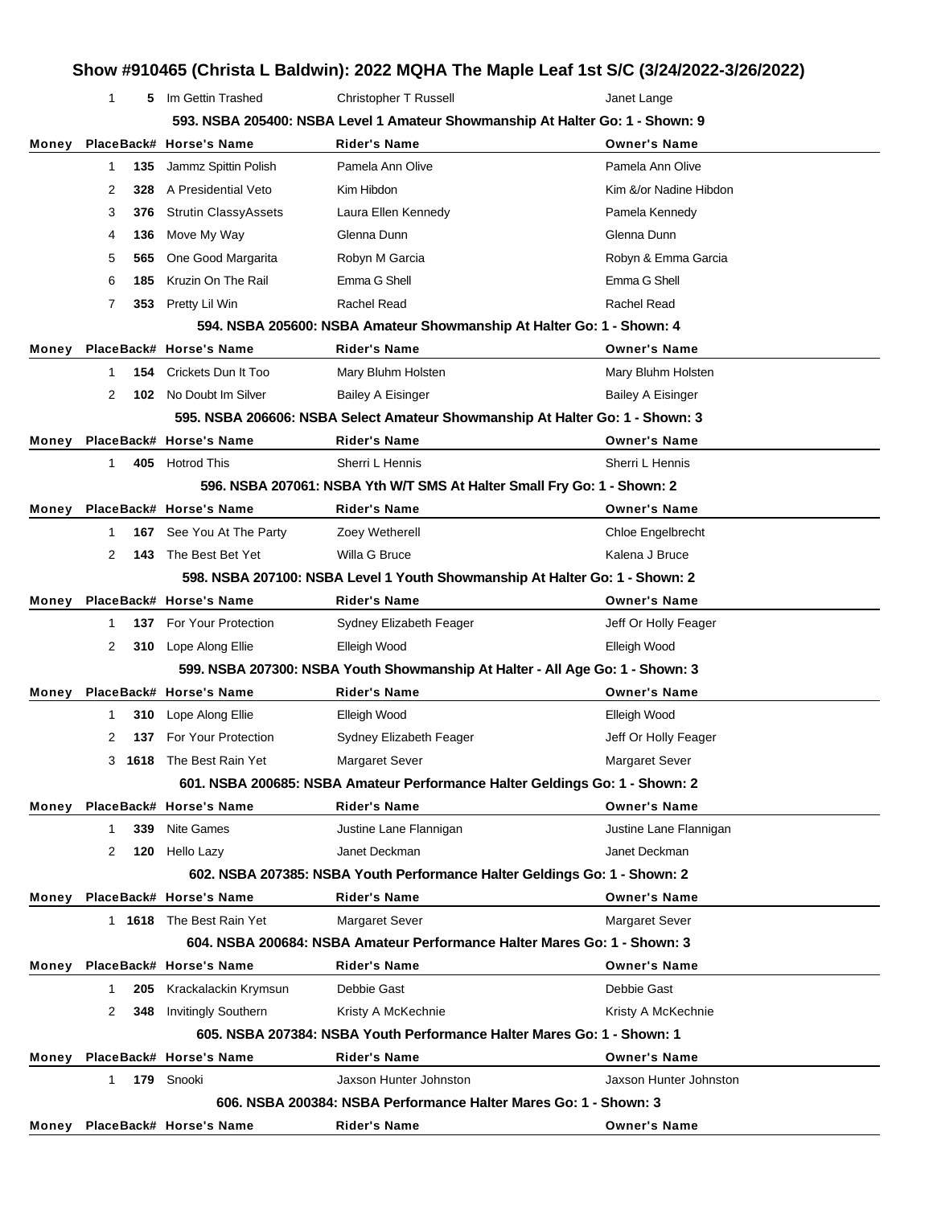# Show #910465 (Christa L Baldwin): 2022 MQHA The Maple Leaf 1st S/C (3/24/2022-3/26/2022)

| Money | Place | Back# | Horse's Name | Rider's Name | Owner's Name |
|---|---|---|---|---|---|
| | 1 | 5 | Im Gettin Trashed | Christopher T Russell | Janet Lange |

### 593. NSBA 205400: NSBA Level 1 Amateur Showmanship At Halter Go: 1 - Shown: 9

| Money | Place | Back# | Horse's Name | Rider's Name | Owner's Name |
|---|---|---|---|---|---|
| | 1 | 135 | Jammz Spittin Polish | Pamela Ann Olive | Pamela Ann Olive |
| | 2 | 328 | A Presidential Veto | Kim Hibdon | Kim &/or Nadine Hibdon |
| | 3 | 376 | Strutin ClassyAssets | Laura Ellen Kennedy | Pamela Kennedy |
| | 4 | 136 | Move My Way | Glenna Dunn | Glenna Dunn |
| | 5 | 565 | One Good Margarita | Robyn M Garcia | Robyn & Emma Garcia |
| | 6 | 185 | Kruzin On The Rail | Emma G Shell | Emma G Shell |
| | 7 | 353 | Pretty Lil Win | Rachel Read | Rachel Read |

### 594. NSBA 205600: NSBA Amateur Showmanship At Halter Go: 1 - Shown: 4

| Money | Place | Back# | Horse's Name | Rider's Name | Owner's Name |
|---|---|---|---|---|---|
| | 1 | 154 | Crickets Dun It Too | Mary Bluhm Holsten | Mary Bluhm Holsten |
| | 2 | 102 | No Doubt Im Silver | Bailey A Eisinger | Bailey A Eisinger |

### 595. NSBA 206606: NSBA Select Amateur Showmanship At Halter Go: 1 - Shown: 3

| Money | Place | Back# | Horse's Name | Rider's Name | Owner's Name |
|---|---|---|---|---|---|
| | 1 | 405 | Hotrod This | Sherri L Hennis | Sherri L Hennis |

### 596. NSBA 207061: NSBA Yth W/T SMS At Halter Small Fry Go: 1 - Shown: 2

| Money | Place | Back# | Horse's Name | Rider's Name | Owner's Name |
|---|---|---|---|---|---|
| | 1 | 167 | See You At The Party | Zoey Wetherell | Chloe Engelbrecht |
| | 2 | 143 | The Best Bet Yet | Willa G Bruce | Kalena J Bruce |

### 598. NSBA 207100: NSBA Level 1 Youth Showmanship At Halter Go: 1 - Shown: 2

| Money | Place | Back# | Horse's Name | Rider's Name | Owner's Name |
|---|---|---|---|---|---|
| | 1 | 137 | For Your Protection | Sydney Elizabeth Feager | Jeff Or Holly Feager |
| | 2 | 310 | Lope Along Ellie | Elleigh Wood | Elleigh Wood |

### 599. NSBA 207300: NSBA Youth Showmanship At Halter - All Age Go: 1 - Shown: 3

| Money | Place | Back# | Horse's Name | Rider's Name | Owner's Name |
|---|---|---|---|---|---|
| | 1 | 310 | Lope Along Ellie | Elleigh Wood | Elleigh Wood |
| | 2 | 137 | For Your Protection | Sydney Elizabeth Feager | Jeff Or Holly Feager |
| | 3 | 1618 | The Best Rain Yet | Margaret Sever | Margaret Sever |

### 601. NSBA 200685: NSBA Amateur Performance Halter Geldings Go: 1 - Shown: 2

| Money | Place | Back# | Horse's Name | Rider's Name | Owner's Name |
|---|---|---|---|---|---|
| | 1 | 339 | Nite Games | Justine Lane Flannigan | Justine Lane Flannigan |
| | 2 | 120 | Hello Lazy | Janet Deckman | Janet Deckman |

### 602. NSBA 207385: NSBA Youth Performance Halter Geldings Go: 1 - Shown: 2

| Money | Place | Back# | Horse's Name | Rider's Name | Owner's Name |
|---|---|---|---|---|---|
| | 1 | 1618 | The Best Rain Yet | Margaret Sever | Margaret Sever |

### 604. NSBA 200684: NSBA Amateur Performance Halter Mares Go: 1 - Shown: 3

| Money | Place | Back# | Horse's Name | Rider's Name | Owner's Name |
|---|---|---|---|---|---|
| | 1 | 205 | Krackalackin Krymsun | Debbie Gast | Debbie Gast |
| | 2 | 348 | Invitingly Southern | Kristy A McKechnie | Kristy A McKechnie |

### 605. NSBA 207384: NSBA Youth Performance Halter Mares Go: 1 - Shown: 1

| Money | Place | Back# | Horse's Name | Rider's Name | Owner's Name |
|---|---|---|---|---|---|
| | 1 | 179 | Snooki | Jaxson Hunter Johnston | Jaxson Hunter Johnston |

### 606. NSBA 200384: NSBA Performance Halter Mares Go: 1 - Shown: 3

| Money | Place | Back# | Horse's Name | Rider's Name | Owner's Name |
|---|---|---|---|---|---|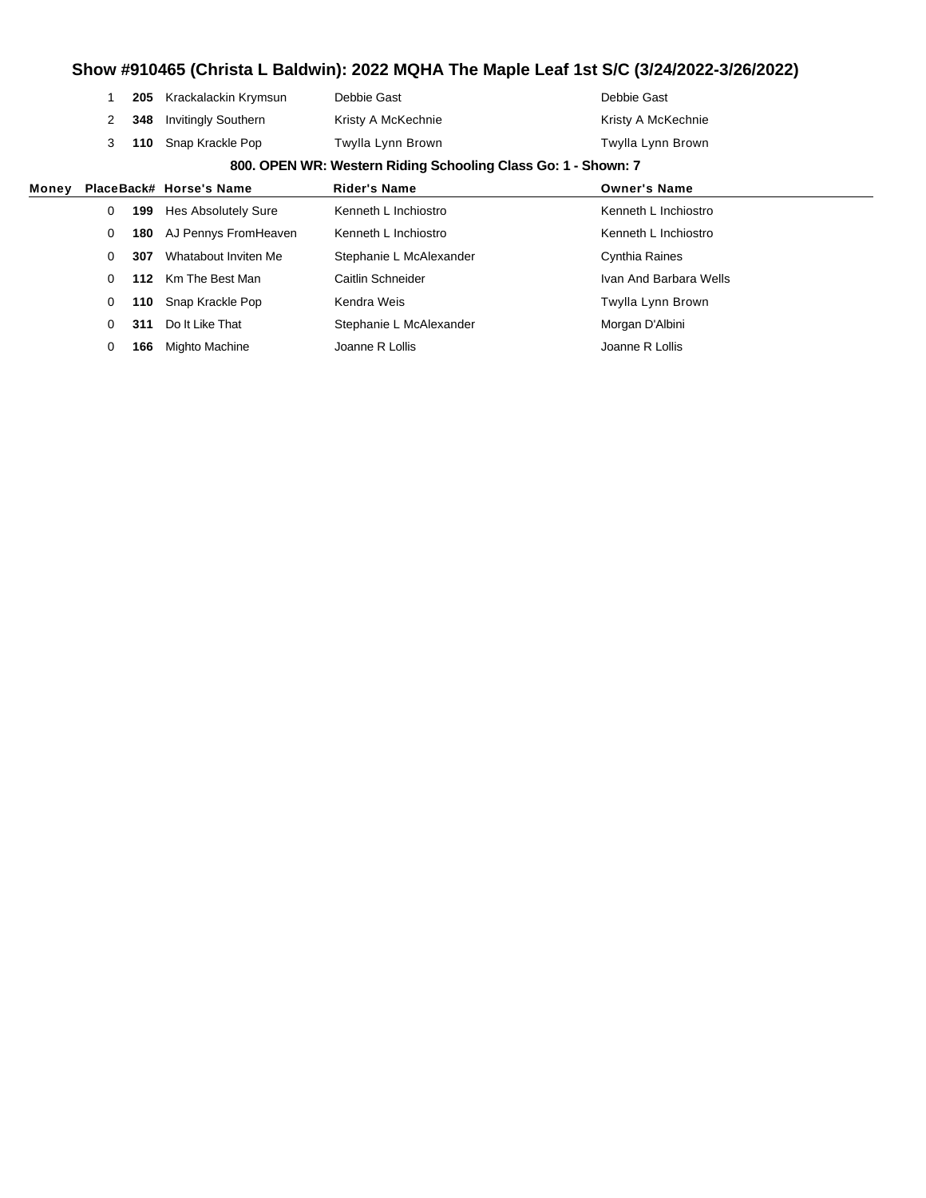# Show #910465 (Christa L Baldwin): 2022 MQHA The Maple Leaf 1st S/C (3/24/2022-3/26/2022)

| Money | Place | Back# | Horse's Name | Rider's Name | Owner's Name |
|---|---|---|---|---|---|
| | 1 | **205** | Krackalackin Krymsun | Debbie Gast | Debbie Gast |
| | 2 | **348** | Invitingly Southern | Kristy A McKechnie | Kristy A McKechnie |
| | 3 | **110** | Snap Krackle Pop | Twylla Lynn Brown | Twylla Lynn Brown |

### 800. OPEN WR: Western Riding Schooling Class Go: 1 - Shown: 7

| Money | Place | Back# | Horse's Name | Rider's Name | Owner's Name |
|---|---|---|---|---|---|
| | 0 | **199** | Hes Absolutely Sure | Kenneth L Inchiostro | Kenneth L Inchiostro |
| | 0 | **180** | AJ Pennys FromHeaven | Kenneth L Inchiostro | Kenneth L Inchiostro |
| | 0 | **307** | Whatabout Inviten Me | Stephanie L McAlexander | Cynthia Raines |
| | 0 | **112** | Km The Best Man | Caitlin Schneider | Ivan And Barbara Wells |
| | 0 | **110** | Snap Krackle Pop | Kendra Weis | Twylla Lynn Brown |
| | 0 | **311** | Do It Like That | Stephanie L McAlexander | Morgan D'Albini |
| | 0 | **166** | Mighto Machine | Joanne R Lollis | Joanne R Lollis |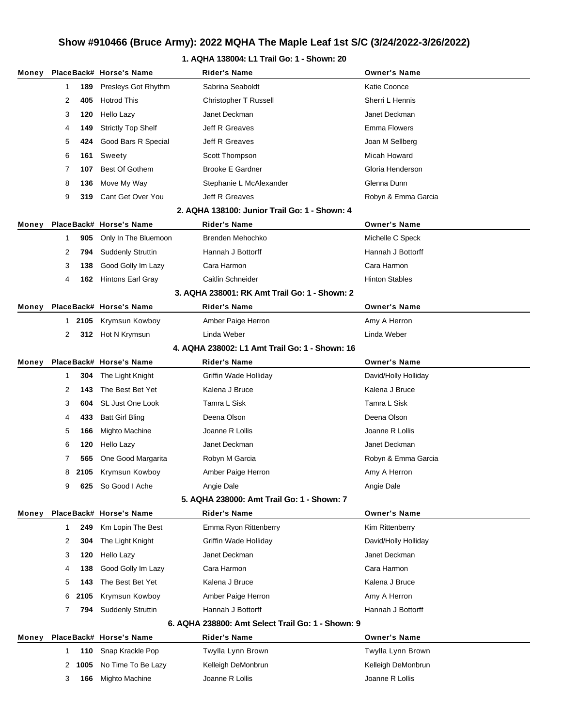# Show #910466 (Bruce Army): 2022 MQHA The Maple Leaf 1st S/C (3/24/2022-3/26/2022)

## 1. AQHA 138004: L1 Trail Go: 1 - Shown: 20

| Money | Place | Back# | Horse's Name | Rider's Name | Owner's Name |
|---|---|---|---|---|---|
| | 1 | 189 | Presleys Got Rhythm | Sabrina Seaboldt | Katie Coonce |
| | 2 | 405 | Hotrod This | Christopher T Russell | Sherri L Hennis |
| | 3 | 120 | Hello Lazy | Janet Deckman | Janet Deckman |
| | 4 | 149 | Strictly Top Shelf | Jeff R Greaves | Emma Flowers |
| | 5 | 424 | Good Bars R Special | Jeff R Greaves | Joan M Sellberg |
| | 6 | 161 | Sweety | Scott Thompson | Micah Howard |
| | 7 | 107 | Best Of Gothem | Brooke E Gardner | Gloria Henderson |
| | 8 | 136 | Move My Way | Stephanie L McAlexander | Glenna Dunn |
| | 9 | 319 | Cant Get Over You | Jeff R Greaves | Robyn & Emma Garcia |

## 2. AQHA 138100: Junior Trail Go: 1 - Shown: 4

| Money | Place | Back# | Horse's Name | Rider's Name | Owner's Name |
|---|---|---|---|---|---|
| | 1 | 905 | Only In The Bluemoon | Brenden Mehochko | Michelle C Speck |
| | 2 | 794 | Suddenly Struttin | Hannah J Bottorff | Hannah J Bottorff |
| | 3 | 138 | Good Golly Im Lazy | Cara Harmon | Cara Harmon |
| | 4 | 162 | Hintons Earl Gray | Caitlin Schneider | Hinton Stables |

## 3. AQHA 238001: RK Amt Trail Go: 1 - Shown: 2

| Money | Place | Back# | Horse's Name | Rider's Name | Owner's Name |
|---|---|---|---|---|---|
| | 1 | 2105 | Krymsun Kowboy | Amber Paige Herron | Amy A Herron |
| | 2 | 312 | Hot N Krymsun | Linda Weber | Linda Weber |

## 4. AQHA 238002: L1 Amt Trail Go: 1 - Shown: 16

| Money | Place | Back# | Horse's Name | Rider's Name | Owner's Name |
|---|---|---|---|---|---|
| | 1 | 304 | The Light Knight | Griffin Wade Holliday | David/Holly Holliday |
| | 2 | 143 | The Best Bet Yet | Kalena J Bruce | Kalena J Bruce |
| | 3 | 604 | SL Just One Look | Tamra L Sisk | Tamra L Sisk |
| | 4 | 433 | Batt Girl Bling | Deena Olson | Deena Olson |
| | 5 | 166 | Mighto Machine | Joanne R Lollis | Joanne R Lollis |
| | 6 | 120 | Hello Lazy | Janet Deckman | Janet Deckman |
| | 7 | 565 | One Good Margarita | Robyn M Garcia | Robyn & Emma Garcia |
| | 8 | 2105 | Krymsun Kowboy | Amber Paige Herron | Amy A Herron |
| | 9 | 625 | So Good I Ache | Angie Dale | Angie Dale |

## 5. AQHA 238000: Amt Trail Go: 1 - Shown: 7

| Money | Place | Back# | Horse's Name | Rider's Name | Owner's Name |
|---|---|---|---|---|---|
| | 1 | 249 | Km Lopin The Best | Emma Ryon Rittenberry | Kim Rittenberry |
| | 2 | 304 | The Light Knight | Griffin Wade Holliday | David/Holly Holliday |
| | 3 | 120 | Hello Lazy | Janet Deckman | Janet Deckman |
| | 4 | 138 | Good Golly Im Lazy | Cara Harmon | Cara Harmon |
| | 5 | 143 | The Best Bet Yet | Kalena J Bruce | Kalena J Bruce |
| | 6 | 2105 | Krymsun Kowboy | Amber Paige Herron | Amy A Herron |
| | 7 | 794 | Suddenly Struttin | Hannah J Bottorff | Hannah J Bottorff |

## 6. AQHA 238800: Amt Select Trail Go: 1 - Shown: 9

| Money | Place | Back# | Horse's Name | Rider's Name | Owner's Name |
|---|---|---|---|---|---|
| | 1 | 110 | Snap Krackle Pop | Twylla Lynn Brown | Twylla Lynn Brown |
| | 2 | 1005 | No Time To Be Lazy | Kelleigh DeMonbrun | Kelleigh DeMonbrun |
| | 3 | 166 | Mighto Machine | Joanne R Lollis | Joanne R Lollis |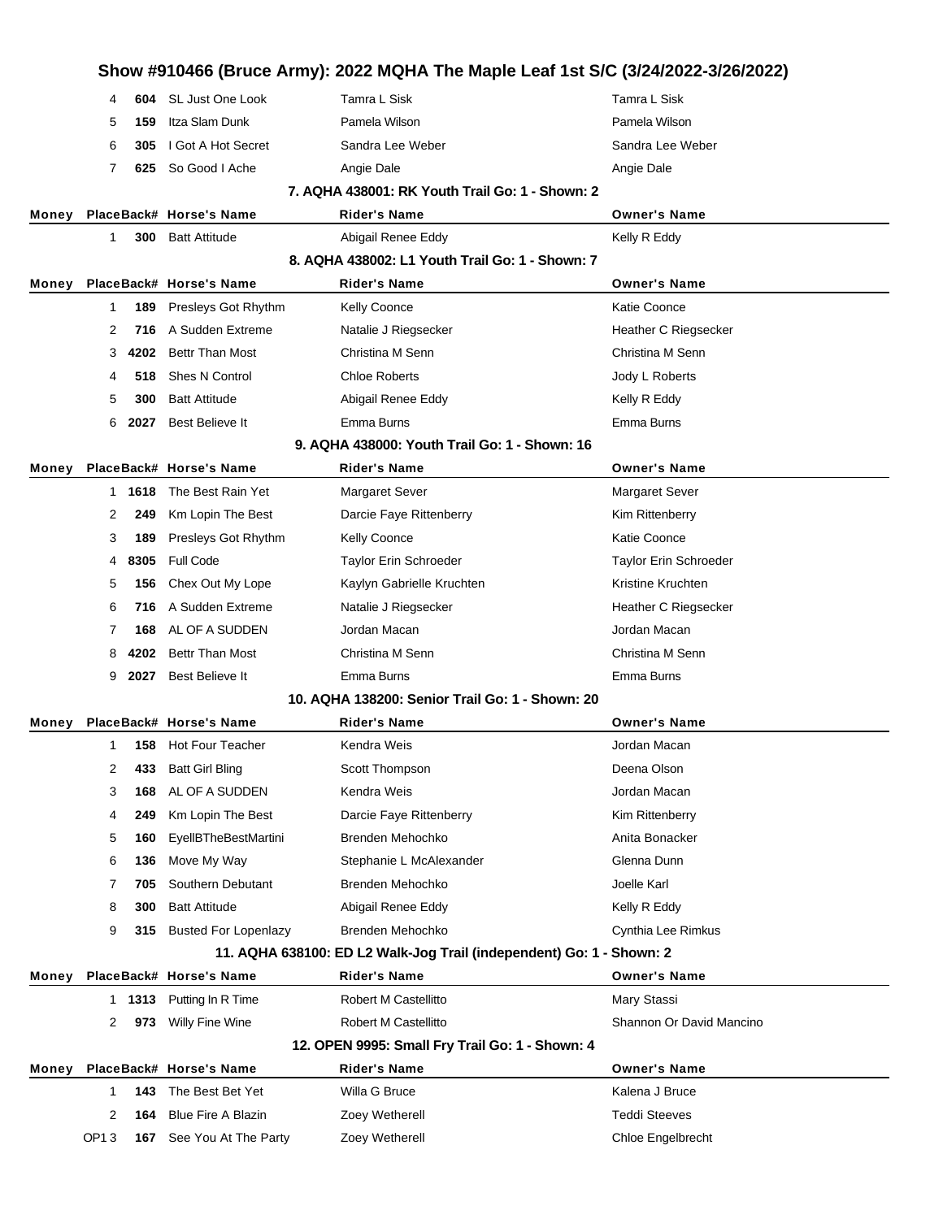# Show #910466 (Bruce Army): 2022 MQHA The Maple Leaf 1st S/C (3/24/2022-3/26/2022)

| Money | Place | Back# | Horse's Name | Rider's Name | Owner's Name |
|---|---|---|---|---|---|
| | 4 | 604 | SL Just One Look | Tamra L Sisk | Tamra L Sisk |
| | 5 | 159 | Itza Slam Dunk | Pamela Wilson | Pamela Wilson |
| | 6 | 305 | I Got A Hot Secret | Sandra Lee Weber | Sandra Lee Weber |
| | 7 | 625 | So Good I Ache | Angie Dale | Angie Dale |

## 7. AQHA 438001: RK Youth Trail Go: 1 - Shown: 2

| Money | Place | Back# | Horse's Name | Rider's Name | Owner's Name |
|---|---|---|---|---|---|
| | 1 | 300 | Batt Attitude | Abigail Renee Eddy | Kelly R Eddy |

## 8. AQHA 438002: L1 Youth Trail Go: 1 - Shown: 7

| Money | Place | Back# | Horse's Name | Rider's Name | Owner's Name |
|---|---|---|---|---|---|
| | 1 | 189 | Presleys Got Rhythm | Kelly Coonce | Katie Coonce |
| | 2 | 716 | A Sudden Extreme | Natalie J Riegsecker | Heather C Riegsecker |
| | 3 | 4202 | Bettr Than Most | Christina M Senn | Christina M Senn |
| | 4 | 518 | Shes N Control | Chloe Roberts | Jody L Roberts |
| | 5 | 300 | Batt Attitude | Abigail Renee Eddy | Kelly R Eddy |
| | 6 | 2027 | Best Believe It | Emma Burns | Emma Burns |

## 9. AQHA 438000: Youth Trail Go: 1 - Shown: 16

| Money | Place | Back# | Horse's Name | Rider's Name | Owner's Name |
|---|---|---|---|---|---|
| | 1 | 1618 | The Best Rain Yet | Margaret Sever | Margaret Sever |
| | 2 | 249 | Km Lopin The Best | Darcie Faye Rittenberry | Kim Rittenberry |
| | 3 | 189 | Presleys Got Rhythm | Kelly Coonce | Katie Coonce |
| | 4 | 8305 | Full Code | Taylor Erin Schroeder | Taylor Erin Schroeder |
| | 5 | 156 | Chex Out My Lope | Kaylyn Gabrielle Kruchten | Kristine Kruchten |
| | 6 | 716 | A Sudden Extreme | Natalie J Riegsecker | Heather C Riegsecker |
| | 7 | 168 | AL OF A SUDDEN | Jordan Macan | Jordan Macan |
| | 8 | 4202 | Bettr Than Most | Christina M Senn | Christina M Senn |
| | 9 | 2027 | Best Believe It | Emma Burns | Emma Burns |

## 10. AQHA 138200: Senior Trail Go: 1 - Shown: 20

| Money | Place | Back# | Horse's Name | Rider's Name | Owner's Name |
|---|---|---|---|---|---|
| | 1 | 158 | Hot Four Teacher | Kendra Weis | Jordan Macan |
| | 2 | 433 | Batt Girl Bling | Scott Thompson | Deena Olson |
| | 3 | 168 | AL OF A SUDDEN | Kendra Weis | Jordan Macan |
| | 4 | 249 | Km Lopin The Best | Darcie Faye Rittenberry | Kim Rittenberry |
| | 5 | 160 | EyellBTheBestMartini | Brenden Mehochko | Anita Bonacker |
| | 6 | 136 | Move My Way | Stephanie L McAlexander | Glenna Dunn |
| | 7 | 705 | Southern Debutant | Brenden Mehochko | Joelle Karl |
| | 8 | 300 | Batt Attitude | Abigail Renee Eddy | Kelly R Eddy |
| | 9 | 315 | Busted For Lopenlazy | Brenden Mehochko | Cynthia Lee Rimkus |

## 11. AQHA 638100: ED L2 Walk-Jog Trail (independent) Go: 1 - Shown: 2

| Money | Place | Back# | Horse's Name | Rider's Name | Owner's Name |
|---|---|---|---|---|---|
| | 1 | 1313 | Putting In R Time | Robert M Castellitto | Mary Stassi |
| | 2 | 973 | Willy Fine Wine | Robert M Castellitto | Shannon Or David Mancino |

## 12. OPEN 9995: Small Fry Trail Go: 1 - Shown: 4

| Money | Place | Back# | Horse's Name | Rider's Name | Owner's Name |
|---|---|---|---|---|---|
| | 1 | 143 | The Best Bet Yet | Willa G Bruce | Kalena J Bruce |
| | 2 | 164 | Blue Fire A Blazin | Zoey Wetherell | Teddi Steeves |
| | OP1 3 | 167 | See You At The Party | Zoey Wetherell | Chloe Engelbrecht |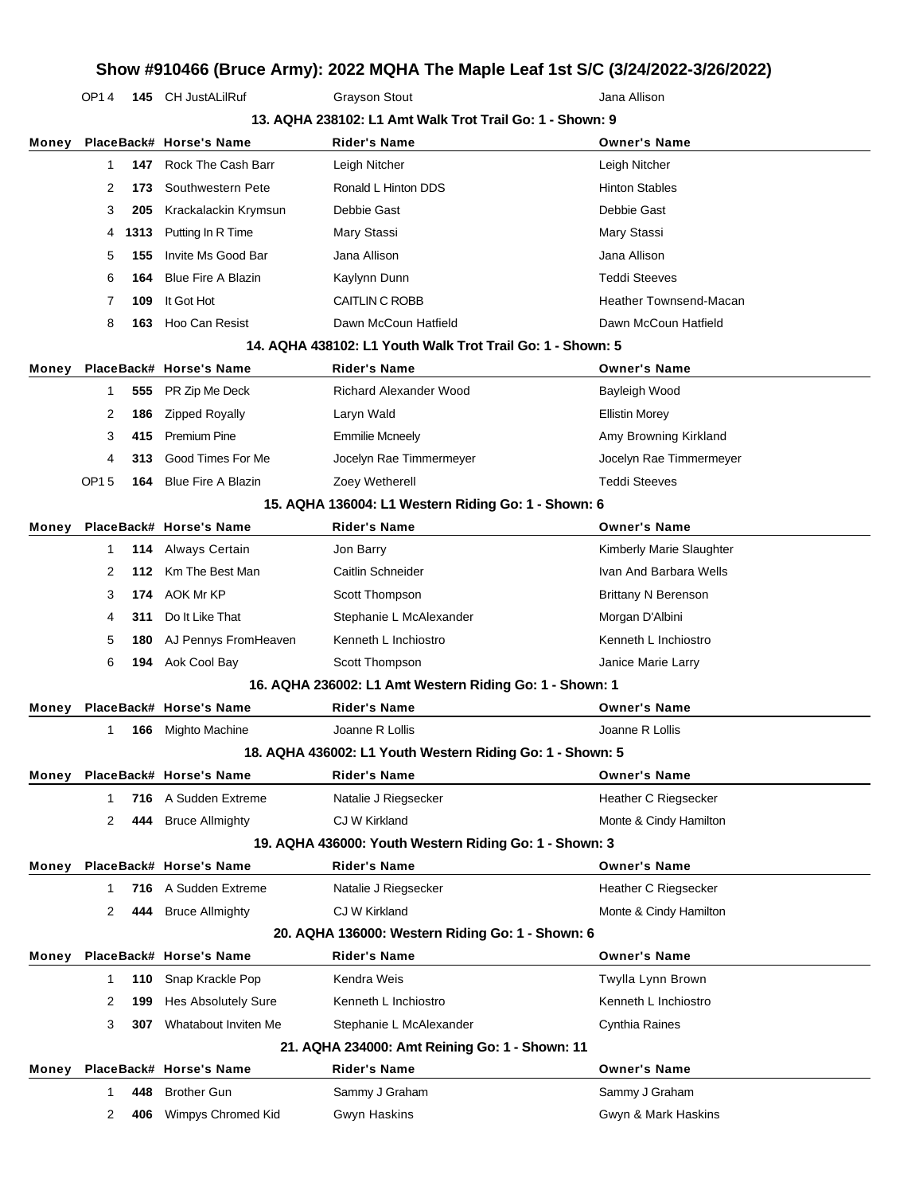# Show #910466 (Bruce Army): 2022 MQHA The Maple Leaf 1st S/C (3/24/2022-3/26/2022)

| Money | Place | Back# | Horse's Name | Rider's Name | Owner's Name |
|---|---|---|---|---|---|
| | OP1 4 | 145 | CH JustALilRuf | Grayson Stout | Jana Allison |

### 13. AQHA 238102: L1 Amt Walk Trot Trail Go: 1 - Shown: 9

| Money | Place | Back# | Horse's Name | Rider's Name | Owner's Name |
|---|---|---|---|---|---|
| | 1 | 147 | Rock The Cash Barr | Leigh Nitcher | Leigh Nitcher |
| | 2 | 173 | Southwestern Pete | Ronald L Hinton DDS | Hinton Stables |
| | 3 | 205 | Krackalackin Krymsun | Debbie Gast | Debbie Gast |
| | 4 | 1313 | Putting In R Time | Mary Stassi | Mary Stassi |
| | 5 | 155 | Invite Ms Good Bar | Jana Allison | Jana Allison |
| | 6 | 164 | Blue Fire A Blazin | Kaylynn Dunn | Teddi Steeves |
| | 7 | 109 | It Got Hot | CAITLIN C ROBB | Heather Townsend-Macan |
| | 8 | 163 | Hoo Can Resist | Dawn McCoun Hatfield | Dawn McCoun Hatfield |

### 14. AQHA 438102: L1 Youth Walk Trot Trail Go: 1 - Shown: 5

| Money | Place | Back# | Horse's Name | Rider's Name | Owner's Name |
|---|---|---|---|---|---|
| | 1 | 555 | PR Zip Me Deck | Richard Alexander Wood | Bayleigh Wood |
| | 2 | 186 | Zipped Royally | Laryn Wald | Ellistin Morey |
| | 3 | 415 | Premium Pine | Emmilie Mcneely | Amy Browning Kirkland |
| | 4 | 313 | Good Times For Me | Jocelyn Rae Timmermeyer | Jocelyn Rae Timmermeyer |
| | OP1 5 | 164 | Blue Fire A Blazin | Zoey Wetherell | Teddi Steeves |

### 15. AQHA 136004: L1 Western Riding Go: 1 - Shown: 6

| Money | Place | Back# | Horse's Name | Rider's Name | Owner's Name |
|---|---|---|---|---|---|
| | 1 | 114 | Always Certain | Jon Barry | Kimberly Marie Slaughter |
| | 2 | 112 | Km The Best Man | Caitlin Schneider | Ivan And Barbara Wells |
| | 3 | 174 | AOK Mr KP | Scott Thompson | Brittany N Berenson |
| | 4 | 311 | Do It Like That | Stephanie L McAlexander | Morgan D'Albini |
| | 5 | 180 | AJ Pennys FromHeaven | Kenneth L Inchiostro | Kenneth L Inchiostro |
| | 6 | 194 | Aok Cool Bay | Scott Thompson | Janice Marie Larry |

### 16. AQHA 236002: L1 Amt Western Riding Go: 1 - Shown: 1

| Money | Place | Back# | Horse's Name | Rider's Name | Owner's Name |
|---|---|---|---|---|---|
| | 1 | 166 | Mighto Machine | Joanne R Lollis | Joanne R Lollis |

### 18. AQHA 436002: L1 Youth Western Riding Go: 1 - Shown: 5

| Money | Place | Back# | Horse's Name | Rider's Name | Owner's Name |
|---|---|---|---|---|---|
| | 1 | 716 | A Sudden Extreme | Natalie J Riegsecker | Heather C Riegsecker |
| | 2 | 444 | Bruce Allmighty | CJ W Kirkland | Monte & Cindy Hamilton |

### 19. AQHA 436000: Youth Western Riding Go: 1 - Shown: 3

| Money | Place | Back# | Horse's Name | Rider's Name | Owner's Name |
|---|---|---|---|---|---|
| | 1 | 716 | A Sudden Extreme | Natalie J Riegsecker | Heather C Riegsecker |
| | 2 | 444 | Bruce Allmighty | CJ W Kirkland | Monte & Cindy Hamilton |

### 20. AQHA 136000: Western Riding Go: 1 - Shown: 6

| Money | Place | Back# | Horse's Name | Rider's Name | Owner's Name |
|---|---|---|---|---|---|
| | 1 | 110 | Snap Krackle Pop | Kendra Weis | Twylla Lynn Brown |
| | 2 | 199 | Hes Absolutely Sure | Kenneth L Inchiostro | Kenneth L Inchiostro |
| | 3 | 307 | Whatabout Inviten Me | Stephanie L McAlexander | Cynthia Raines |

### 21. AQHA 234000: Amt Reining Go: 1 - Shown: 11

| Money | Place | Back# | Horse's Name | Rider's Name | Owner's Name |
|---|---|---|---|---|---|
| | 1 | 448 | Brother Gun | Sammy J Graham | Sammy J Graham |
| | 2 | 406 | Wimpys Chromed Kid | Gwyn Haskins | Gwyn & Mark Haskins |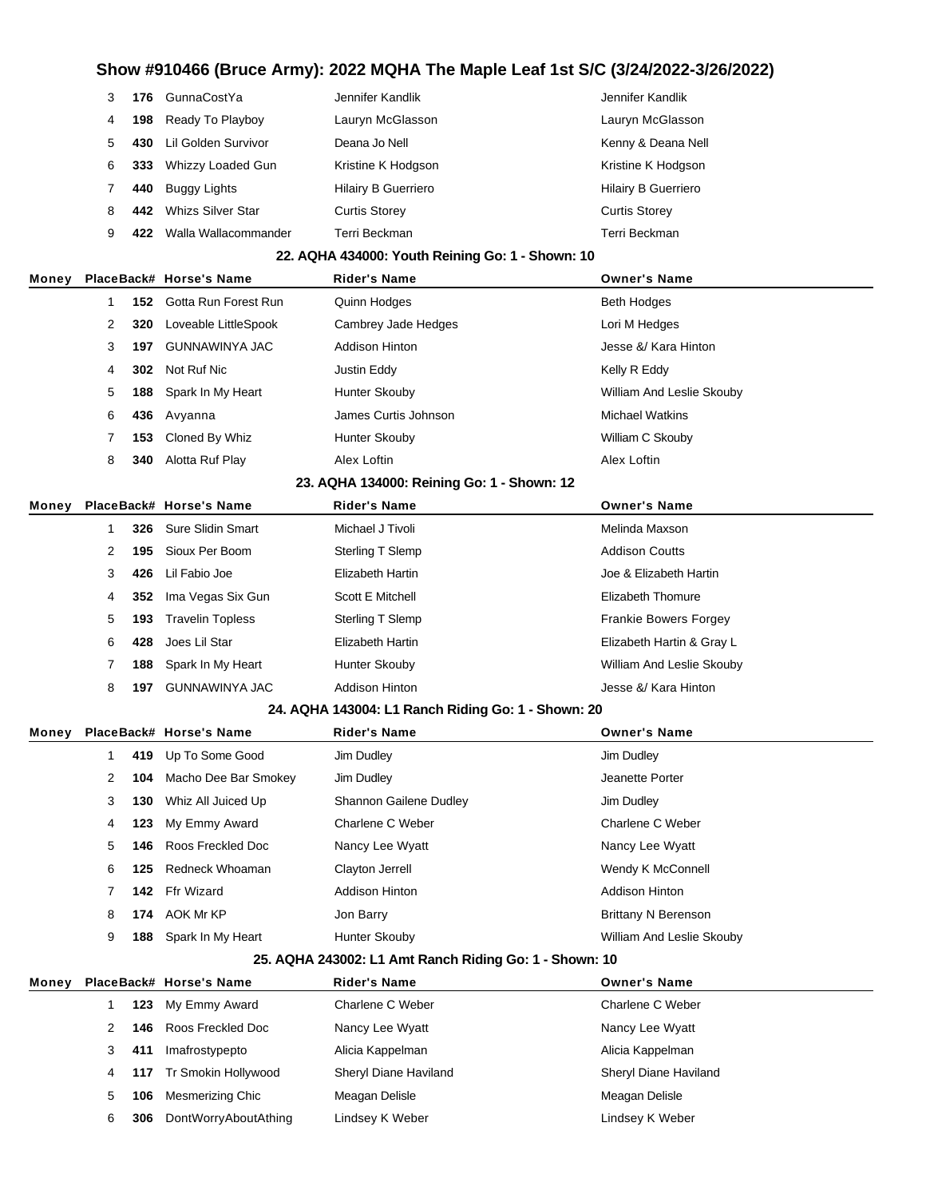# Show #910466 (Bruce Army): 2022 MQHA The Maple Leaf 1st S/C (3/24/2022-3/26/2022)

| Money | Place | Back# | Horse's Name | Rider's Name | Owner's Name |
|---|---|---|---|---|---|
| | 3 | 176 | GunnaCostYa | Jennifer Kandlik | Jennifer Kandlik |
| | 4 | 198 | Ready To Playboy | Lauryn McGlasson | Lauryn McGlasson |
| | 5 | 430 | Lil Golden Survivor | Deana Jo Nell | Kenny & Deana Nell |
| | 6 | 333 | Whizzy Loaded Gun | Kristine K Hodgson | Kristine K Hodgson |
| | 7 | 440 | Buggy Lights | Hilairy B Guerriero | Hilairy B Guerriero |
| | 8 | 442 | Whizs Silver Star | Curtis Storey | Curtis Storey |
| | 9 | 422 | Walla Wallacommander | Terri Beckman | Terri Beckman |

### 22. AQHA 434000: Youth Reining Go: 1 - Shown: 10

| Money | Place | Back# | Horse's Name | Rider's Name | Owner's Name |
|---|---|---|---|---|---|
| | 1 | 152 | Gotta Run Forest Run | Quinn Hodges | Beth Hodges |
| | 2 | 320 | Loveable LittleSpook | Cambrey Jade Hedges | Lori M Hedges |
| | 3 | 197 | GUNNAWINYA JAC | Addison Hinton | Jesse &/ Kara Hinton |
| | 4 | 302 | Not Ruf Nic | Justin Eddy | Kelly R Eddy |
| | 5 | 188 | Spark In My Heart | Hunter Skouby | William And Leslie Skouby |
| | 6 | 436 | Avyanna | James Curtis Johnson | Michael Watkins |
| | 7 | 153 | Cloned By Whiz | Hunter Skouby | William C Skouby |
| | 8 | 340 | Alotta Ruf Play | Alex Loftin | Alex Loftin |

### 23. AQHA 134000: Reining Go: 1 - Shown: 12

| Money | Place | Back# | Horse's Name | Rider's Name | Owner's Name |
|---|---|---|---|---|---|
| | 1 | 326 | Sure Slidin Smart | Michael J Tivoli | Melinda Maxson |
| | 2 | 195 | Sioux Per Boom | Sterling T Slemp | Addison Coutts |
| | 3 | 426 | Lil Fabio Joe | Elizabeth Hartin | Joe & Elizabeth Hartin |
| | 4 | 352 | Ima Vegas Six Gun | Scott E Mitchell | Elizabeth Thomure |
| | 5 | 193 | Travelin Topless | Sterling T Slemp | Frankie Bowers Forgey |
| | 6 | 428 | Joes Lil Star | Elizabeth Hartin | Elizabeth Hartin & Gray L |
| | 7 | 188 | Spark In My Heart | Hunter Skouby | William And Leslie Skouby |
| | 8 | 197 | GUNNAWINYA JAC | Addison Hinton | Jesse &/ Kara Hinton |

### 24. AQHA 143004: L1 Ranch Riding Go: 1 - Shown: 20

| Money | Place | Back# | Horse's Name | Rider's Name | Owner's Name |
|---|---|---|---|---|---|
| | 1 | 419 | Up To Some Good | Jim Dudley | Jim Dudley |
| | 2 | 104 | Macho Dee Bar Smokey | Jim Dudley | Jeanette Porter |
| | 3 | 130 | Whiz All Juiced Up | Shannon Gailene Dudley | Jim Dudley |
| | 4 | 123 | My Emmy Award | Charlene C Weber | Charlene C Weber |
| | 5 | 146 | Roos Freckled Doc | Nancy Lee Wyatt | Nancy Lee Wyatt |
| | 6 | 125 | Redneck Whoaman | Clayton Jerrell | Wendy K McConnell |
| | 7 | 142 | Ffr Wizard | Addison Hinton | Addison Hinton |
| | 8 | 174 | AOK Mr KP | Jon Barry | Brittany N Berenson |
| | 9 | 188 | Spark In My Heart | Hunter Skouby | William And Leslie Skouby |

### 25. AQHA 243002: L1 Amt Ranch Riding Go: 1 - Shown: 10

| Money | Place | Back# | Horse's Name | Rider's Name | Owner's Name |
|---|---|---|---|---|---|
| | 1 | 123 | My Emmy Award | Charlene C Weber | Charlene C Weber |
| | 2 | 146 | Roos Freckled Doc | Nancy Lee Wyatt | Nancy Lee Wyatt |
| | 3 | 411 | Imafrostypepto | Alicia Kappelman | Alicia Kappelman |
| | 4 | 117 | Tr Smokin Hollywood | Sheryl Diane Haviland | Sheryl Diane Haviland |
| | 5 | 106 | Mesmerizing Chic | Meagan Delisle | Meagan Delisle |
| | 6 | 306 | DontWorryAboutAthing | Lindsey K Weber | Lindsey K Weber |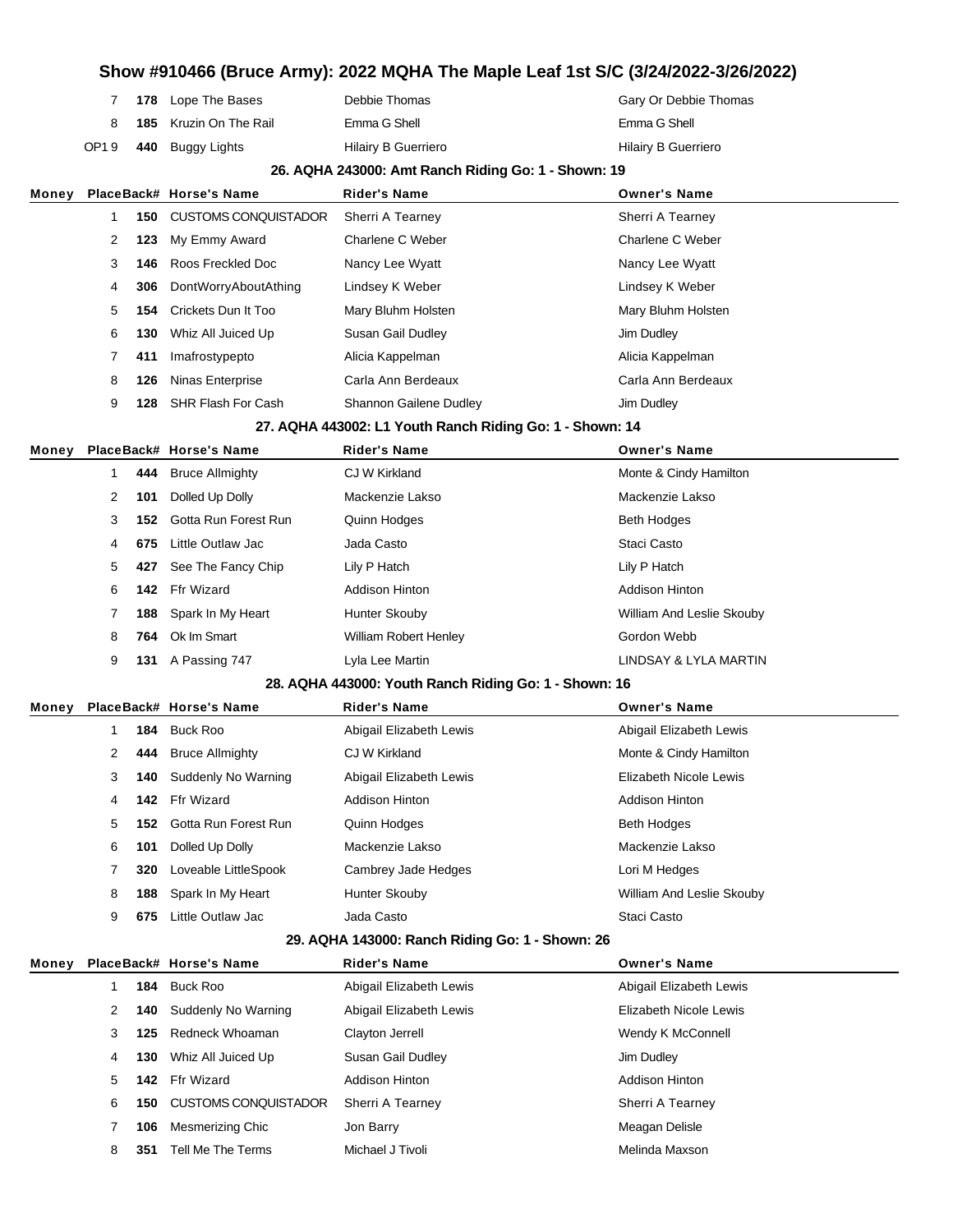# Show #910466 (Bruce Army): 2022 MQHA The Maple Leaf 1st S/C (3/24/2022-3/26/2022)

| Money | Place | Back# | Horse's Name | Rider's Name | Owner's Name |
|---|---|---|---|---|---|
| | 7 | **178** | Lope The Bases | Debbie Thomas | Gary Or Debbie Thomas |
| | 8 | **185** | Kruzin On The Rail | Emma G Shell | Emma G Shell |
| | OP1 9 | **440** | Buggy Lights | Hilairy B Guerriero | Hilairy B Guerriero |

### 26. AQHA 243000: Amt Ranch Riding Go: 1 - Shown: 19

| Money | Place | Back# | Horse's Name | Rider's Name | Owner's Name |
|---|---|---|---|---|---|
| | 1 | **150** | CUSTOMS CONQUISTADOR | Sherri A Tearney | Sherri A Tearney |
| | 2 | **123** | My Emmy Award | Charlene C Weber | Charlene C Weber |
| | 3 | **146** | Roos Freckled Doc | Nancy Lee Wyatt | Nancy Lee Wyatt |
| | 4 | **306** | DontWorryAboutAthing | Lindsey K Weber | Lindsey K Weber |
| | 5 | **154** | Crickets Dun It Too | Mary Bluhm Holsten | Mary Bluhm Holsten |
| | 6 | **130** | Whiz All Juiced Up | Susan Gail Dudley | Jim Dudley |
| | 7 | **411** | Imafrostypepto | Alicia Kappelman | Alicia Kappelman |
| | 8 | **126** | Ninas Enterprise | Carla Ann Berdeaux | Carla Ann Berdeaux |
| | 9 | **128** | SHR Flash For Cash | Shannon Gailene Dudley | Jim Dudley |

### 27. AQHA 443002: L1 Youth Ranch Riding Go: 1 - Shown: 14

| Money | Place | Back# | Horse's Name | Rider's Name | Owner's Name |
|---|---|---|---|---|---|
| | 1 | **444** | Bruce Allmighty | CJ W Kirkland | Monte & Cindy Hamilton |
| | 2 | **101** | Dolled Up Dolly | Mackenzie Lakso | Mackenzie Lakso |
| | 3 | **152** | Gotta Run Forest Run | Quinn Hodges | Beth Hodges |
| | 4 | **675** | Little Outlaw Jac | Jada Casto | Staci Casto |
| | 5 | **427** | See The Fancy Chip | Lily P Hatch | Lily P Hatch |
| | 6 | **142** | Ffr Wizard | Addison Hinton | Addison Hinton |
| | 7 | **188** | Spark In My Heart | Hunter Skouby | William And Leslie Skouby |
| | 8 | **764** | Ok Im Smart | William Robert Henley | Gordon Webb |
| | 9 | **131** | A Passing 747 | Lyla Lee Martin | LINDSAY & LYLA MARTIN |

### 28. AQHA 443000: Youth Ranch Riding Go: 1 - Shown: 16

| Money | Place | Back# | Horse's Name | Rider's Name | Owner's Name |
|---|---|---|---|---|---|
| | 1 | **184** | Buck Roo | Abigail Elizabeth Lewis | Abigail Elizabeth Lewis |
| | 2 | **444** | Bruce Allmighty | CJ W Kirkland | Monte & Cindy Hamilton |
| | 3 | **140** | Suddenly No Warning | Abigail Elizabeth Lewis | Elizabeth Nicole Lewis |
| | 4 | **142** | Ffr Wizard | Addison Hinton | Addison Hinton |
| | 5 | **152** | Gotta Run Forest Run | Quinn Hodges | Beth Hodges |
| | 6 | **101** | Dolled Up Dolly | Mackenzie Lakso | Mackenzie Lakso |
| | 7 | **320** | Loveable LittleSpook | Cambrey Jade Hedges | Lori M Hedges |
| | 8 | **188** | Spark In My Heart | Hunter Skouby | William And Leslie Skouby |
| | 9 | **675** | Little Outlaw Jac | Jada Casto | Staci Casto |

### 29. AQHA 143000: Ranch Riding Go: 1 - Shown: 26

| Money | Place | Back# | Horse's Name | Rider's Name | Owner's Name |
|---|---|---|---|---|---|
| | 1 | **184** | Buck Roo | Abigail Elizabeth Lewis | Abigail Elizabeth Lewis |
| | 2 | **140** | Suddenly No Warning | Abigail Elizabeth Lewis | Elizabeth Nicole Lewis |
| | 3 | **125** | Redneck Whoaman | Clayton Jerrell | Wendy K McConnell |
| | 4 | **130** | Whiz All Juiced Up | Susan Gail Dudley | Jim Dudley |
| | 5 | **142** | Ffr Wizard | Addison Hinton | Addison Hinton |
| | 6 | **150** | CUSTOMS CONQUISTADOR | Sherri A Tearney | Sherri A Tearney |
| | 7 | **106** | Mesmerizing Chic | Jon Barry | Meagan Delisle |
| | 8 | **351** | Tell Me The Terms | Michael J Tivoli | Melinda Maxson |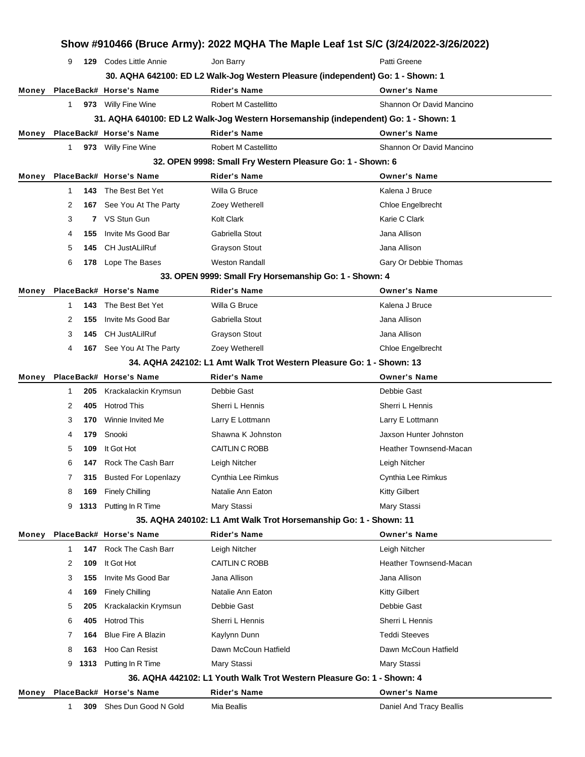# Show #910466 (Bruce Army): 2022 MQHA The Maple Leaf 1st S/C (3/24/2022-3/26/2022)

| Money | Place | Back# | Horse's Name | Rider's Name | Owner's Name |
|---|---|---|---|---|---|
| | 9 | 129 | Codes Little Annie | Jon Barry | Patti Greene |

### 30. AQHA 642100: ED L2 Walk-Jog Western Pleasure (independent) Go: 1 - Shown: 1

| Money | Place | Back# | Horse's Name | Rider's Name | Owner's Name |
|---|---|---|---|---|---|
| | 1 | 973 | Willy Fine Wine | Robert M Castellitto | Shannon Or David Mancino |

### 31. AQHA 640100: ED L2 Walk-Jog Western Horsemanship (independent) Go: 1 - Shown: 1

| Money | Place | Back# | Horse's Name | Rider's Name | Owner's Name |
|---|---|---|---|---|---|
| | 1 | 973 | Willy Fine Wine | Robert M Castellitto | Shannon Or David Mancino |

### 32. OPEN 9998: Small Fry Western Pleasure Go: 1 - Shown: 6

| Money | Place | Back# | Horse's Name | Rider's Name | Owner's Name |
|---|---|---|---|---|---|
| | 1 | 143 | The Best Bet Yet | Willa G Bruce | Kalena J Bruce |
| | 2 | 167 | See You At The Party | Zoey Wetherell | Chloe Engelbrecht |
| | 3 | 7 | VS Stun Gun | Kolt Clark | Karie C Clark |
| | 4 | 155 | Invite Ms Good Bar | Gabriella Stout | Jana Allison |
| | 5 | 145 | CH JustALilRuf | Grayson Stout | Jana Allison |
| | 6 | 178 | Lope The Bases | Weston Randall | Gary Or Debbie Thomas |

### 33. OPEN 9999: Small Fry Horsemanship Go: 1 - Shown: 4

| Money | Place | Back# | Horse's Name | Rider's Name | Owner's Name |
|---|---|---|---|---|---|
| | 1 | 143 | The Best Bet Yet | Willa G Bruce | Kalena J Bruce |
| | 2 | 155 | Invite Ms Good Bar | Gabriella Stout | Jana Allison |
| | 3 | 145 | CH JustALilRuf | Grayson Stout | Jana Allison |
| | 4 | 167 | See You At The Party | Zoey Wetherell | Chloe Engelbrecht |

### 34. AQHA 242102: L1 Amt Walk Trot Western Pleasure Go: 1 - Shown: 13

| Money | Place | Back# | Horse's Name | Rider's Name | Owner's Name |
|---|---|---|---|---|---|
| | 1 | 205 | Krackalackin Krymsun | Debbie Gast | Debbie Gast |
| | 2 | 405 | Hotrod This | Sherri L Hennis | Sherri L Hennis |
| | 3 | 170 | Winnie Invited Me | Larry E Lottmann | Larry E Lottmann |
| | 4 | 179 | Snooki | Shawna K Johnston | Jaxson Hunter Johnston |
| | 5 | 109 | It Got Hot | CAITLIN C ROBB | Heather Townsend-Macan |
| | 6 | 147 | Rock The Cash Barr | Leigh Nitcher | Leigh Nitcher |
| | 7 | 315 | Busted For Lopenlazy | Cynthia Lee Rimkus | Cynthia Lee Rimkus |
| | 8 | 169 | Finely Chilling | Natalie Ann Eaton | Kitty Gilbert |
| | 9 | 1313 | Putting In R Time | Mary Stassi | Mary Stassi |

### 35. AQHA 240102: L1 Amt Walk Trot Horsemanship Go: 1 - Shown: 11

| Money | Place | Back# | Horse's Name | Rider's Name | Owner's Name |
|---|---|---|---|---|---|
| | 1 | 147 | Rock The Cash Barr | Leigh Nitcher | Leigh Nitcher |
| | 2 | 109 | It Got Hot | CAITLIN C ROBB | Heather Townsend-Macan |
| | 3 | 155 | Invite Ms Good Bar | Jana Allison | Jana Allison |
| | 4 | 169 | Finely Chilling | Natalie Ann Eaton | Kitty Gilbert |
| | 5 | 205 | Krackalackin Krymsun | Debbie Gast | Debbie Gast |
| | 6 | 405 | Hotrod This | Sherri L Hennis | Sherri L Hennis |
| | 7 | 164 | Blue Fire A Blazin | Kaylynn Dunn | Teddi Steeves |
| | 8 | 163 | Hoo Can Resist | Dawn McCoun Hatfield | Dawn McCoun Hatfield |
| | 9 | 1313 | Putting In R Time | Mary Stassi | Mary Stassi |

### 36. AQHA 442102: L1 Youth Walk Trot Western Pleasure Go: 1 - Shown: 4

| Money | Place | Back# | Horse's Name | Rider's Name | Owner's Name |
|---|---|---|---|---|---|
| | 1 | 309 | Shes Dun Good N Gold | Mia Beallis | Daniel And Tracy Beallis |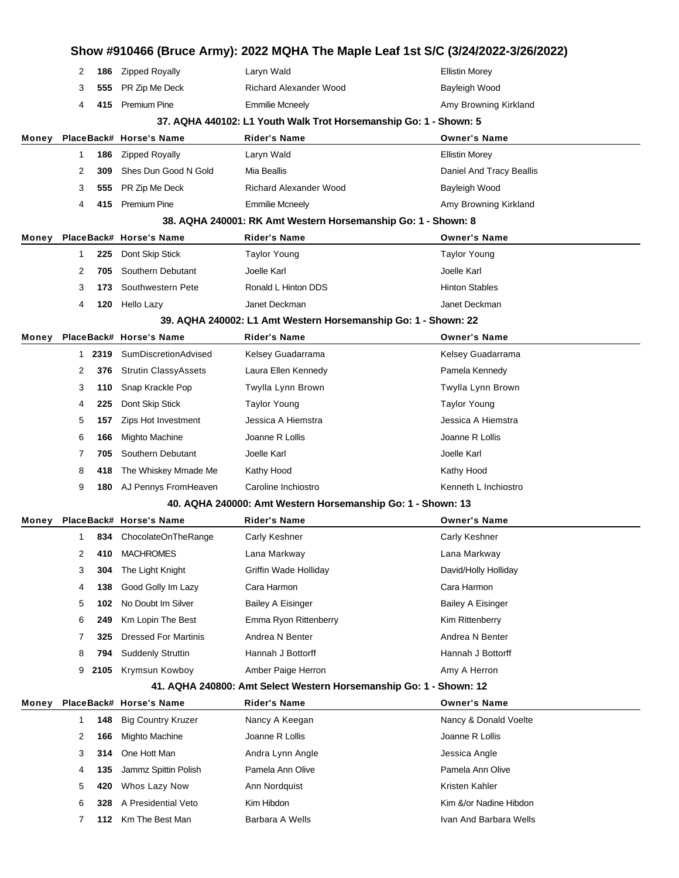# Show #910466 (Bruce Army): 2022 MQHA The Maple Leaf 1st S/C (3/24/2022-3/26/2022)

| Money | Place | Back# | Horse's Name | Rider's Name | Owner's Name |
|---|---|---|---|---|---|
| | 2 | **186** | Zipped Royally | Laryn Wald | Ellistin Morey |
| | 3 | **555** | PR Zip Me Deck | Richard Alexander Wood | Bayleigh Wood |
| | 4 | **415** | Premium Pine | Emmilie Mcneely | Amy Browning Kirkland |

### 37. AQHA 440102: L1 Youth Walk Trot Horsemanship Go: 1 - Shown: 5

| Money | Place | Back# | Horse's Name | Rider's Name | Owner's Name |
|---|---|---|---|---|---|
| | 1 | **186** | Zipped Royally | Laryn Wald | Ellistin Morey |
| | 2 | **309** | Shes Dun Good N Gold | Mia Beallis | Daniel And Tracy Beallis |
| | 3 | **555** | PR Zip Me Deck | Richard Alexander Wood | Bayleigh Wood |
| | 4 | **415** | Premium Pine | Emmilie Mcneely | Amy Browning Kirkland |

### 38. AQHA 240001: RK Amt Western Horsemanship Go: 1 - Shown: 8

| Money | Place | Back# | Horse's Name | Rider's Name | Owner's Name |
|---|---|---|---|---|---|
| | 1 | **225** | Dont Skip Stick | Taylor Young | Taylor Young |
| | 2 | **705** | Southern Debutant | Joelle Karl | Joelle Karl |
| | 3 | **173** | Southwestern Pete | Ronald L Hinton DDS | Hinton Stables |
| | 4 | **120** | Hello Lazy | Janet Deckman | Janet Deckman |

### 39. AQHA 240002: L1 Amt Western Horsemanship Go: 1 - Shown: 22

| Money | Place | Back# | Horse's Name | Rider's Name | Owner's Name |
|---|---|---|---|---|---|
| | 1 | **2319** | SumDiscretionAdvised | Kelsey Guadarrama | Kelsey Guadarrama |
| | 2 | **376** | Strutin ClassyAssets | Laura Ellen Kennedy | Pamela Kennedy |
| | 3 | **110** | Snap Krackle Pop | Twylla Lynn Brown | Twylla Lynn Brown |
| | 4 | **225** | Dont Skip Stick | Taylor Young | Taylor Young |
| | 5 | **157** | Zips Hot Investment | Jessica A Hiemstra | Jessica A Hiemstra |
| | 6 | **166** | Mighto Machine | Joanne R Lollis | Joanne R Lollis |
| | 7 | **705** | Southern Debutant | Joelle Karl | Joelle Karl |
| | 8 | **418** | The Whiskey Mmade Me | Kathy Hood | Kathy Hood |
| | 9 | **180** | AJ Pennys FromHeaven | Caroline Inchiostro | Kenneth L Inchiostro |

### 40. AQHA 240000: Amt Western Horsemanship Go: 1 - Shown: 13

| Money | Place | Back# | Horse's Name | Rider's Name | Owner's Name |
|---|---|---|---|---|---|
| | 1 | **834** | ChocolateOnTheRange | Carly Keshner | Carly Keshner |
| | 2 | **410** | MACHROMES | Lana Markway | Lana Markway |
| | 3 | **304** | The Light Knight | Griffin Wade Holliday | David/Holly Holliday |
| | 4 | **138** | Good Golly Im Lazy | Cara Harmon | Cara Harmon |
| | 5 | **102** | No Doubt Im Silver | Bailey A Eisinger | Bailey A Eisinger |
| | 6 | **249** | Km Lopin The Best | Emma Ryon Rittenberry | Kim Rittenberry |
| | 7 | **325** | Dressed For Martinis | Andrea N Benter | Andrea N Benter |
| | 8 | **794** | Suddenly Struttin | Hannah J Bottorff | Hannah J Bottorff |
| | 9 | **2105** | Krymsun Kowboy | Amber Paige Herron | Amy A Herron |

### 41. AQHA 240800: Amt Select Western Horsemanship Go: 1 - Shown: 12

| Money | Place | Back# | Horse's Name | Rider's Name | Owner's Name |
|---|---|---|---|---|---|
| | 1 | **148** | Big Country Kruzer | Nancy A Keegan | Nancy & Donald Voelte |
| | 2 | **166** | Mighto Machine | Joanne R Lollis | Joanne R Lollis |
| | 3 | **314** | One Hott Man | Andra Lynn Angle | Jessica Angle |
| | 4 | **135** | Jammz Spittin Polish | Pamela Ann Olive | Pamela Ann Olive |
| | 5 | **420** | Whos Lazy Now | Ann Nordquist | Kristen Kahler |
| | 6 | **328** | A Presidential Veto | Kim Hibdon | Kim &/or Nadine Hibdon |
| | 7 | **112** | Km The Best Man | Barbara A Wells | Ivan And Barbara Wells |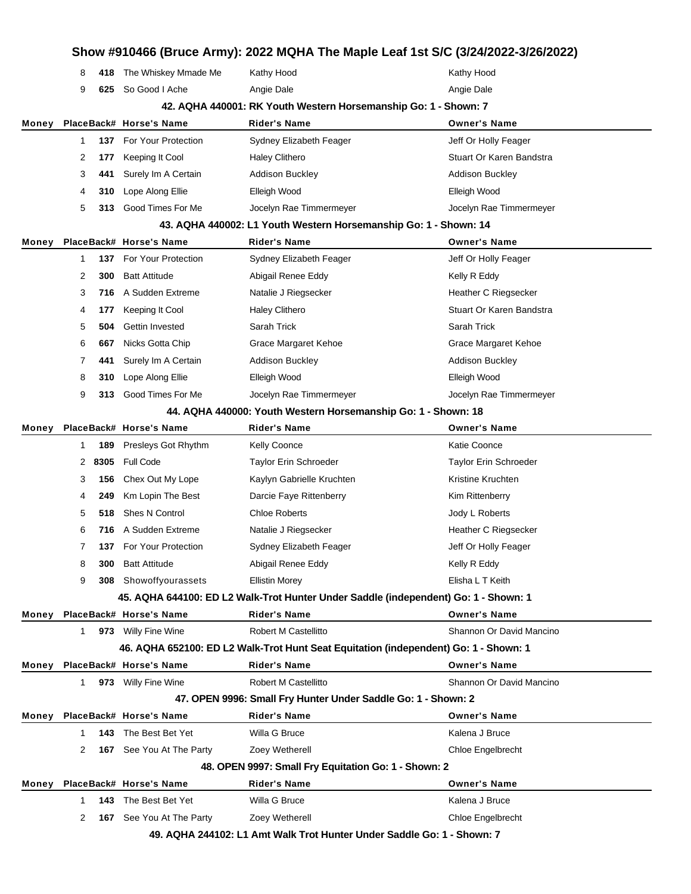# Show #910466 (Bruce Army): 2022 MQHA The Maple Leaf 1st S/C (3/24/2022-3/26/2022)

| Money | Place | Back# | Horse's Name | Rider's Name | Owner's Name |
|---|---|---|---|---|---|
| | 8 | 418 | The Whiskey Mmade Me | Kathy Hood | Kathy Hood |
| | 9 | 625 | So Good I Ache | Angie Dale | Angie Dale |

### 42. AQHA 440001: RK Youth Western Horsemanship Go: 1 - Shown: 7

| Money | Place | Back# | Horse's Name | Rider's Name | Owner's Name |
|---|---|---|---|---|---|
| | 1 | 137 | For Your Protection | Sydney Elizabeth Feager | Jeff Or Holly Feager |
| | 2 | 177 | Keeping It Cool | Haley Clithero | Stuart Or Karen Bandstra |
| | 3 | 441 | Surely Im A Certain | Addison Buckley | Addison Buckley |
| | 4 | 310 | Lope Along Ellie | Elleigh Wood | Elleigh Wood |
| | 5 | 313 | Good Times For Me | Jocelyn Rae Timmermeyer | Jocelyn Rae Timmermeyer |

### 43. AQHA 440002: L1 Youth Western Horsemanship Go: 1 - Shown: 14

| Money | Place | Back# | Horse's Name | Rider's Name | Owner's Name |
|---|---|---|---|---|---|
| | 1 | 137 | For Your Protection | Sydney Elizabeth Feager | Jeff Or Holly Feager |
| | 2 | 300 | Batt Attitude | Abigail Renee Eddy | Kelly R Eddy |
| | 3 | 716 | A Sudden Extreme | Natalie J Riegsecker | Heather C Riegsecker |
| | 4 | 177 | Keeping It Cool | Haley Clithero | Stuart Or Karen Bandstra |
| | 5 | 504 | Gettin Invested | Sarah Trick | Sarah Trick |
| | 6 | 667 | Nicks Gotta Chip | Grace Margaret Kehoe | Grace Margaret Kehoe |
| | 7 | 441 | Surely Im A Certain | Addison Buckley | Addison Buckley |
| | 8 | 310 | Lope Along Ellie | Elleigh Wood | Elleigh Wood |
| | 9 | 313 | Good Times For Me | Jocelyn Rae Timmermeyer | Jocelyn Rae Timmermeyer |

### 44. AQHA 440000: Youth Western Horsemanship Go: 1 - Shown: 18

| Money | Place | Back# | Horse's Name | Rider's Name | Owner's Name |
|---|---|---|---|---|---|
| | 1 | 189 | Presleys Got Rhythm | Kelly Coonce | Katie Coonce |
| | 2 | 8305 | Full Code | Taylor Erin Schroeder | Taylor Erin Schroeder |
| | 3 | 156 | Chex Out My Lope | Kaylyn Gabrielle Kruchten | Kristine Kruchten |
| | 4 | 249 | Km Lopin The Best | Darcie Faye Rittenberry | Kim Rittenberry |
| | 5 | 518 | Shes N Control | Chloe Roberts | Jody L Roberts |
| | 6 | 716 | A Sudden Extreme | Natalie J Riegsecker | Heather C Riegsecker |
| | 7 | 137 | For Your Protection | Sydney Elizabeth Feager | Jeff Or Holly Feager |
| | 8 | 300 | Batt Attitude | Abigail Renee Eddy | Kelly R Eddy |
| | 9 | 308 | Showoffyourassets | Ellistin Morey | Elisha L T Keith |

### 45. AQHA 644100: ED L2 Walk-Trot Hunter Under Saddle (independent) Go: 1 - Shown: 1

| Money | Place | Back# | Horse's Name | Rider's Name | Owner's Name |
|---|---|---|---|---|---|
| | 1 | 973 | Willy Fine Wine | Robert M Castellitto | Shannon Or David Mancino |

### 46. AQHA 652100: ED L2 Walk-Trot Hunt Seat Equitation (independent) Go: 1 - Shown: 1

| Money | Place | Back# | Horse's Name | Rider's Name | Owner's Name |
|---|---|---|---|---|---|
| | 1 | 973 | Willy Fine Wine | Robert M Castellitto | Shannon Or David Mancino |

### 47. OPEN 9996: Small Fry Hunter Under Saddle Go: 1 - Shown: 2

| Money | Place | Back# | Horse's Name | Rider's Name | Owner's Name |
|---|---|---|---|---|---|
| | 1 | 143 | The Best Bet Yet | Willa G Bruce | Kalena J Bruce |
| | 2 | 167 | See You At The Party | Zoey Wetherell | Chloe Engelbrecht |

### 48. OPEN 9997: Small Fry Equitation Go: 1 - Shown: 2

| Money | Place | Back# | Horse's Name | Rider's Name | Owner's Name |
|---|---|---|---|---|---|
| | 1 | 143 | The Best Bet Yet | Willa G Bruce | Kalena J Bruce |
| | 2 | 167 | See You At The Party | Zoey Wetherell | Chloe Engelbrecht |

### 49. AQHA 244102: L1 Amt Walk Trot Hunter Under Saddle Go: 1 - Shown: 7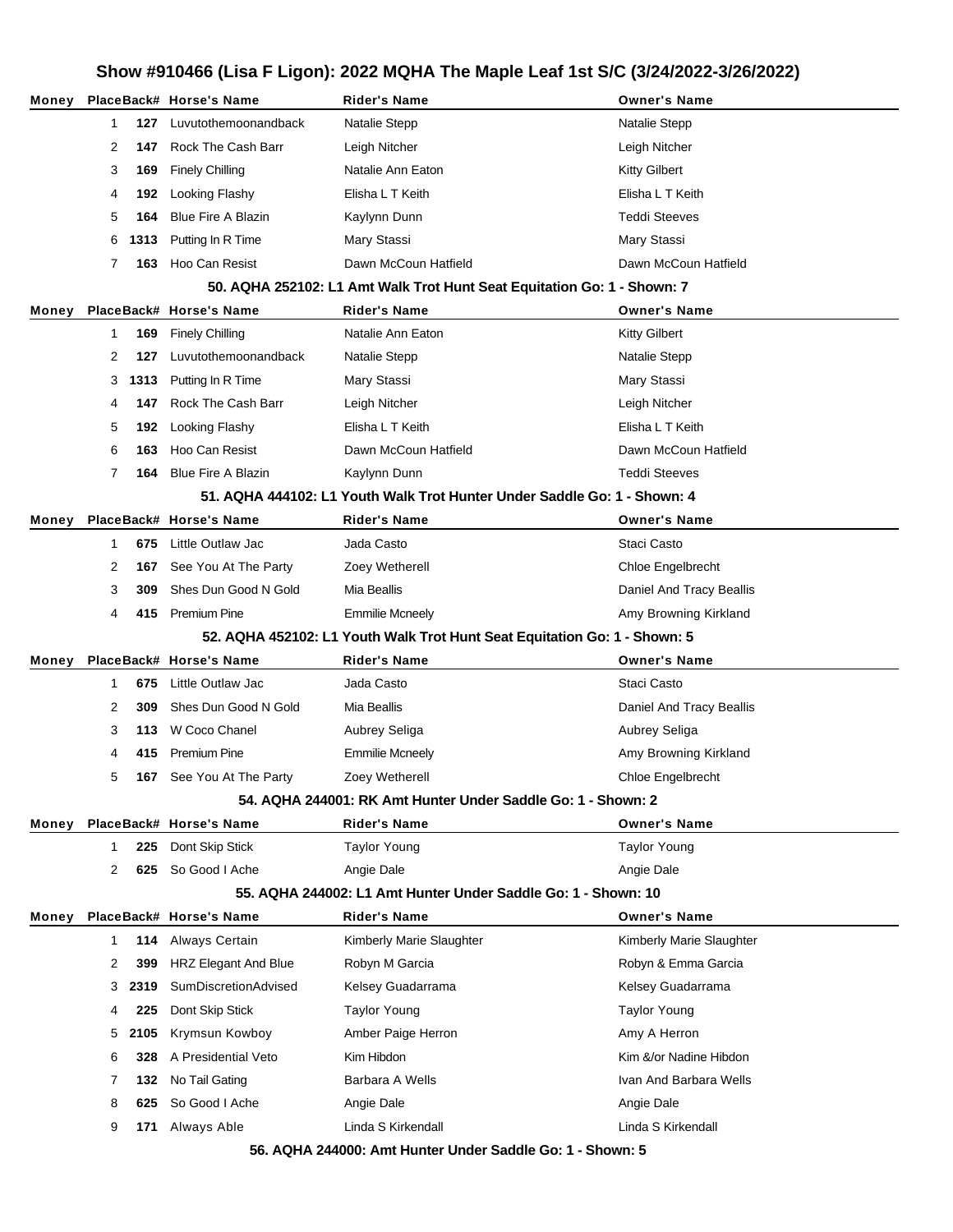# Show #910466 (Lisa F Ligon): 2022 MQHA The Maple Leaf 1st S/C (3/24/2022-3/26/2022)

| Money | Place | Back# | Horse's Name | Rider's Name | Owner's Name |
|---|---|---|---|---|---|
| | 1 | 127 | Luvutothemoonandback | Natalie Stepp | Natalie Stepp |
| | 2 | 147 | Rock The Cash Barr | Leigh Nitcher | Leigh Nitcher |
| | 3 | 169 | Finely Chilling | Natalie Ann Eaton | Kitty Gilbert |
| | 4 | 192 | Looking Flashy | Elisha L T Keith | Elisha L T Keith |
| | 5 | 164 | Blue Fire A Blazin | Kaylynn Dunn | Teddi Steeves |
| | 6 | 1313 | Putting In R Time | Mary Stassi | Mary Stassi |
| | 7 | 163 | Hoo Can Resist | Dawn McCoun Hatfield | Dawn McCoun Hatfield |

## 50. AQHA 252102: L1 Amt Walk Trot Hunt Seat Equitation Go: 1 - Shown: 7

| Money | Place | Back# | Horse's Name | Rider's Name | Owner's Name |
|---|---|---|---|---|---|
| | 1 | 169 | Finely Chilling | Natalie Ann Eaton | Kitty Gilbert |
| | 2 | 127 | Luvutothemoonandback | Natalie Stepp | Natalie Stepp |
| | 3 | 1313 | Putting In R Time | Mary Stassi | Mary Stassi |
| | 4 | 147 | Rock The Cash Barr | Leigh Nitcher | Leigh Nitcher |
| | 5 | 192 | Looking Flashy | Elisha L T Keith | Elisha L T Keith |
| | 6 | 163 | Hoo Can Resist | Dawn McCoun Hatfield | Dawn McCoun Hatfield |
| | 7 | 164 | Blue Fire A Blazin | Kaylynn Dunn | Teddi Steeves |

## 51. AQHA 444102: L1 Youth Walk Trot Hunter Under Saddle Go: 1 - Shown: 4

| Money | Place | Back# | Horse's Name | Rider's Name | Owner's Name |
|---|---|---|---|---|---|
| | 1 | 675 | Little Outlaw Jac | Jada Casto | Staci Casto |
| | 2 | 167 | See You At The Party | Zoey Wetherell | Chloe Engelbrecht |
| | 3 | 309 | Shes Dun Good N Gold | Mia Beallis | Daniel And Tracy Beallis |
| | 4 | 415 | Premium Pine | Emmilie Mcneely | Amy Browning Kirkland |

## 52. AQHA 452102: L1 Youth Walk Trot Hunt Seat Equitation Go: 1 - Shown: 5

| Money | Place | Back# | Horse's Name | Rider's Name | Owner's Name |
|---|---|---|---|---|---|
| | 1 | 675 | Little Outlaw Jac | Jada Casto | Staci Casto |
| | 2 | 309 | Shes Dun Good N Gold | Mia Beallis | Daniel And Tracy Beallis |
| | 3 | 113 | W Coco Chanel | Aubrey Seliga | Aubrey Seliga |
| | 4 | 415 | Premium Pine | Emmilie Mcneely | Amy Browning Kirkland |
| | 5 | 167 | See You At The Party | Zoey Wetherell | Chloe Engelbrecht |

## 54. AQHA 244001: RK Amt Hunter Under Saddle Go: 1 - Shown: 2

| Money | Place | Back# | Horse's Name | Rider's Name | Owner's Name |
|---|---|---|---|---|---|
| | 1 | 225 | Dont Skip Stick | Taylor Young | Taylor Young |
| | 2 | 625 | So Good I Ache | Angie Dale | Angie Dale |

## 55. AQHA 244002: L1 Amt Hunter Under Saddle Go: 1 - Shown: 10

| Money | Place | Back# | Horse's Name | Rider's Name | Owner's Name |
|---|---|---|---|---|---|
| | 1 | 114 | Always Certain | Kimberly Marie Slaughter | Kimberly Marie Slaughter |
| | 2 | 399 | HRZ Elegant And Blue | Robyn M Garcia | Robyn & Emma Garcia |
| | 3 | 2319 | SumDiscretionAdvised | Kelsey Guadarrama | Kelsey Guadarrama |
| | 4 | 225 | Dont Skip Stick | Taylor Young | Taylor Young |
| | 5 | 2105 | Krymsun Kowboy | Amber Paige Herron | Amy A Herron |
| | 6 | 328 | A Presidential Veto | Kim Hibdon | Kim &/or Nadine Hibdon |
| | 7 | 132 | No Tail Gating | Barbara A Wells | Ivan And Barbara Wells |
| | 8 | 625 | So Good I Ache | Angie Dale | Angie Dale |
| | 9 | 171 | Always Able | Linda S Kirkendall | Linda S Kirkendall |

## 56. AQHA 244000: Amt Hunter Under Saddle Go: 1 - Shown: 5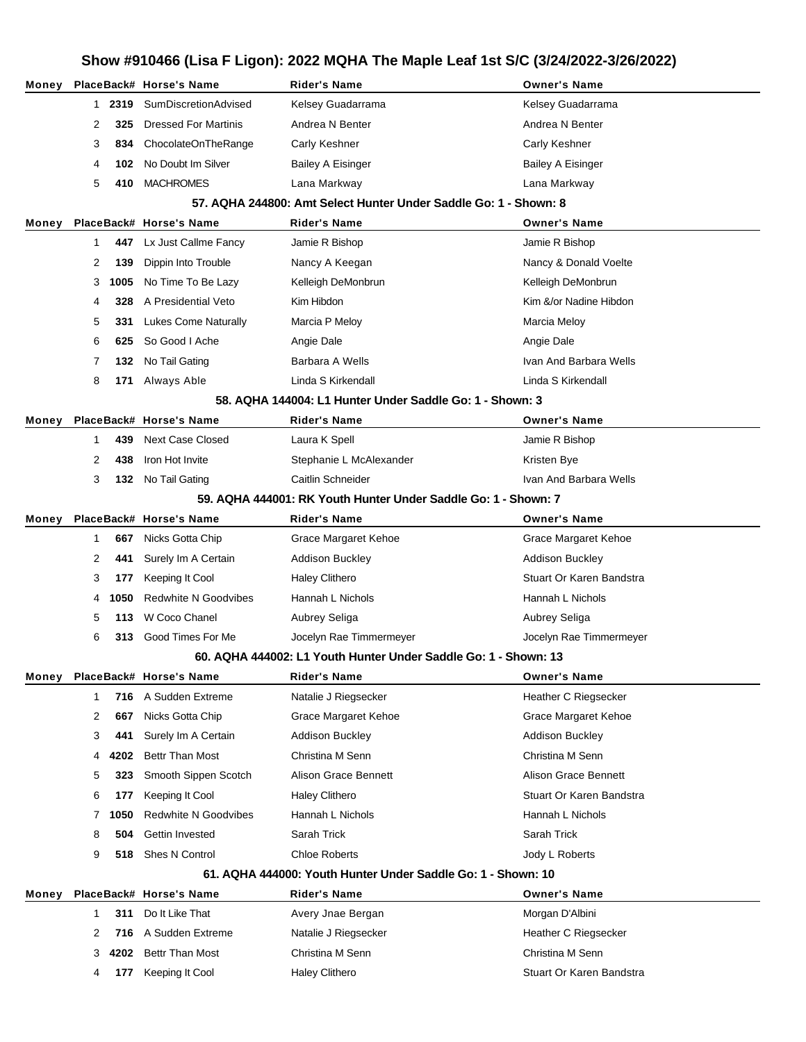# Show #910466 (Lisa F Ligon): 2022 MQHA The Maple Leaf 1st S/C (3/24/2022-3/26/2022)

| Money | Place | Back# | Horse's Name | Rider's Name | Owner's Name |
|---|---|---|---|---|---|
| | 1 | 2319 | SumDiscretionAdvised | Kelsey Guadarrama | Kelsey Guadarrama |
| | 2 | 325 | Dressed For Martinis | Andrea N Benter | Andrea N Benter |
| | 3 | 834 | ChocolateOnTheRange | Carly Keshner | Carly Keshner |
| | 4 | 102 | No Doubt Im Silver | Bailey A Eisinger | Bailey A Eisinger |
| | 5 | 410 | MACHROMES | Lana Markway | Lana Markway |

### 57. AQHA 244800: Amt Select Hunter Under Saddle Go: 1 - Shown: 8

| Money | Place | Back# | Horse's Name | Rider's Name | Owner's Name |
|---|---|---|---|---|---|
| | 1 | 447 | Lx Just Callme Fancy | Jamie R Bishop | Jamie R Bishop |
| | 2 | 139 | Dippin Into Trouble | Nancy A Keegan | Nancy & Donald Voelte |
| | 3 | 1005 | No Time To Be Lazy | Kelleigh DeMonbrun | Kelleigh DeMonbrun |
| | 4 | 328 | A Presidential Veto | Kim Hibdon | Kim &/or Nadine Hibdon |
| | 5 | 331 | Lukes Come Naturally | Marcia P Meloy | Marcia Meloy |
| | 6 | 625 | So Good I Ache | Angie Dale | Angie Dale |
| | 7 | 132 | No Tail Gating | Barbara A Wells | Ivan And Barbara Wells |
| | 8 | 171 | Always Able | Linda S Kirkendall | Linda S Kirkendall |

### 58. AQHA 144004: L1 Hunter Under Saddle Go: 1 - Shown: 3

| Money | Place | Back# | Horse's Name | Rider's Name | Owner's Name |
|---|---|---|---|---|---|
| | 1 | 439 | Next Case Closed | Laura K Spell | Jamie R Bishop |
| | 2 | 438 | Iron Hot Invite | Stephanie L McAlexander | Kristen Bye |
| | 3 | 132 | No Tail Gating | Caitlin Schneider | Ivan And Barbara Wells |

### 59. AQHA 444001: RK Youth Hunter Under Saddle Go: 1 - Shown: 7

| Money | Place | Back# | Horse's Name | Rider's Name | Owner's Name |
|---|---|---|---|---|---|
| | 1 | 667 | Nicks Gotta Chip | Grace Margaret Kehoe | Grace Margaret Kehoe |
| | 2 | 441 | Surely Im A Certain | Addison Buckley | Addison Buckley |
| | 3 | 177 | Keeping It Cool | Haley Clithero | Stuart Or Karen Bandstra |
| | 4 | 1050 | Redwhite N Goodvibes | Hannah L Nichols | Hannah L Nichols |
| | 5 | 113 | W Coco Chanel | Aubrey Seliga | Aubrey Seliga |
| | 6 | 313 | Good Times For Me | Jocelyn Rae Timmermeyer | Jocelyn Rae Timmermeyer |

### 60. AQHA 444002: L1 Youth Hunter Under Saddle Go: 1 - Shown: 13

| Money | Place | Back# | Horse's Name | Rider's Name | Owner's Name |
|---|---|---|---|---|---|
| | 1 | 716 | A Sudden Extreme | Natalie J Riegsecker | Heather C Riegsecker |
| | 2 | 667 | Nicks Gotta Chip | Grace Margaret Kehoe | Grace Margaret Kehoe |
| | 3 | 441 | Surely Im A Certain | Addison Buckley | Addison Buckley |
| | 4 | 4202 | Bettr Than Most | Christina M Senn | Christina M Senn |
| | 5 | 323 | Smooth Sippen Scotch | Alison Grace Bennett | Alison Grace Bennett |
| | 6 | 177 | Keeping It Cool | Haley Clithero | Stuart Or Karen Bandstra |
| | 7 | 1050 | Redwhite N Goodvibes | Hannah L Nichols | Hannah L Nichols |
| | 8 | 504 | Gettin Invested | Sarah Trick | Sarah Trick |
| | 9 | 518 | Shes N Control | Chloe Roberts | Jody L Roberts |

### 61. AQHA 444000: Youth Hunter Under Saddle Go: 1 - Shown: 10

| Money | Place | Back# | Horse's Name | Rider's Name | Owner's Name |
|---|---|---|---|---|---|
| | 1 | 311 | Do It Like That | Avery Jnae Bergan | Morgan D'Albini |
| | 2 | 716 | A Sudden Extreme | Natalie J Riegsecker | Heather C Riegsecker |
| | 3 | 4202 | Bettr Than Most | Christina M Senn | Christina M Senn |
| | 4 | 177 | Keeping It Cool | Haley Clithero | Stuart Or Karen Bandstra |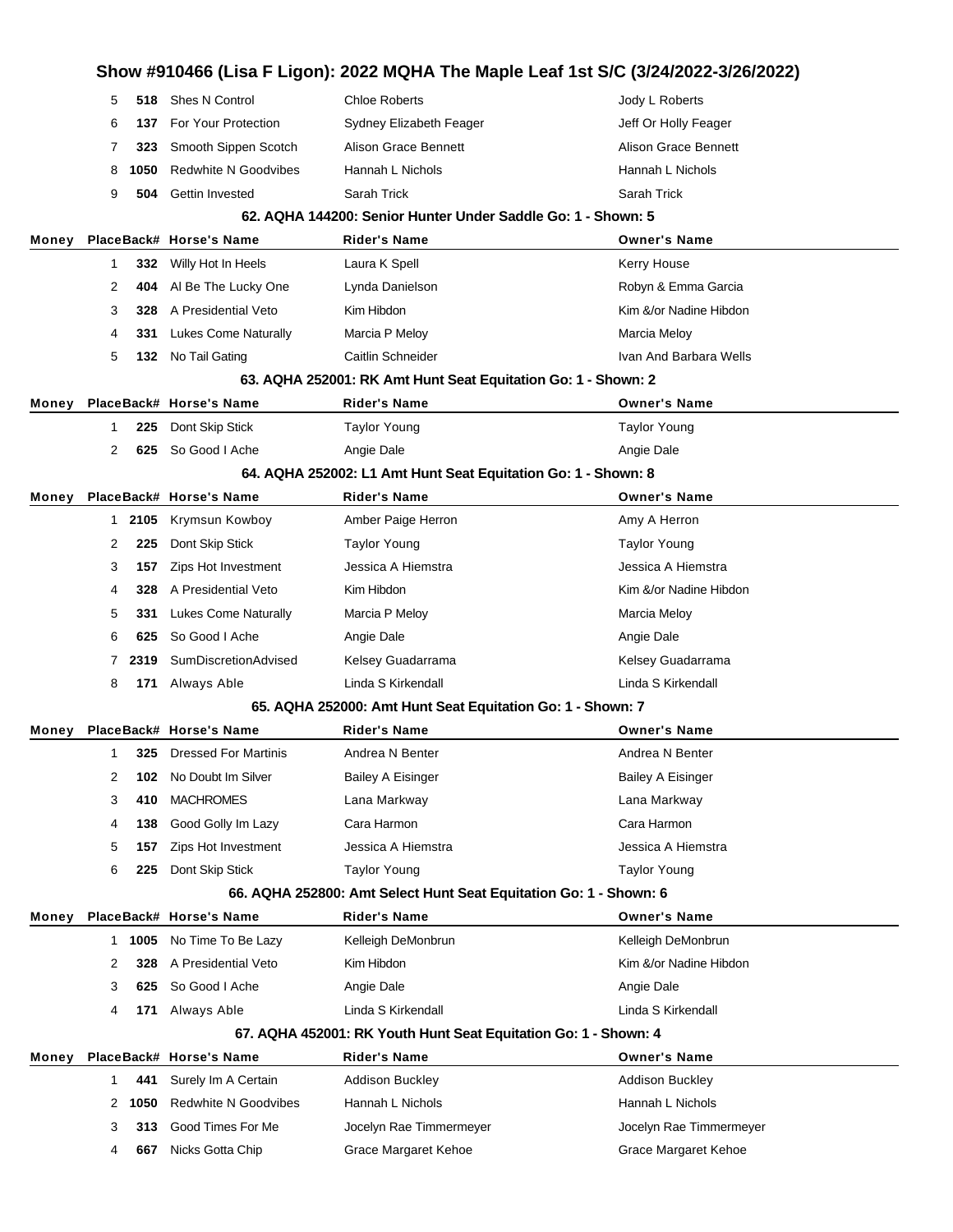| Money | Place | Back# | Horse's Name | Rider's Name | Owner's Name |
|---|---|---|---|---|---|
| | 5 | 518 | Shes N Control | Chloe Roberts | Jody L Roberts |
| | 6 | 137 | For Your Protection | Sydney Elizabeth Feager | Jeff Or Holly Feager |
| | 7 | 323 | Smooth Sippen Scotch | Alison Grace Bennett | Alison Grace Bennett |
| | 8 | 1050 | Redwhite N Goodvibes | Hannah L Nichols | Hannah L Nichols |
| | 9 | 504 | Gettin Invested | Sarah Trick | Sarah Trick |

### 62. AQHA 144200: Senior Hunter Under Saddle Go: 1 - Shown: 5

| Money | Place | Back# | Horse's Name | Rider's Name | Owner's Name |
|---|---|---|---|---|---|
| | 1 | 332 | Willy Hot In Heels | Laura K Spell | Kerry House |
| | 2 | 404 | Al Be The Lucky One | Lynda Danielson | Robyn & Emma Garcia |
| | 3 | 328 | A Presidential Veto | Kim Hibdon | Kim &/or Nadine Hibdon |
| | 4 | 331 | Lukes Come Naturally | Marcia P Meloy | Marcia Meloy |
| | 5 | 132 | No Tail Gating | Caitlin Schneider | Ivan And Barbara Wells |

### 63. AQHA 252001: RK Amt Hunt Seat Equitation Go: 1 - Shown: 2

| Money | Place | Back# | Horse's Name | Rider's Name | Owner's Name |
|---|---|---|---|---|---|
| | 1 | 225 | Dont Skip Stick | Taylor Young | Taylor Young |
| | 2 | 625 | So Good I Ache | Angie Dale | Angie Dale |

### 64. AQHA 252002: L1 Amt Hunt Seat Equitation Go: 1 - Shown: 8

| Money | Place | Back# | Horse's Name | Rider's Name | Owner's Name |
|---|---|---|---|---|---|
| | 1 | 2105 | Krymsun Kowboy | Amber Paige Herron | Amy A Herron |
| | 2 | 225 | Dont Skip Stick | Taylor Young | Taylor Young |
| | 3 | 157 | Zips Hot Investment | Jessica A Hiemstra | Jessica A Hiemstra |
| | 4 | 328 | A Presidential Veto | Kim Hibdon | Kim &/or Nadine Hibdon |
| | 5 | 331 | Lukes Come Naturally | Marcia P Meloy | Marcia Meloy |
| | 6 | 625 | So Good I Ache | Angie Dale | Angie Dale |
| | 7 | 2319 | SumDiscretionAdvised | Kelsey Guadarrama | Kelsey Guadarrama |
| | 8 | 171 | Always Able | Linda S Kirkendall | Linda S Kirkendall |

### 65. AQHA 252000: Amt Hunt Seat Equitation Go: 1 - Shown: 7

| Money | Place | Back# | Horse's Name | Rider's Name | Owner's Name |
|---|---|---|---|---|---|
| | 1 | 325 | Dressed For Martinis | Andrea N Benter | Andrea N Benter |
| | 2 | 102 | No Doubt Im Silver | Bailey A Eisinger | Bailey A Eisinger |
| | 3 | 410 | MACHROMES | Lana Markway | Lana Markway |
| | 4 | 138 | Good Golly Im Lazy | Cara Harmon | Cara Harmon |
| | 5 | 157 | Zips Hot Investment | Jessica A Hiemstra | Jessica A Hiemstra |
| | 6 | 225 | Dont Skip Stick | Taylor Young | Taylor Young |

### 66. AQHA 252800: Amt Select Hunt Seat Equitation Go: 1 - Shown: 6

| Money | Place | Back# | Horse's Name | Rider's Name | Owner's Name |
|---|---|---|---|---|---|
| | 1 | 1005 | No Time To Be Lazy | Kelleigh DeMonbrun | Kelleigh DeMonbrun |
| | 2 | 328 | A Presidential Veto | Kim Hibdon | Kim &/or Nadine Hibdon |
| | 3 | 625 | So Good I Ache | Angie Dale | Angie Dale |
| | 4 | 171 | Always Able | Linda S Kirkendall | Linda S Kirkendall |

### 67. AQHA 452001: RK Youth Hunt Seat Equitation Go: 1 - Shown: 4

| Money | Place | Back# | Horse's Name | Rider's Name | Owner's Name |
|---|---|---|---|---|---|
| | 1 | 441 | Surely Im A Certain | Addison Buckley | Addison Buckley |
| | 2 | 1050 | Redwhite N Goodvibes | Hannah L Nichols | Hannah L Nichols |
| | 3 | 313 | Good Times For Me | Jocelyn Rae Timmermeyer | Jocelyn Rae Timmermeyer |
| | 4 | 667 | Nicks Gotta Chip | Grace Margaret Kehoe | Grace Margaret Kehoe |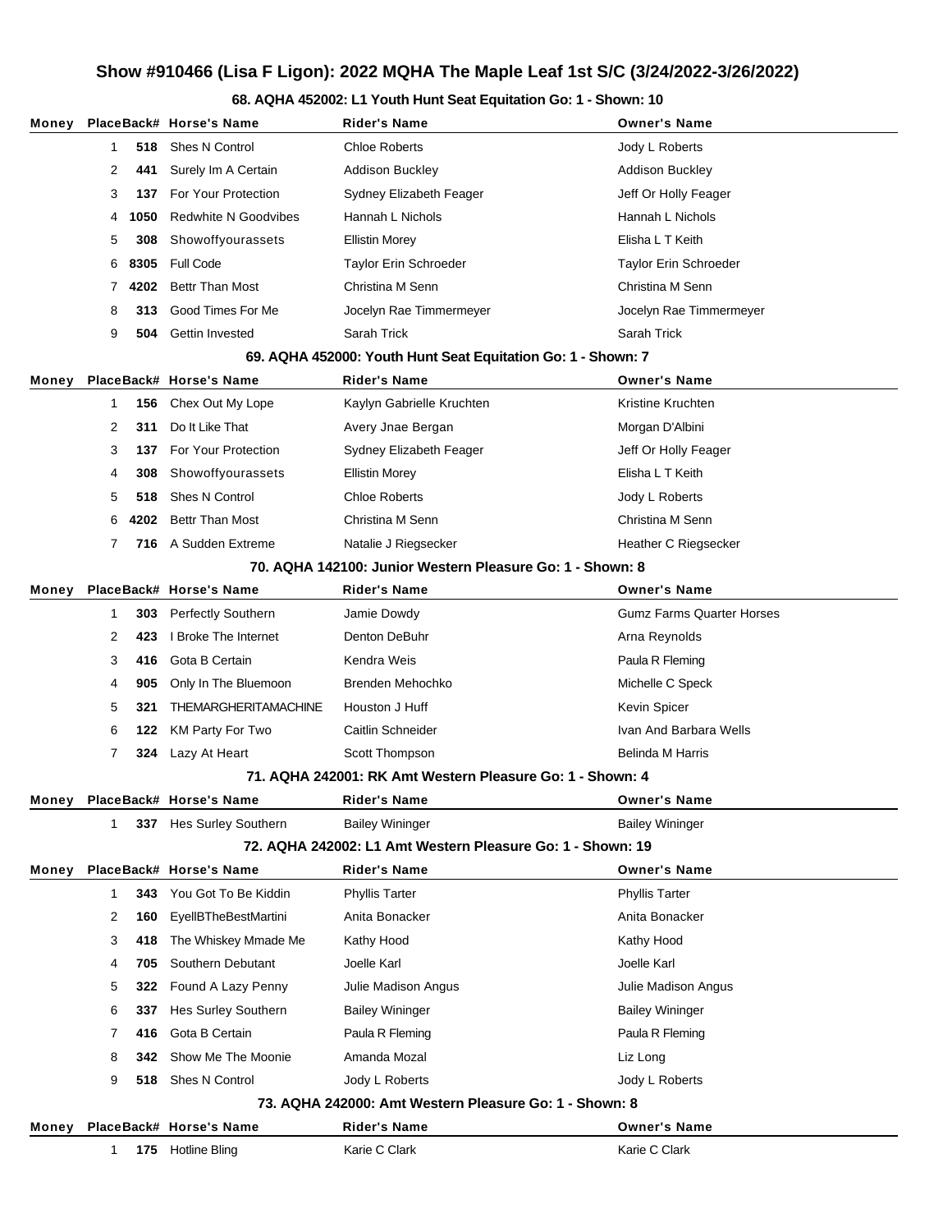# Show #910466 (Lisa F Ligon): 2022 MQHA The Maple Leaf 1st S/C (3/24/2022-3/26/2022)

## 68. AQHA 452002: L1 Youth Hunt Seat Equitation Go: 1 - Shown: 10

| Money | Place | Back# | Horse's Name | Rider's Name | Owner's Name |
|---|---|---|---|---|---|
| | 1 | 518 | Shes N Control | Chloe Roberts | Jody L Roberts |
| | 2 | 441 | Surely Im A Certain | Addison Buckley | Addison Buckley |
| | 3 | 137 | For Your Protection | Sydney Elizabeth Feager | Jeff Or Holly Feager |
| | 4 | 1050 | Redwhite N Goodvibes | Hannah L Nichols | Hannah L Nichols |
| | 5 | 308 | Showoffyourassets | Ellistin Morey | Elisha L T Keith |
| | 6 | 8305 | Full Code | Taylor Erin Schroeder | Taylor Erin Schroeder |
| | 7 | 4202 | Bettr Than Most | Christina M Senn | Christina M Senn |
| | 8 | 313 | Good Times For Me | Jocelyn Rae Timmermeyer | Jocelyn Rae Timmermeyer |
| | 9 | 504 | Gettin Invested | Sarah Trick | Sarah Trick |

## 69. AQHA 452000: Youth Hunt Seat Equitation Go: 1 - Shown: 7

| Money | Place | Back# | Horse's Name | Rider's Name | Owner's Name |
|---|---|---|---|---|---|
| | 1 | 156 | Chex Out My Lope | Kaylyn Gabrielle Kruchten | Kristine Kruchten |
| | 2 | 311 | Do It Like That | Avery Jnae Bergan | Morgan D'Albini |
| | 3 | 137 | For Your Protection | Sydney Elizabeth Feager | Jeff Or Holly Feager |
| | 4 | 308 | Showoffyourassets | Ellistin Morey | Elisha L T Keith |
| | 5 | 518 | Shes N Control | Chloe Roberts | Jody L Roberts |
| | 6 | 4202 | Bettr Than Most | Christina M Senn | Christina M Senn |
| | 7 | 716 | A Sudden Extreme | Natalie J Riegsecker | Heather C Riegsecker |

## 70. AQHA 142100: Junior Western Pleasure Go: 1 - Shown: 8

| Money | Place | Back# | Horse's Name | Rider's Name | Owner's Name |
|---|---|---|---|---|---|
| | 1 | 303 | Perfectly Southern | Jamie Dowdy | Gumz Farms Quarter Horses |
| | 2 | 423 | I Broke The Internet | Denton DeBuhr | Arna Reynolds |
| | 3 | 416 | Gota B Certain | Kendra Weis | Paula R Fleming |
| | 4 | 905 | Only In The Bluemoon | Brenden Mehochko | Michelle C Speck |
| | 5 | 321 | THEMARGHERITAMACHINE | Houston J Huff | Kevin Spicer |
| | 6 | 122 | KM Party For Two | Caitlin Schneider | Ivan And Barbara Wells |
| | 7 | 324 | Lazy At Heart | Scott Thompson | Belinda M Harris |

## 71. AQHA 242001: RK Amt Western Pleasure Go: 1 - Shown: 4

| Money | Place | Back# | Horse's Name | Rider's Name | Owner's Name |
|---|---|---|---|---|---|
| | 1 | 337 | Hes Surley Southern | Bailey Wininger | Bailey Wininger |

## 72. AQHA 242002: L1 Amt Western Pleasure Go: 1 - Shown: 19

| Money | Place | Back# | Horse's Name | Rider's Name | Owner's Name |
|---|---|---|---|---|---|
| | 1 | 343 | You Got To Be Kiddin | Phyllis Tarter | Phyllis Tarter |
| | 2 | 160 | EyellBTheBestMartini | Anita Bonacker | Anita Bonacker |
| | 3 | 418 | The Whiskey Mmade Me | Kathy Hood | Kathy Hood |
| | 4 | 705 | Southern Debutant | Joelle Karl | Joelle Karl |
| | 5 | 322 | Found A Lazy Penny | Julie Madison Angus | Julie Madison Angus |
| | 6 | 337 | Hes Surley Southern | Bailey Wininger | Bailey Wininger |
| | 7 | 416 | Gota B Certain | Paula R Fleming | Paula R Fleming |
| | 8 | 342 | Show Me The Moonie | Amanda Mozal | Liz Long |
| | 9 | 518 | Shes N Control | Jody L Roberts | Jody L Roberts |

## 73. AQHA 242000: Amt Western Pleasure Go: 1 - Shown: 8

| Money | Place | Back# | Horse's Name | Rider's Name | Owner's Name |
|---|---|---|---|---|---|
| | 1 | 175 | Hotline Bling | Karie C Clark | Karie C Clark |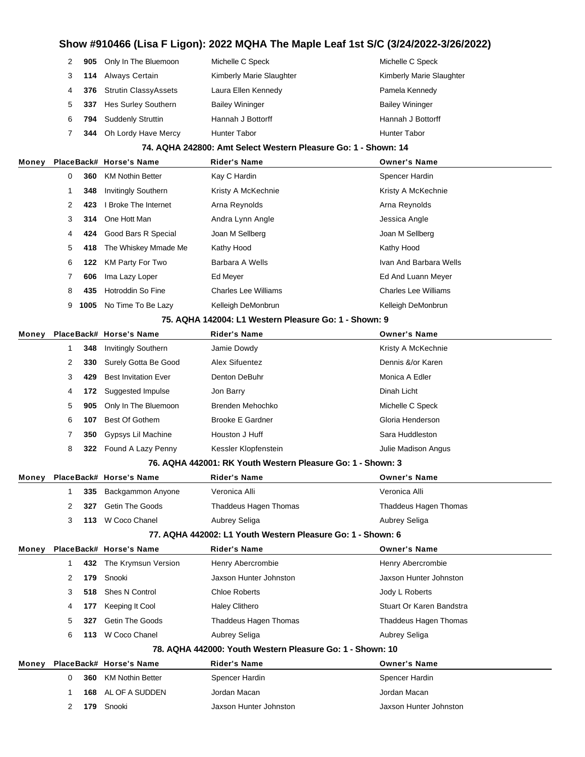# Show #910466 (Lisa F Ligon): 2022 MQHA The Maple Leaf 1st S/C (3/24/2022-3/26/2022)

| Money | Place | Back# | Horse's Name | Rider's Name | Owner's Name |
|---|---|---|---|---|---|
| | 2 | 905 | Only In The Bluemoon | Michelle C Speck | Michelle C Speck |
| | 3 | 114 | Always Certain | Kimberly Marie Slaughter | Kimberly Marie Slaughter |
| | 4 | 376 | Strutin ClassyAssets | Laura Ellen Kennedy | Pamela Kennedy |
| | 5 | 337 | Hes Surley Southern | Bailey Wininger | Bailey Wininger |
| | 6 | 794 | Suddenly Struttin | Hannah J Bottorff | Hannah J Bottorff |
| | 7 | 344 | Oh Lordy Have Mercy | Hunter Tabor | Hunter Tabor |

### 74. AQHA 242800: Amt Select Western Pleasure Go: 1 - Shown: 14

| Money | Place | Back# | Horse's Name | Rider's Name | Owner's Name |
|---|---|---|---|---|---|
| | 0 | 360 | KM Nothin Better | Kay C Hardin | Spencer Hardin |
| | 1 | 348 | Invitingly Southern | Kristy A McKechnie | Kristy A McKechnie |
| | 2 | 423 | I Broke The Internet | Arna Reynolds | Arna Reynolds |
| | 3 | 314 | One Hott Man | Andra Lynn Angle | Jessica Angle |
| | 4 | 424 | Good Bars R Special | Joan M Sellberg | Joan M Sellberg |
| | 5 | 418 | The Whiskey Mmade Me | Kathy Hood | Kathy Hood |
| | 6 | 122 | KM Party For Two | Barbara A Wells | Ivan And Barbara Wells |
| | 7 | 606 | Ima Lazy Loper | Ed Meyer | Ed And Luann Meyer |
| | 8 | 435 | Hotroddin So Fine | Charles Lee Williams | Charles Lee Williams |
| | 9 | 1005 | No Time To Be Lazy | Kelleigh DeMonbrun | Kelleigh DeMonbrun |

### 75. AQHA 142004: L1 Western Pleasure Go: 1 - Shown: 9

| Money | Place | Back# | Horse's Name | Rider's Name | Owner's Name |
|---|---|---|---|---|---|
| | 1 | 348 | Invitingly Southern | Jamie Dowdy | Kristy A McKechnie |
| | 2 | 330 | Surely Gotta Be Good | Alex Sifuentez | Dennis &/or Karen |
| | 3 | 429 | Best Invitation Ever | Denton DeBuhr | Monica A Edler |
| | 4 | 172 | Suggested Impulse | Jon Barry | Dinah Licht |
| | 5 | 905 | Only In The Bluemoon | Brenden Mehochko | Michelle C Speck |
| | 6 | 107 | Best Of Gothem | Brooke E Gardner | Gloria Henderson |
| | 7 | 350 | Gypsys Lil Machine | Houston J Huff | Sara Huddleston |
| | 8 | 322 | Found A Lazy Penny | Kessler Klopfenstein | Julie Madison Angus |

### 76. AQHA 442001: RK Youth Western Pleasure Go: 1 - Shown: 3

| Money | Place | Back# | Horse's Name | Rider's Name | Owner's Name |
|---|---|---|---|---|---|
| | 1 | 335 | Backgammon Anyone | Veronica Alli | Veronica Alli |
| | 2 | 327 | Getin The Goods | Thaddeus Hagen Thomas | Thaddeus Hagen Thomas |
| | 3 | 113 | W Coco Chanel | Aubrey Seliga | Aubrey Seliga |

### 77. AQHA 442002: L1 Youth Western Pleasure Go: 1 - Shown: 6

| Money | Place | Back# | Horse's Name | Rider's Name | Owner's Name |
|---|---|---|---|---|---|
| | 1 | 432 | The Krymsun Version | Henry Abercrombie | Henry Abercrombie |
| | 2 | 179 | Snooki | Jaxson Hunter Johnston | Jaxson Hunter Johnston |
| | 3 | 518 | Shes N Control | Chloe Roberts | Jody L Roberts |
| | 4 | 177 | Keeping It Cool | Haley Clithero | Stuart Or Karen Bandstra |
| | 5 | 327 | Getin The Goods | Thaddeus Hagen Thomas | Thaddeus Hagen Thomas |
| | 6 | 113 | W Coco Chanel | Aubrey Seliga | Aubrey Seliga |

### 78. AQHA 442000: Youth Western Pleasure Go: 1 - Shown: 10

| Money | Place | Back# | Horse's Name | Rider's Name | Owner's Name |
|---|---|---|---|---|---|
| | 0 | 360 | KM Nothin Better | Spencer Hardin | Spencer Hardin |
| | 1 | 168 | AL OF A SUDDEN | Jordan Macan | Jordan Macan |
| | 2 | 179 | Snooki | Jaxson Hunter Johnston | Jaxson Hunter Johnston |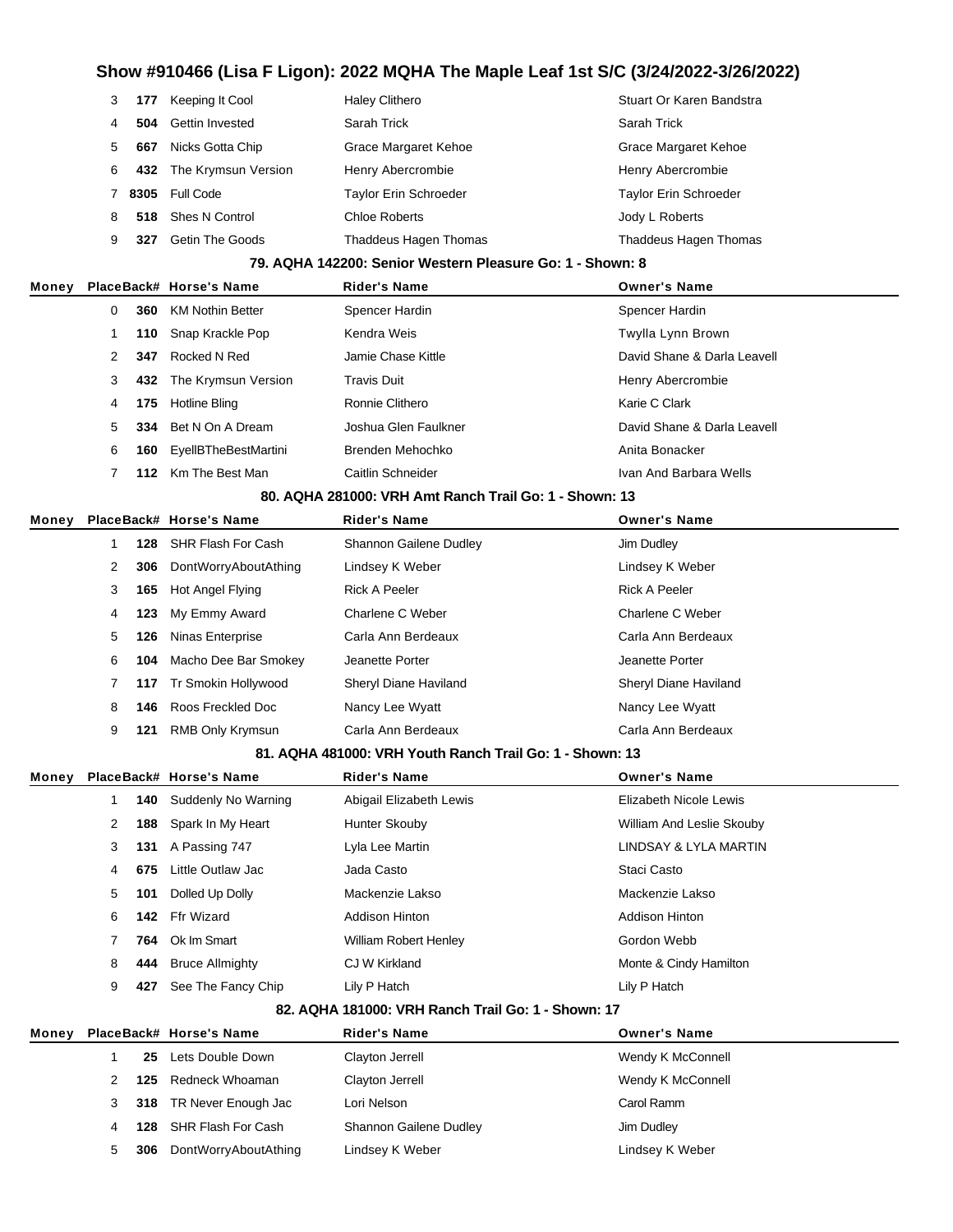| Money | Place | Back# | Horse's Name | Rider's Name | Owner's Name |
|---|---|---|---|---|---|
| | 3 | 177 | Keeping It Cool | Haley Clithero | Stuart Or Karen Bandstra |
| | 4 | 504 | Gettin Invested | Sarah Trick | Sarah Trick |
| | 5 | 667 | Nicks Gotta Chip | Grace Margaret Kehoe | Grace Margaret Kehoe |
| | 6 | 432 | The Krymsun Version | Henry Abercrombie | Henry Abercrombie |
| | 7 | 8305 | Full Code | Taylor Erin Schroeder | Taylor Erin Schroeder |
| | 8 | 518 | Shes N Control | Chloe Roberts | Jody L Roberts |
| | 9 | 327 | Getin The Goods | Thaddeus Hagen Thomas | Thaddeus Hagen Thomas |

### 79. AQHA 142200: Senior Western Pleasure Go: 1 - Shown: 8

| Money | Place | Back# | Horse's Name | Rider's Name | Owner's Name |
|---|---|---|---|---|---|
| | 0 | 360 | KM Nothin Better | Spencer Hardin | Spencer Hardin |
| | 1 | 110 | Snap Krackle Pop | Kendra Weis | Twylla Lynn Brown |
| | 2 | 347 | Rocked N Red | Jamie Chase Kittle | David Shane & Darla Leavell |
| | 3 | 432 | The Krymsun Version | Travis Duit | Henry Abercrombie |
| | 4 | 175 | Hotline Bling | Ronnie Clithero | Karie C Clark |
| | 5 | 334 | Bet N On A Dream | Joshua Glen Faulkner | David Shane & Darla Leavell |
| | 6 | 160 | EyellBTheBestMartini | Brenden Mehochko | Anita Bonacker |
| | 7 | 112 | Km The Best Man | Caitlin Schneider | Ivan And Barbara Wells |

### 80. AQHA 281000: VRH Amt Ranch Trail Go: 1 - Shown: 13

| Money | Place | Back# | Horse's Name | Rider's Name | Owner's Name |
|---|---|---|---|---|---|
| | 1 | 128 | SHR Flash For Cash | Shannon Gailene Dudley | Jim Dudley |
| | 2 | 306 | DontWorryAboutAthing | Lindsey K Weber | Lindsey K Weber |
| | 3 | 165 | Hot Angel Flying | Rick A Peeler | Rick A Peeler |
| | 4 | 123 | My Emmy Award | Charlene C Weber | Charlene C Weber |
| | 5 | 126 | Ninas Enterprise | Carla Ann Berdeaux | Carla Ann Berdeaux |
| | 6 | 104 | Macho Dee Bar Smokey | Jeanette Porter | Jeanette Porter |
| | 7 | 117 | Tr Smokin Hollywood | Sheryl Diane Haviland | Sheryl Diane Haviland |
| | 8 | 146 | Roos Freckled Doc | Nancy Lee Wyatt | Nancy Lee Wyatt |
| | 9 | 121 | RMB Only Krymsun | Carla Ann Berdeaux | Carla Ann Berdeaux |

### 81. AQHA 481000: VRH Youth Ranch Trail Go: 1 - Shown: 13

| Money | Place | Back# | Horse's Name | Rider's Name | Owner's Name |
|---|---|---|---|---|---|
| | 1 | 140 | Suddenly No Warning | Abigail Elizabeth Lewis | Elizabeth Nicole Lewis |
| | 2 | 188 | Spark In My Heart | Hunter Skouby | William And Leslie Skouby |
| | 3 | 131 | A Passing 747 | Lyla Lee Martin | LINDSAY & LYLA MARTIN |
| | 4 | 675 | Little Outlaw Jac | Jada Casto | Staci Casto |
| | 5 | 101 | Dolled Up Dolly | Mackenzie Lakso | Mackenzie Lakso |
| | 6 | 142 | Ffr Wizard | Addison Hinton | Addison Hinton |
| | 7 | 764 | Ok Im Smart | William Robert Henley | Gordon Webb |
| | 8 | 444 | Bruce Allmighty | CJ W Kirkland | Monte & Cindy Hamilton |
| | 9 | 427 | See The Fancy Chip | Lily P Hatch | Lily P Hatch |

### 82. AQHA 181000: VRH Ranch Trail Go: 1 - Shown: 17

| Money | Place | Back# | Horse's Name | Rider's Name | Owner's Name |
|---|---|---|---|---|---|
| | 1 | 25 | Lets Double Down | Clayton Jerrell | Wendy K McConnell |
| | 2 | 125 | Redneck Whoaman | Clayton Jerrell | Wendy K McConnell |
| | 3 | 318 | TR Never Enough Jac | Lori Nelson | Carol Ramm |
| | 4 | 128 | SHR Flash For Cash | Shannon Gailene Dudley | Jim Dudley |
| | 5 | 306 | DontWorryAboutAthing | Lindsey K Weber | Lindsey K Weber |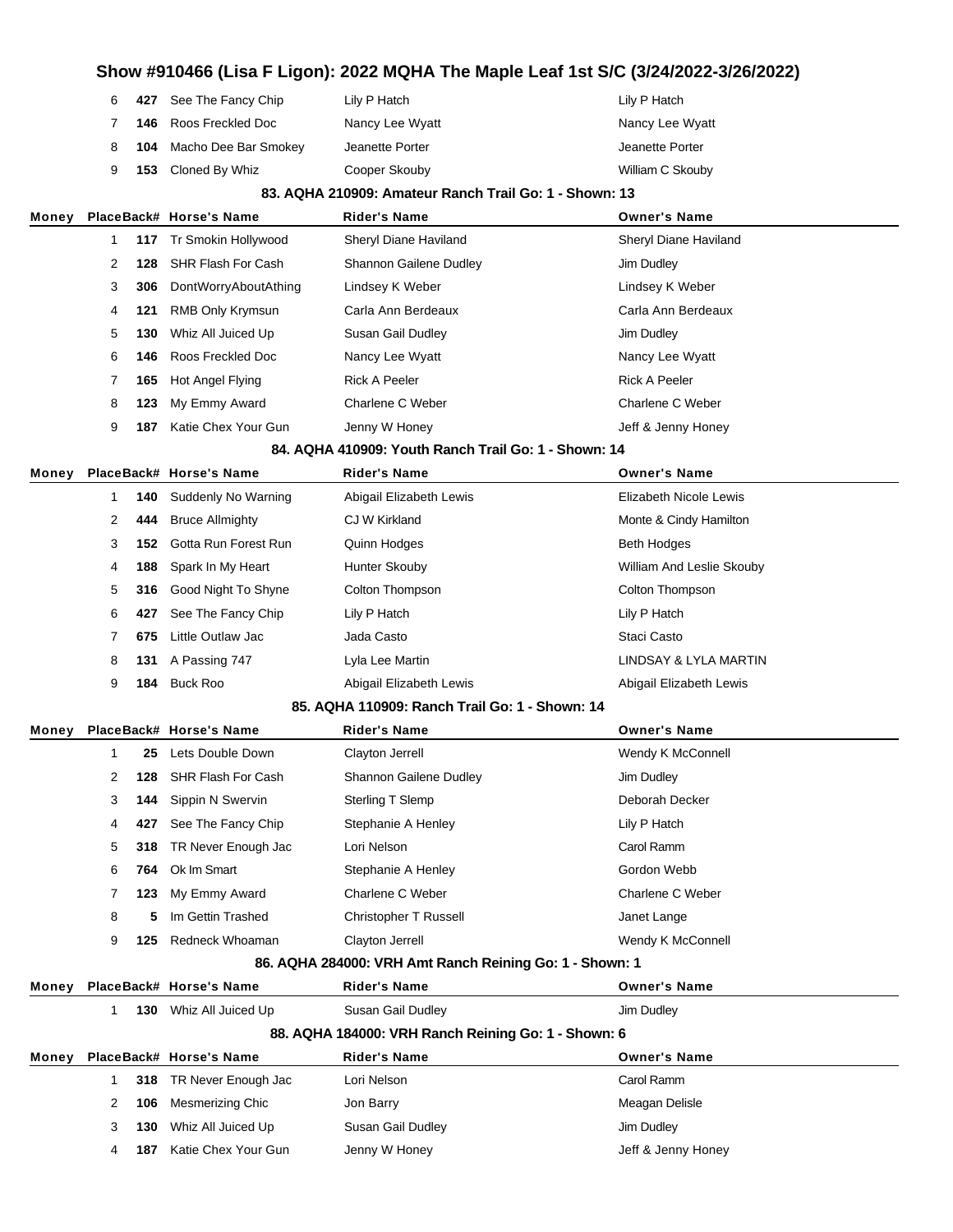# Show #910466 (Lisa F Ligon): 2022 MQHA The Maple Leaf 1st S/C (3/24/2022-3/26/2022)

| Money | Place | Back# | Horse's Name | Rider's Name | Owner's Name |
|---|---|---|---|---|---|
| | 6 | 427 | See The Fancy Chip | Lily P Hatch | Lily P Hatch |
| | 7 | 146 | Roos Freckled Doc | Nancy Lee Wyatt | Nancy Lee Wyatt |
| | 8 | 104 | Macho Dee Bar Smokey | Jeanette Porter | Jeanette Porter |
| | 9 | 153 | Cloned By Whiz | Cooper Skouby | William C Skouby |

## 83. AQHA 210909: Amateur Ranch Trail Go: 1 - Shown: 13

| Money | Place | Back# | Horse's Name | Rider's Name | Owner's Name |
|---|---|---|---|---|---|
| | 1 | 117 | Tr Smokin Hollywood | Sheryl Diane Haviland | Sheryl Diane Haviland |
| | 2 | 128 | SHR Flash For Cash | Shannon Gailene Dudley | Jim Dudley |
| | 3 | 306 | DontWorryAboutAthing | Lindsey K Weber | Lindsey K Weber |
| | 4 | 121 | RMB Only Krymsun | Carla Ann Berdeaux | Carla Ann Berdeaux |
| | 5 | 130 | Whiz All Juiced Up | Susan Gail Dudley | Jim Dudley |
| | 6 | 146 | Roos Freckled Doc | Nancy Lee Wyatt | Nancy Lee Wyatt |
| | 7 | 165 | Hot Angel Flying | Rick A Peeler | Rick A Peeler |
| | 8 | 123 | My Emmy Award | Charlene C Weber | Charlene C Weber |
| | 9 | 187 | Katie Chex Your Gun | Jenny W Honey | Jeff & Jenny Honey |

## 84. AQHA 410909: Youth Ranch Trail Go: 1 - Shown: 14

| Money | Place | Back# | Horse's Name | Rider's Name | Owner's Name |
|---|---|---|---|---|---|
| | 1 | 140 | Suddenly No Warning | Abigail Elizabeth Lewis | Elizabeth Nicole Lewis |
| | 2 | 444 | Bruce Allmighty | CJ W Kirkland | Monte & Cindy Hamilton |
| | 3 | 152 | Gotta Run Forest Run | Quinn Hodges | Beth Hodges |
| | 4 | 188 | Spark In My Heart | Hunter Skouby | William And Leslie Skouby |
| | 5 | 316 | Good Night To Shyne | Colton Thompson | Colton Thompson |
| | 6 | 427 | See The Fancy Chip | Lily P Hatch | Lily P Hatch |
| | 7 | 675 | Little Outlaw Jac | Jada Casto | Staci Casto |
| | 8 | 131 | A Passing 747 | Lyla Lee Martin | LINDSAY & LYLA MARTIN |
| | 9 | 184 | Buck Roo | Abigail Elizabeth Lewis | Abigail Elizabeth Lewis |

## 85. AQHA 110909: Ranch Trail Go: 1 - Shown: 14

| Money | Place | Back# | Horse's Name | Rider's Name | Owner's Name |
|---|---|---|---|---|---|
| | 1 | 25 | Lets Double Down | Clayton Jerrell | Wendy K McConnell |
| | 2 | 128 | SHR Flash For Cash | Shannon Gailene Dudley | Jim Dudley |
| | 3 | 144 | Sippin N Swervin | Sterling T Slemp | Deborah Decker |
| | 4 | 427 | See The Fancy Chip | Stephanie A Henley | Lily P Hatch |
| | 5 | 318 | TR Never Enough Jac | Lori Nelson | Carol Ramm |
| | 6 | 764 | Ok Im Smart | Stephanie A Henley | Gordon Webb |
| | 7 | 123 | My Emmy Award | Charlene C Weber | Charlene C Weber |
| | 8 | 5 | Im Gettin Trashed | Christopher T Russell | Janet Lange |
| | 9 | 125 | Redneck Whoaman | Clayton Jerrell | Wendy K McConnell |

## 86. AQHA 284000: VRH Amt Ranch Reining Go: 1 - Shown: 1

| Money | Place | Back# | Horse's Name | Rider's Name | Owner's Name |
|---|---|---|---|---|---|
| | 1 | 130 | Whiz All Juiced Up | Susan Gail Dudley | Jim Dudley |

## 88. AQHA 184000: VRH Ranch Reining Go: 1 - Shown: 6

| Money | Place | Back# | Horse's Name | Rider's Name | Owner's Name |
|---|---|---|---|---|---|
| | 1 | 318 | TR Never Enough Jac | Lori Nelson | Carol Ramm |
| | 2 | 106 | Mesmerizing Chic | Jon Barry | Meagan Delisle |
| | 3 | 130 | Whiz All Juiced Up | Susan Gail Dudley | Jim Dudley |
| | 4 | 187 | Katie Chex Your Gun | Jenny W Honey | Jeff & Jenny Honey |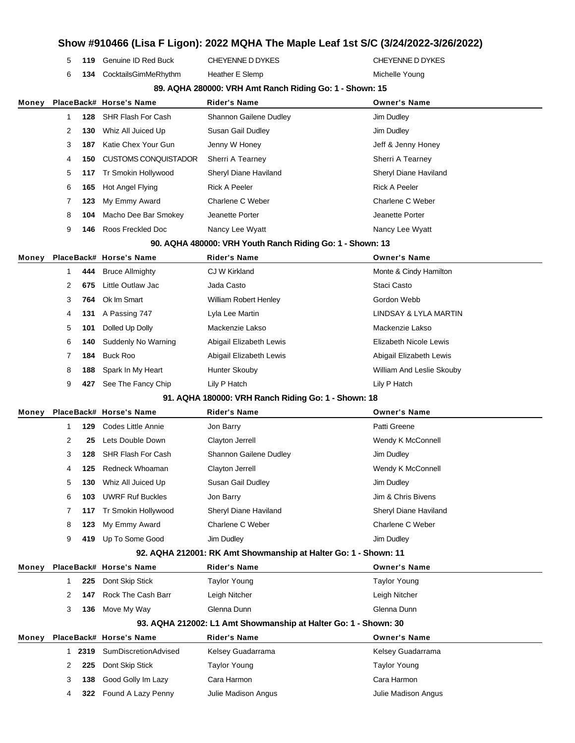## Show #910466 (Lisa F Ligon): 2022 MQHA The Maple Leaf 1st S/C (3/24/2022-3/26/2022)

| Money | Place | Back# | Horse's Name | Rider's Name | Owner's Name |
|---|---|---|---|---|---|
| | 5 | 119 | Genuine ID Red Buck | CHEYENNE D DYKES | CHEYENNE D DYKES |
| | 6 | 134 | CocktailsGimMeRhythm | Heather E Slemp | Michelle Young |

### 89. AQHA 280000: VRH Amt Ranch Riding Go: 1 - Shown: 15

| Money | Place | Back# | Horse's Name | Rider's Name | Owner's Name |
|---|---|---|---|---|---|
| | 1 | 128 | SHR Flash For Cash | Shannon Gailene Dudley | Jim Dudley |
| | 2 | 130 | Whiz All Juiced Up | Susan Gail Dudley | Jim Dudley |
| | 3 | 187 | Katie Chex Your Gun | Jenny W Honey | Jeff & Jenny Honey |
| | 4 | 150 | CUSTOMS CONQUISTADOR | Sherri A Tearney | Sherri A Tearney |
| | 5 | 117 | Tr Smokin Hollywood | Sheryl Diane Haviland | Sheryl Diane Haviland |
| | 6 | 165 | Hot Angel Flying | Rick A Peeler | Rick A Peeler |
| | 7 | 123 | My Emmy Award | Charlene C Weber | Charlene C Weber |
| | 8 | 104 | Macho Dee Bar Smokey | Jeanette Porter | Jeanette Porter |
| | 9 | 146 | Roos Freckled Doc | Nancy Lee Wyatt | Nancy Lee Wyatt |

### 90. AQHA 480000: VRH Youth Ranch Riding Go: 1 - Shown: 13

| Money | Place | Back# | Horse's Name | Rider's Name | Owner's Name |
|---|---|---|---|---|---|
| | 1 | 444 | Bruce Allmighty | CJ W Kirkland | Monte & Cindy Hamilton |
| | 2 | 675 | Little Outlaw Jac | Jada Casto | Staci Casto |
| | 3 | 764 | Ok Im Smart | William Robert Henley | Gordon Webb |
| | 4 | 131 | A Passing 747 | Lyla Lee Martin | LINDSAY & LYLA MARTIN |
| | 5 | 101 | Dolled Up Dolly | Mackenzie Lakso | Mackenzie Lakso |
| | 6 | 140 | Suddenly No Warning | Abigail Elizabeth Lewis | Elizabeth Nicole Lewis |
| | 7 | 184 | Buck Roo | Abigail Elizabeth Lewis | Abigail Elizabeth Lewis |
| | 8 | 188 | Spark In My Heart | Hunter Skouby | William And Leslie Skouby |
| | 9 | 427 | See The Fancy Chip | Lily P Hatch | Lily P Hatch |

### 91. AQHA 180000: VRH Ranch Riding Go: 1 - Shown: 18

| Money | Place | Back# | Horse's Name | Rider's Name | Owner's Name |
|---|---|---|---|---|---|
| | 1 | 129 | Codes Little Annie | Jon Barry | Patti Greene |
| | 2 | 25 | Lets Double Down | Clayton Jerrell | Wendy K McConnell |
| | 3 | 128 | SHR Flash For Cash | Shannon Gailene Dudley | Jim Dudley |
| | 4 | 125 | Redneck Whoaman | Clayton Jerrell | Wendy K McConnell |
| | 5 | 130 | Whiz All Juiced Up | Susan Gail Dudley | Jim Dudley |
| | 6 | 103 | UWRF Ruf Buckles | Jon Barry | Jim & Chris Bivens |
| | 7 | 117 | Tr Smokin Hollywood | Sheryl Diane Haviland | Sheryl Diane Haviland |
| | 8 | 123 | My Emmy Award | Charlene C Weber | Charlene C Weber |
| | 9 | 419 | Up To Some Good | Jim Dudley | Jim Dudley |

### 92. AQHA 212001: RK Amt Showmanship at Halter Go: 1 - Shown: 11

| Money | Place | Back# | Horse's Name | Rider's Name | Owner's Name |
|---|---|---|---|---|---|
| | 1 | 225 | Dont Skip Stick | Taylor Young | Taylor Young |
| | 2 | 147 | Rock The Cash Barr | Leigh Nitcher | Leigh Nitcher |
| | 3 | 136 | Move My Way | Glenna Dunn | Glenna Dunn |

### 93. AQHA 212002: L1 Amt Showmanship at Halter Go: 1 - Shown: 30

| Money | Place | Back# | Horse's Name | Rider's Name | Owner's Name |
|---|---|---|---|---|---|
| | 1 | 2319 | SumDiscretionAdvised | Kelsey Guadarrama | Kelsey Guadarrama |
| | 2 | 225 | Dont Skip Stick | Taylor Young | Taylor Young |
| | 3 | 138 | Good Golly Im Lazy | Cara Harmon | Cara Harmon |
| | 4 | 322 | Found A Lazy Penny | Julie Madison Angus | Julie Madison Angus |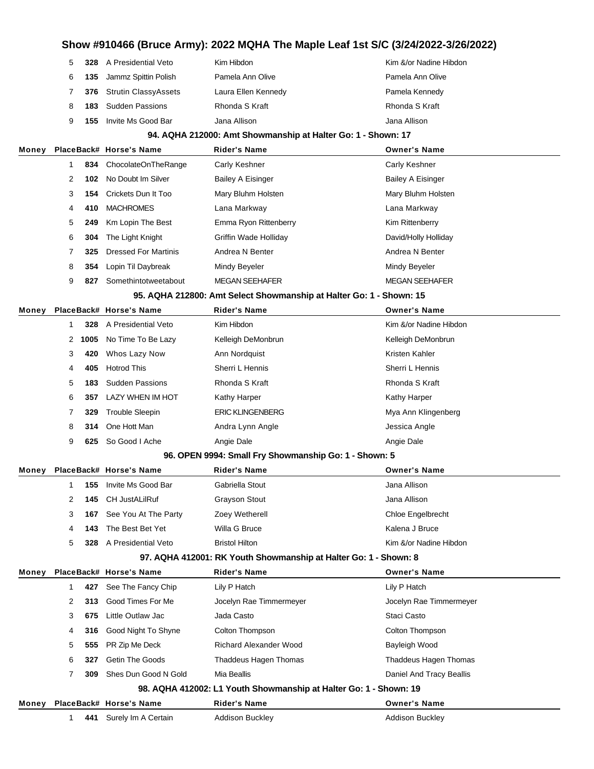# Show #910466 (Bruce Army): 2022 MQHA The Maple Leaf 1st S/C (3/24/2022-3/26/2022)

| Money | Place | Back# | Horse's Name | Rider's Name | Owner's Name |
|---|---|---|---|---|---|
| | 5 | 328 | A Presidential Veto | Kim Hibdon | Kim &/or Nadine Hibdon |
| | 6 | 135 | Jammz Spittin Polish | Pamela Ann Olive | Pamela Ann Olive |
| | 7 | 376 | Strutin ClassyAssets | Laura Ellen Kennedy | Pamela Kennedy |
| | 8 | 183 | Sudden Passions | Rhonda S Kraft | Rhonda S Kraft |
| | 9 | 155 | Invite Ms Good Bar | Jana Allison | Jana Allison |

### 94. AQHA 212000: Amt Showmanship at Halter Go: 1 - Shown: 17

| Money | Place | Back# | Horse's Name | Rider's Name | Owner's Name |
|---|---|---|---|---|---|
| | 1 | 834 | ChocolateOnTheRange | Carly Keshner | Carly Keshner |
| | 2 | 102 | No Doubt Im Silver | Bailey A Eisinger | Bailey A Eisinger |
| | 3 | 154 | Crickets Dun It Too | Mary Bluhm Holsten | Mary Bluhm Holsten |
| | 4 | 410 | MACHROMES | Lana Markway | Lana Markway |
| | 5 | 249 | Km Lopin The Best | Emma Ryon Rittenberry | Kim Rittenberry |
| | 6 | 304 | The Light Knight | Griffin Wade Holliday | David/Holly Holliday |
| | 7 | 325 | Dressed For Martinis | Andrea N Benter | Andrea N Benter |
| | 8 | 354 | Lopin Til Daybreak | Mindy Beyeler | Mindy Beyeler |
| | 9 | 827 | Somethintotweetabout | MEGAN SEEHAFER | MEGAN SEEHAFER |

### 95. AQHA 212800: Amt Select Showmanship at Halter Go: 1 - Shown: 15

| Money | Place | Back# | Horse's Name | Rider's Name | Owner's Name |
|---|---|---|---|---|---|
| | 1 | 328 | A Presidential Veto | Kim Hibdon | Kim &/or Nadine Hibdon |
| | 2 | 1005 | No Time To Be Lazy | Kelleigh DeMonbrun | Kelleigh DeMonbrun |
| | 3 | 420 | Whos Lazy Now | Ann Nordquist | Kristen Kahler |
| | 4 | 405 | Hotrod This | Sherri L Hennis | Sherri L Hennis |
| | 5 | 183 | Sudden Passions | Rhonda S Kraft | Rhonda S Kraft |
| | 6 | 357 | LAZY WHEN IM HOT | Kathy Harper | Kathy Harper |
| | 7 | 329 | Trouble Sleepin | ERIC KLINGENBERG | Mya Ann Klingenberg |
| | 8 | 314 | One Hott Man | Andra Lynn Angle | Jessica Angle |
| | 9 | 625 | So Good I Ache | Angie Dale | Angie Dale |

### 96. OPEN 9994: Small Fry Showmanship Go: 1 - Shown: 5

| Money | Place | Back# | Horse's Name | Rider's Name | Owner's Name |
|---|---|---|---|---|---|
| | 1 | 155 | Invite Ms Good Bar | Gabriella Stout | Jana Allison |
| | 2 | 145 | CH JustALilRuf | Grayson Stout | Jana Allison |
| | 3 | 167 | See You At The Party | Zoey Wetherell | Chloe Engelbrecht |
| | 4 | 143 | The Best Bet Yet | Willa G Bruce | Kalena J Bruce |
| | 5 | 328 | A Presidential Veto | Bristol Hilton | Kim &/or Nadine Hibdon |

### 97. AQHA 412001: RK Youth Showmanship at Halter Go: 1 - Shown: 8

| Money | Place | Back# | Horse's Name | Rider's Name | Owner's Name |
|---|---|---|---|---|---|
| | 1 | 427 | See The Fancy Chip | Lily P Hatch | Lily P Hatch |
| | 2 | 313 | Good Times For Me | Jocelyn Rae Timmermeyer | Jocelyn Rae Timmermeyer |
| | 3 | 675 | Little Outlaw Jac | Jada Casto | Staci Casto |
| | 4 | 316 | Good Night To Shyne | Colton Thompson | Colton Thompson |
| | 5 | 555 | PR Zip Me Deck | Richard Alexander Wood | Bayleigh Wood |
| | 6 | 327 | Getin The Goods | Thaddeus Hagen Thomas | Thaddeus Hagen Thomas |
| | 7 | 309 | Shes Dun Good N Gold | Mia Beallis | Daniel And Tracy Beallis |

### 98. AQHA 412002: L1 Youth Showmanship at Halter Go: 1 - Shown: 19

| Money | Place | Back# | Horse's Name | Rider's Name | Owner's Name |
|---|---|---|---|---|---|
| | 1 | 441 | Surely Im A Certain | Addison Buckley | Addison Buckley |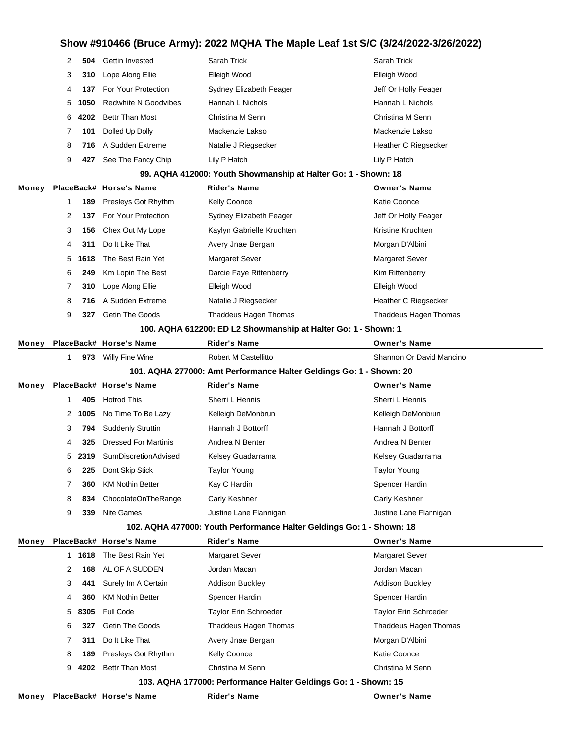# Show #910466 (Bruce Army): 2022 MQHA The Maple Leaf 1st S/C (3/24/2022-3/26/2022)

| Money | Place | Back# | Horse's Name | Rider's Name | Owner's Name |
|---|---|---|---|---|---|
| | 2 | 504 | Gettin Invested | Sarah Trick | Sarah Trick |
| | 3 | 310 | Lope Along Ellie | Elleigh Wood | Elleigh Wood |
| | 4 | 137 | For Your Protection | Sydney Elizabeth Feager | Jeff Or Holly Feager |
| | 5 | 1050 | Redwhite N Goodvibes | Hannah L Nichols | Hannah L Nichols |
| | 6 | 4202 | Bettr Than Most | Christina M Senn | Christina M Senn |
| | 7 | 101 | Dolled Up Dolly | Mackenzie Lakso | Mackenzie Lakso |
| | 8 | 716 | A Sudden Extreme | Natalie J Riegsecker | Heather C Riegsecker |
| | 9 | 427 | See The Fancy Chip | Lily P Hatch | Lily P Hatch |

### 99. AQHA 412000: Youth Showmanship at Halter Go: 1 - Shown: 18

| Money | Place | Back# | Horse's Name | Rider's Name | Owner's Name |
|---|---|---|---|---|---|
| | 1 | 189 | Presleys Got Rhythm | Kelly Coonce | Katie Coonce |
| | 2 | 137 | For Your Protection | Sydney Elizabeth Feager | Jeff Or Holly Feager |
| | 3 | 156 | Chex Out My Lope | Kaylyn Gabrielle Kruchten | Kristine Kruchten |
| | 4 | 311 | Do It Like That | Avery Jnae Bergan | Morgan D'Albini |
| | 5 | 1618 | The Best Rain Yet | Margaret Sever | Margaret Sever |
| | 6 | 249 | Km Lopin The Best | Darcie Faye Rittenberry | Kim Rittenberry |
| | 7 | 310 | Lope Along Ellie | Elleigh Wood | Elleigh Wood |
| | 8 | 716 | A Sudden Extreme | Natalie J Riegsecker | Heather C Riegsecker |
| | 9 | 327 | Getin The Goods | Thaddeus Hagen Thomas | Thaddeus Hagen Thomas |

### 100. AQHA 612200: ED L2 Showmanship at Halter Go: 1 - Shown: 1

| Money | Place | Back# | Horse's Name | Rider's Name | Owner's Name |
|---|---|---|---|---|---|
| | 1 | 973 | Willy Fine Wine | Robert M Castellitto | Shannon Or David Mancino |

### 101. AQHA 277000: Amt Performance Halter Geldings Go: 1 - Shown: 20

| Money | Place | Back# | Horse's Name | Rider's Name | Owner's Name |
|---|---|---|---|---|---|
| | 1 | 405 | Hotrod This | Sherri L Hennis | Sherri L Hennis |
| | 2 | 1005 | No Time To Be Lazy | Kelleigh DeMonbrun | Kelleigh DeMonbrun |
| | 3 | 794 | Suddenly Struttin | Hannah J Bottorff | Hannah J Bottorff |
| | 4 | 325 | Dressed For Martinis | Andrea N Benter | Andrea N Benter |
| | 5 | 2319 | SumDiscretionAdvised | Kelsey Guadarrama | Kelsey Guadarrama |
| | 6 | 225 | Dont Skip Stick | Taylor Young | Taylor Young |
| | 7 | 360 | KM Nothin Better | Kay C Hardin | Spencer Hardin |
| | 8 | 834 | ChocolateOnTheRange | Carly Keshner | Carly Keshner |
| | 9 | 339 | Nite Games | Justine Lane Flannigan | Justine Lane Flannigan |

### 102. AQHA 477000: Youth Performance Halter Geldings Go: 1 - Shown: 18

| Money | Place | Back# | Horse's Name | Rider's Name | Owner's Name |
|---|---|---|---|---|---|
| | 1 | 1618 | The Best Rain Yet | Margaret Sever | Margaret Sever |
| | 2 | 168 | AL OF A SUDDEN | Jordan Macan | Jordan Macan |
| | 3 | 441 | Surely Im A Certain | Addison Buckley | Addison Buckley |
| | 4 | 360 | KM Nothin Better | Spencer Hardin | Spencer Hardin |
| | 5 | 8305 | Full Code | Taylor Erin Schroeder | Taylor Erin Schroeder |
| | 6 | 327 | Getin The Goods | Thaddeus Hagen Thomas | Thaddeus Hagen Thomas |
| | 7 | 311 | Do It Like That | Avery Jnae Bergan | Morgan D'Albini |
| | 8 | 189 | Presleys Got Rhythm | Kelly Coonce | Katie Coonce |
| | 9 | 4202 | Bettr Than Most | Christina M Senn | Christina M Senn |

### 103. AQHA 177000: Performance Halter Geldings Go: 1 - Shown: 15

| Money | Place | Back# | Horse's Name | Rider's Name | Owner's Name |
|---|---|---|---|---|---|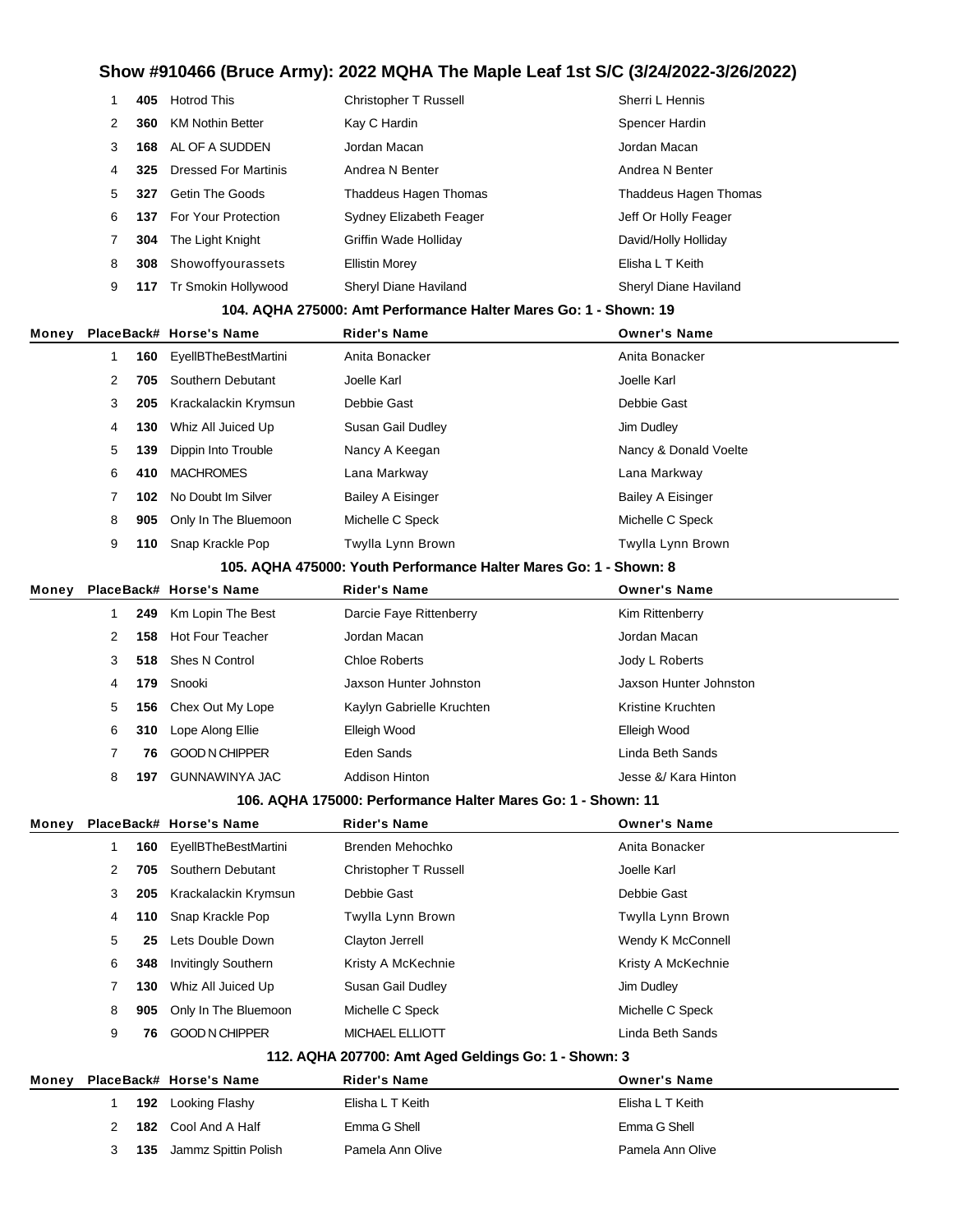# Show #910466 (Bruce Army): 2022 MQHA The Maple Leaf 1st S/C (3/24/2022-3/26/2022)

| Money | Place | Back# | Horse's Name | Rider's Name | Owner's Name |
|---|---|---|---|---|---|
| | 1 | 405 | Hotrod This | Christopher T Russell | Sherri L Hennis |
| | 2 | 360 | KM Nothin Better | Kay C Hardin | Spencer Hardin |
| | 3 | 168 | AL OF A SUDDEN | Jordan Macan | Jordan Macan |
| | 4 | 325 | Dressed For Martinis | Andrea N Benter | Andrea N Benter |
| | 5 | 327 | Getin The Goods | Thaddeus Hagen Thomas | Thaddeus Hagen Thomas |
| | 6 | 137 | For Your Protection | Sydney Elizabeth Feager | Jeff Or Holly Feager |
| | 7 | 304 | The Light Knight | Griffin Wade Holliday | David/Holly Holliday |
| | 8 | 308 | Showoffyourassets | Ellistin Morey | Elisha L T Keith |
| | 9 | 117 | Tr Smokin Hollywood | Sheryl Diane Haviland | Sheryl Diane Haviland |

### 104. AQHA 275000: Amt Performance Halter Mares Go: 1 - Shown: 19

| Money | Place | Back# | Horse's Name | Rider's Name | Owner's Name |
|---|---|---|---|---|---|
| | 1 | 160 | EyellBTheBestMartini | Anita Bonacker | Anita Bonacker |
| | 2 | 705 | Southern Debutant | Joelle Karl | Joelle Karl |
| | 3 | 205 | Krackalackin Krymsun | Debbie Gast | Debbie Gast |
| | 4 | 130 | Whiz All Juiced Up | Susan Gail Dudley | Jim Dudley |
| | 5 | 139 | Dippin Into Trouble | Nancy A Keegan | Nancy & Donald Voelte |
| | 6 | 410 | MACHROMES | Lana Markway | Lana Markway |
| | 7 | 102 | No Doubt Im Silver | Bailey A Eisinger | Bailey A Eisinger |
| | 8 | 905 | Only In The Bluemoon | Michelle C Speck | Michelle C Speck |
| | 9 | 110 | Snap Krackle Pop | Twylla Lynn Brown | Twylla Lynn Brown |

### 105. AQHA 475000: Youth Performance Halter Mares Go: 1 - Shown: 8

| Money | Place | Back# | Horse's Name | Rider's Name | Owner's Name |
|---|---|---|---|---|---|
| | 1 | 249 | Km Lopin The Best | Darcie Faye Rittenberry | Kim Rittenberry |
| | 2 | 158 | Hot Four Teacher | Jordan Macan | Jordan Macan |
| | 3 | 518 | Shes N Control | Chloe Roberts | Jody L Roberts |
| | 4 | 179 | Snooki | Jaxson Hunter Johnston | Jaxson Hunter Johnston |
| | 5 | 156 | Chex Out My Lope | Kaylyn Gabrielle Kruchten | Kristine Kruchten |
| | 6 | 310 | Lope Along Ellie | Elleigh Wood | Elleigh Wood |
| | 7 | 76 | GOOD N CHIPPER | Eden Sands | Linda Beth Sands |
| | 8 | 197 | GUNNAWINYA JAC | Addison Hinton | Jesse &/ Kara Hinton |

### 106. AQHA 175000: Performance Halter Mares Go: 1 - Shown: 11

| Money | Place | Back# | Horse's Name | Rider's Name | Owner's Name |
|---|---|---|---|---|---|
| | 1 | 160 | EyellBTheBestMartini | Brenden Mehochko | Anita Bonacker |
| | 2 | 705 | Southern Debutant | Christopher T Russell | Joelle Karl |
| | 3 | 205 | Krackalackin Krymsun | Debbie Gast | Debbie Gast |
| | 4 | 110 | Snap Krackle Pop | Twylla Lynn Brown | Twylla Lynn Brown |
| | 5 | 25 | Lets Double Down | Clayton Jerrell | Wendy K McConnell |
| | 6 | 348 | Invitingly Southern | Kristy A McKechnie | Kristy A McKechnie |
| | 7 | 130 | Whiz All Juiced Up | Susan Gail Dudley | Jim Dudley |
| | 8 | 905 | Only In The Bluemoon | Michelle C Speck | Michelle C Speck |
| | 9 | 76 | GOOD N CHIPPER | MICHAEL ELLIOTT | Linda Beth Sands |

### 112. AQHA 207700: Amt Aged Geldings Go: 1 - Shown: 3

| Money | Place | Back# | Horse's Name | Rider's Name | Owner's Name |
|---|---|---|---|---|---|
| | 1 | 192 | Looking Flashy | Elisha L T Keith | Elisha L T Keith |
| | 2 | 182 | Cool And A Half | Emma G Shell | Emma G Shell |
| | 3 | 135 | Jammz Spittin Polish | Pamela Ann Olive | Pamela Ann Olive |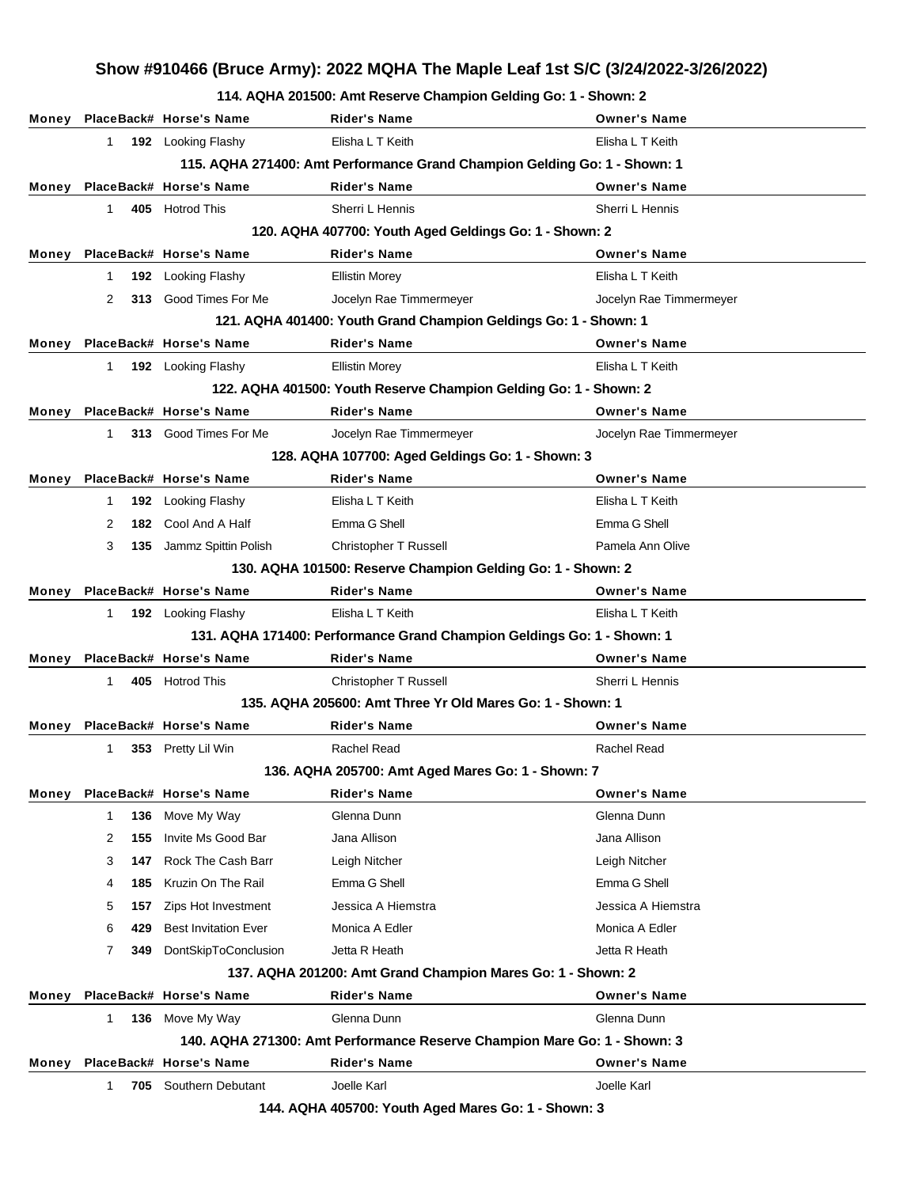# Show #910466 (Bruce Army): 2022 MQHA The Maple Leaf 1st S/C (3/24/2022-3/26/2022)

### 114. AQHA 201500: Amt Reserve Champion Gelding Go: 1 - Shown: 2

| Money | Place | Back# | Horse's Name | Rider's Name | Owner's Name |
|---|---|---|---|---|---|
| | 1 | 192 | Looking Flashy | Elisha L T Keith | Elisha L T Keith |

### 115. AQHA 271400: Amt Performance Grand Champion Gelding Go: 1 - Shown: 1

| Money | Place | Back# | Horse's Name | Rider's Name | Owner's Name |
|---|---|---|---|---|---|
| | 1 | 405 | Hotrod This | Sherri L Hennis | Sherri L Hennis |

### 120. AQHA 407700: Youth Aged Geldings Go: 1 - Shown: 2

| Money | Place | Back# | Horse's Name | Rider's Name | Owner's Name |
|---|---|---|---|---|---|
| | 1 | 192 | Looking Flashy | Ellistin Morey | Elisha L T Keith |
| | 2 | 313 | Good Times For Me | Jocelyn Rae Timmermeyer | Jocelyn Rae Timmermeyer |

### 121. AQHA 401400: Youth Grand Champion Geldings Go: 1 - Shown: 1

| Money | Place | Back# | Horse's Name | Rider's Name | Owner's Name |
|---|---|---|---|---|---|
| | 1 | 192 | Looking Flashy | Ellistin Morey | Elisha L T Keith |

### 122. AQHA 401500: Youth Reserve Champion Gelding Go: 1 - Shown: 2

| Money | Place | Back# | Horse's Name | Rider's Name | Owner's Name |
|---|---|---|---|---|---|
| | 1 | 313 | Good Times For Me | Jocelyn Rae Timmermeyer | Jocelyn Rae Timmermeyer |

### 128. AQHA 107700: Aged Geldings Go: 1 - Shown: 3

| Money | Place | Back# | Horse's Name | Rider's Name | Owner's Name |
|---|---|---|---|---|---|
| | 1 | 192 | Looking Flashy | Elisha L T Keith | Elisha L T Keith |
| | 2 | 182 | Cool And A Half | Emma G Shell | Emma G Shell |
| | 3 | 135 | Jammz Spittin Polish | Christopher T Russell | Pamela Ann Olive |

### 130. AQHA 101500: Reserve Champion Gelding Go: 1 - Shown: 2

| Money | Place | Back# | Horse's Name | Rider's Name | Owner's Name |
|---|---|---|---|---|---|
| | 1 | 192 | Looking Flashy | Elisha L T Keith | Elisha L T Keith |

### 131. AQHA 171400: Performance Grand Champion Geldings Go: 1 - Shown: 1

| Money | Place | Back# | Horse's Name | Rider's Name | Owner's Name |
|---|---|---|---|---|---|
| | 1 | 405 | Hotrod This | Christopher T Russell | Sherri L Hennis |

### 135. AQHA 205600: Amt Three Yr Old Mares Go: 1 - Shown: 1

| Money | Place | Back# | Horse's Name | Rider's Name | Owner's Name |
|---|---|---|---|---|---|
| | 1 | 353 | Pretty Lil Win | Rachel Read | Rachel Read |

### 136. AQHA 205700: Amt Aged Mares Go: 1 - Shown: 7

| Money | Place | Back# | Horse's Name | Rider's Name | Owner's Name |
|---|---|---|---|---|---|
| | 1 | 136 | Move My Way | Glenna Dunn | Glenna Dunn |
| | 2 | 155 | Invite Ms Good Bar | Jana Allison | Jana Allison |
| | 3 | 147 | Rock The Cash Barr | Leigh Nitcher | Leigh Nitcher |
| | 4 | 185 | Kruzin On The Rail | Emma G Shell | Emma G Shell |
| | 5 | 157 | Zips Hot Investment | Jessica A Hiemstra | Jessica A Hiemstra |
| | 6 | 429 | Best Invitation Ever | Monica A Edler | Monica A Edler |
| | 7 | 349 | DontSkipToConclusion | Jetta R Heath | Jetta R Heath |

### 137. AQHA 201200: Amt Grand Champion Mares Go: 1 - Shown: 2

| Money | Place | Back# | Horse's Name | Rider's Name | Owner's Name |
|---|---|---|---|---|---|
| | 1 | 136 | Move My Way | Glenna Dunn | Glenna Dunn |

### 140. AQHA 271300: Amt Performance Reserve Champion Mare Go: 1 - Shown: 3

| Money | Place | Back# | Horse's Name | Rider's Name | Owner's Name |
|---|---|---|---|---|---|
| | 1 | 705 | Southern Debutant | Joelle Karl | Joelle Karl |

### 144. AQHA 405700: Youth Aged Mares Go: 1 - Shown: 3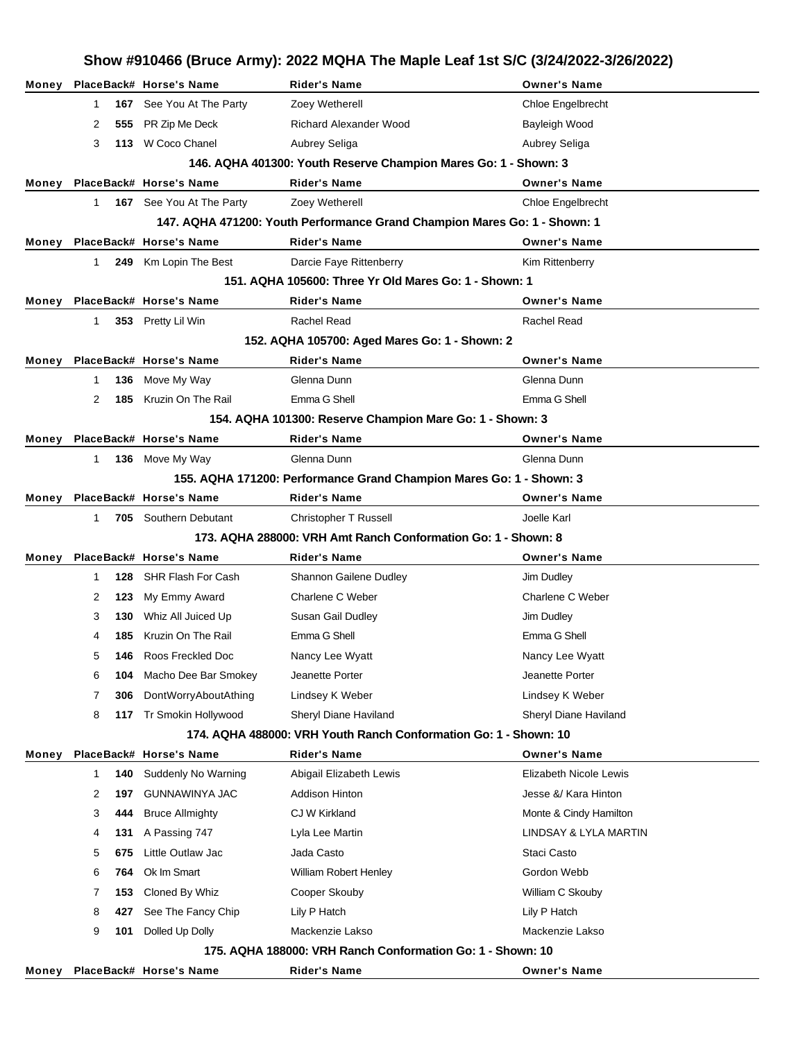# Show #910466 (Bruce Army): 2022 MQHA The Maple Leaf 1st S/C (3/24/2022-3/26/2022)

| Money | Place | Back# | Horse's Name | Rider's Name | Owner's Name |
|---|---|---|---|---|---|
| | 1 | **167** | See You At The Party | Zoey Wetherell | Chloe Engelbrecht |
| | 2 | **555** | PR Zip Me Deck | Richard Alexander Wood | Bayleigh Wood |
| | 3 | **113** | W Coco Chanel | Aubrey Seliga | Aubrey Seliga |

### 146. AQHA 401300: Youth Reserve Champion Mares Go: 1 - Shown: 3

| Money | Place | Back# | Horse's Name | Rider's Name | Owner's Name |
|---|---|---|---|---|---|
| | 1 | **167** | See You At The Party | Zoey Wetherell | Chloe Engelbrecht |

### 147. AQHA 471200: Youth Performance Grand Champion Mares Go: 1 - Shown: 1

| Money | Place | Back# | Horse's Name | Rider's Name | Owner's Name |
|---|---|---|---|---|---|
| | 1 | **249** | Km Lopin The Best | Darcie Faye Rittenberry | Kim Rittenberry |

### 151. AQHA 105600: Three Yr Old Mares Go: 1 - Shown: 1

| Money | Place | Back# | Horse's Name | Rider's Name | Owner's Name |
|---|---|---|---|---|---|
| | 1 | **353** | Pretty Lil Win | Rachel Read | Rachel Read |

### 152. AQHA 105700: Aged Mares Go: 1 - Shown: 2

| Money | Place | Back# | Horse's Name | Rider's Name | Owner's Name |
|---|---|---|---|---|---|
| | 1 | **136** | Move My Way | Glenna Dunn | Glenna Dunn |
| | 2 | **185** | Kruzin On The Rail | Emma G Shell | Emma G Shell |

### 154. AQHA 101300: Reserve Champion Mare Go: 1 - Shown: 3

| Money | Place | Back# | Horse's Name | Rider's Name | Owner's Name |
|---|---|---|---|---|---|
| | 1 | **136** | Move My Way | Glenna Dunn | Glenna Dunn |

### 155. AQHA 171200: Performance Grand Champion Mares Go: 1 - Shown: 3

| Money | Place | Back# | Horse's Name | Rider's Name | Owner's Name |
|---|---|---|---|---|---|
| | 1 | **705** | Southern Debutant | Christopher T Russell | Joelle Karl |

### 173. AQHA 288000: VRH Amt Ranch Conformation Go: 1 - Shown: 8

| Money | Place | Back# | Horse's Name | Rider's Name | Owner's Name |
|---|---|---|---|---|---|
| | 1 | **128** | SHR Flash For Cash | Shannon Gailene Dudley | Jim Dudley |
| | 2 | **123** | My Emmy Award | Charlene C Weber | Charlene C Weber |
| | 3 | **130** | Whiz All Juiced Up | Susan Gail Dudley | Jim Dudley |
| | 4 | **185** | Kruzin On The Rail | Emma G Shell | Emma G Shell |
| | 5 | **146** | Roos Freckled Doc | Nancy Lee Wyatt | Nancy Lee Wyatt |
| | 6 | **104** | Macho Dee Bar Smokey | Jeanette Porter | Jeanette Porter |
| | 7 | **306** | DontWorryAboutAthing | Lindsey K Weber | Lindsey K Weber |
| | 8 | **117** | Tr Smokin Hollywood | Sheryl Diane Haviland | Sheryl Diane Haviland |

### 174. AQHA 488000: VRH Youth Ranch Conformation Go: 1 - Shown: 10

| Money | Place | Back# | Horse's Name | Rider's Name | Owner's Name |
|---|---|---|---|---|---|
| | 1 | **140** | Suddenly No Warning | Abigail Elizabeth Lewis | Elizabeth Nicole Lewis |
| | 2 | **197** | GUNNAWINYA JAC | Addison Hinton | Jesse &/ Kara Hinton |
| | 3 | **444** | Bruce Allmighty | CJ W Kirkland | Monte & Cindy Hamilton |
| | 4 | **131** | A Passing 747 | Lyla Lee Martin | LINDSAY & LYLA MARTIN |
| | 5 | **675** | Little Outlaw Jac | Jada Casto | Staci Casto |
| | 6 | **764** | Ok Im Smart | William Robert Henley | Gordon Webb |
| | 7 | **153** | Cloned By Whiz | Cooper Skouby | William C Skouby |
| | 8 | **427** | See The Fancy Chip | Lily P Hatch | Lily P Hatch |
| | 9 | **101** | Dolled Up Dolly | Mackenzie Lakso | Mackenzie Lakso |

### 175. AQHA 188000: VRH Ranch Conformation Go: 1 - Shown: 10

| Money | Place | Back# | Horse's Name | Rider's Name | Owner's Name |
|---|---|---|---|---|---|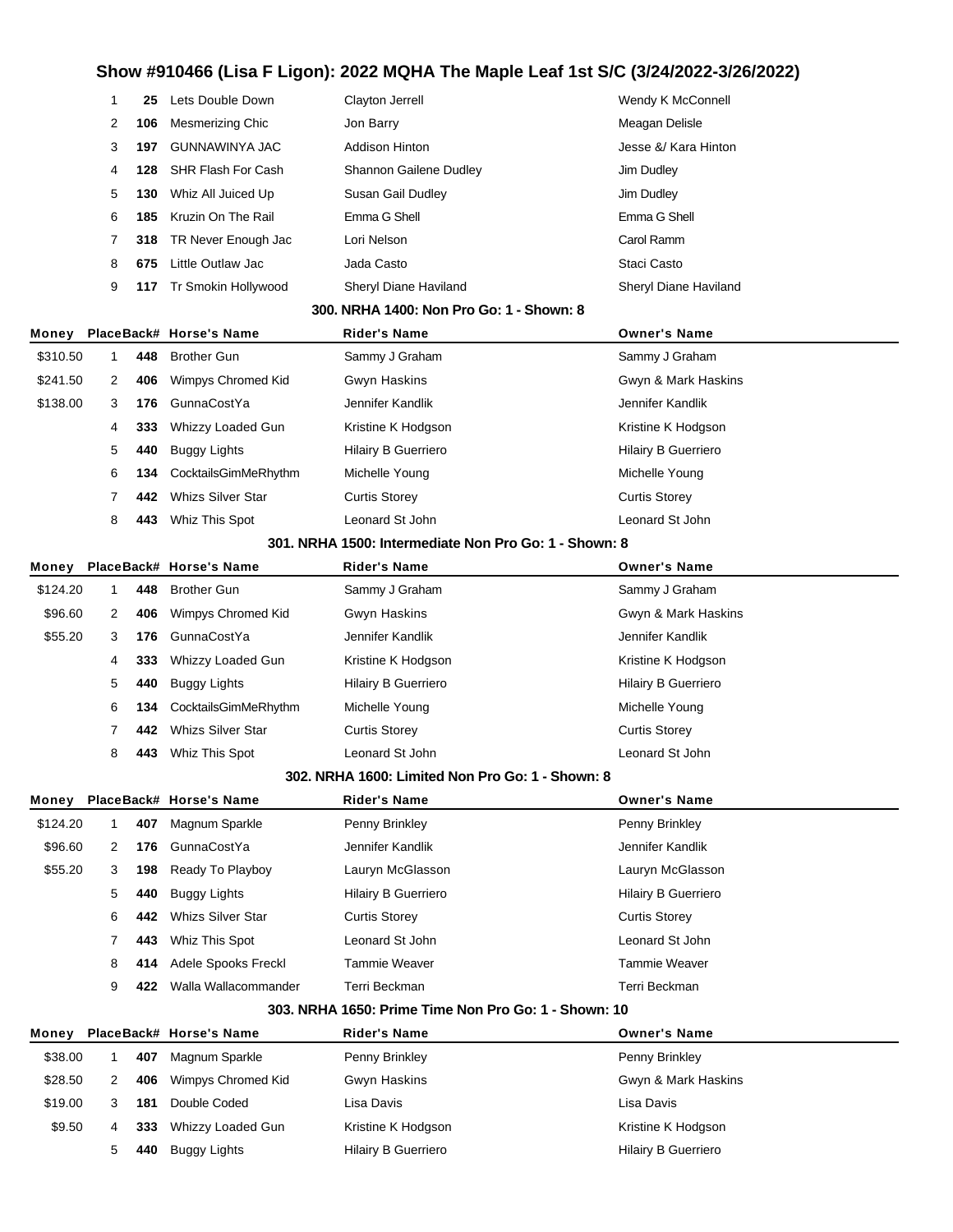# Show #910466 (Lisa F Ligon): 2022 MQHA The Maple Leaf 1st S/C (3/24/2022-3/26/2022)

| Money | Place | Back# | Horse's Name | Rider's Name | Owner's Name |
|---|---|---|---|---|---|
| | 1 | 25 | Lets Double Down | Clayton Jerrell | Wendy K McConnell |
| | 2 | 106 | Mesmerizing Chic | Jon Barry | Meagan Delisle |
| | 3 | 197 | GUNNAWINYA JAC | Addison Hinton | Jesse &/ Kara Hinton |
| | 4 | 128 | SHR Flash For Cash | Shannon Gailene Dudley | Jim Dudley |
| | 5 | 130 | Whiz All Juiced Up | Susan Gail Dudley | Jim Dudley |
| | 6 | 185 | Kruzin On The Rail | Emma G Shell | Emma G Shell |
| | 7 | 318 | TR Never Enough Jac | Lori Nelson | Carol Ramm |
| | 8 | 675 | Little Outlaw Jac | Jada Casto | Staci Casto |
| | 9 | 117 | Tr Smokin Hollywood | Sheryl Diane Haviland | Sheryl Diane Haviland |

### 300. NRHA 1400: Non Pro Go: 1 - Shown: 8

| Money | Place | Back# | Horse's Name | Rider's Name | Owner's Name |
|---|---|---|---|---|---|
| $310.50 | 1 | 448 | Brother Gun | Sammy J Graham | Sammy J Graham |
| $241.50 | 2 | 406 | Wimpys Chromed Kid | Gwyn Haskins | Gwyn & Mark Haskins |
| $138.00 | 3 | 176 | GunnaCostYa | Jennifer Kandlik | Jennifer Kandlik |
| | 4 | 333 | Whizzy Loaded Gun | Kristine K Hodgson | Kristine K Hodgson |
| | 5 | 440 | Buggy Lights | Hilairy B Guerriero | Hilairy B Guerriero |
| | 6 | 134 | CocktailsGimMeRhythm | Michelle Young | Michelle Young |
| | 7 | 442 | Whizs Silver Star | Curtis Storey | Curtis Storey |
| | 8 | 443 | Whiz This Spot | Leonard St John | Leonard St John |

### 301. NRHA 1500: Intermediate Non Pro Go: 1 - Shown: 8

| Money | Place | Back# | Horse's Name | Rider's Name | Owner's Name |
|---|---|---|---|---|---|
| $124.20 | 1 | 448 | Brother Gun | Sammy J Graham | Sammy J Graham |
| $96.60 | 2 | 406 | Wimpys Chromed Kid | Gwyn Haskins | Gwyn & Mark Haskins |
| $55.20 | 3 | 176 | GunnaCostYa | Jennifer Kandlik | Jennifer Kandlik |
| | 4 | 333 | Whizzy Loaded Gun | Kristine K Hodgson | Kristine K Hodgson |
| | 5 | 440 | Buggy Lights | Hilairy B Guerriero | Hilairy B Guerriero |
| | 6 | 134 | CocktailsGimMeRhythm | Michelle Young | Michelle Young |
| | 7 | 442 | Whizs Silver Star | Curtis Storey | Curtis Storey |
| | 8 | 443 | Whiz This Spot | Leonard St John | Leonard St John |

### 302. NRHA 1600: Limited Non Pro Go: 1 - Shown: 8

| Money | Place | Back# | Horse's Name | Rider's Name | Owner's Name |
|---|---|---|---|---|---|
| $124.20 | 1 | 407 | Magnum Sparkle | Penny Brinkley | Penny Brinkley |
| $96.60 | 2 | 176 | GunnaCostYa | Jennifer Kandlik | Jennifer Kandlik |
| $55.20 | 3 | 198 | Ready To Playboy | Lauryn McGlasson | Lauryn McGlasson |
| | 5 | 440 | Buggy Lights | Hilairy B Guerriero | Hilairy B Guerriero |
| | 6 | 442 | Whizs Silver Star | Curtis Storey | Curtis Storey |
| | 7 | 443 | Whiz This Spot | Leonard St John | Leonard St John |
| | 8 | 414 | Adele Spooks Freckl | Tammie Weaver | Tammie Weaver |
| | 9 | 422 | Walla Wallacommander | Terri Beckman | Terri Beckman |

### 303. NRHA 1650: Prime Time Non Pro Go: 1 - Shown: 10

| Money | Place | Back# | Horse's Name | Rider's Name | Owner's Name |
|---|---|---|---|---|---|
| $38.00 | 1 | 407 | Magnum Sparkle | Penny Brinkley | Penny Brinkley |
| $28.50 | 2 | 406 | Wimpys Chromed Kid | Gwyn Haskins | Gwyn & Mark Haskins |
| $19.00 | 3 | 181 | Double Coded | Lisa Davis | Lisa Davis |
| $9.50 | 4 | 333 | Whizzy Loaded Gun | Kristine K Hodgson | Kristine K Hodgson |
| | 5 | 440 | Buggy Lights | Hilairy B Guerriero | Hilairy B Guerriero |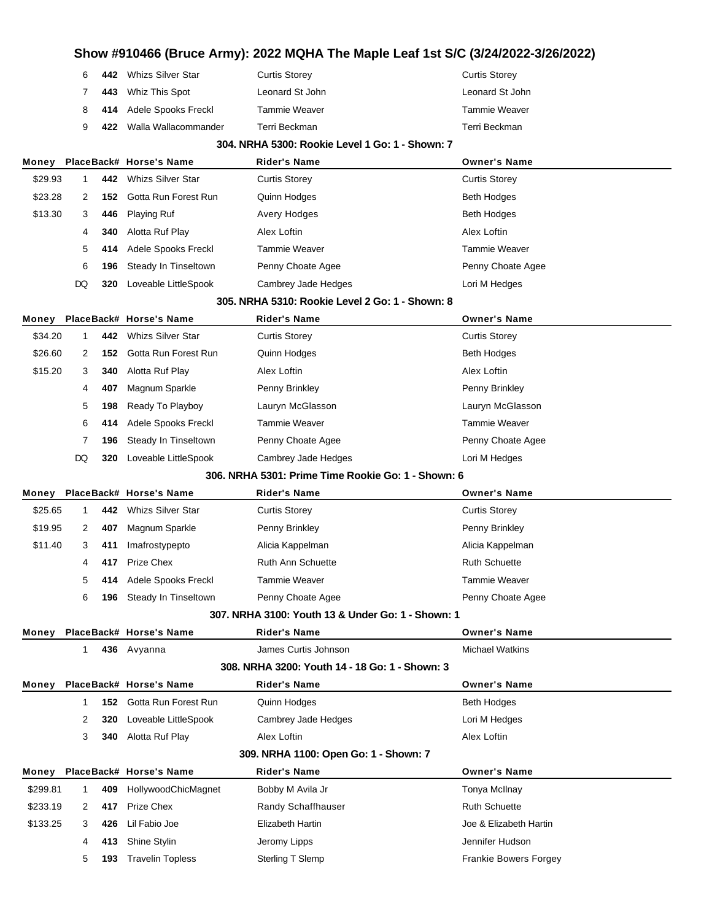# Show #910466 (Bruce Army): 2022 MQHA The Maple Leaf 1st S/C (3/24/2022-3/26/2022)

| Money | Place | Back# | Horse's Name | Rider's Name | Owner's Name |
|---|---|---|---|---|---|
| | 6 | 442 | Whizs Silver Star | Curtis Storey | Curtis Storey |
| | 7 | 443 | Whiz This Spot | Leonard St John | Leonard St John |
| | 8 | 414 | Adele Spooks Freckl | Tammie Weaver | Tammie Weaver |
| | 9 | 422 | Walla Wallacommander | Terri Beckman | Terri Beckman |

### 304. NRHA 5300: Rookie Level 1 Go: 1 - Shown: 7

| Money | Place | Back# | Horse's Name | Rider's Name | Owner's Name |
|---|---|---|---|---|---|
| $29.93 | 1 | 442 | Whizs Silver Star | Curtis Storey | Curtis Storey |
| $23.28 | 2 | 152 | Gotta Run Forest Run | Quinn Hodges | Beth Hodges |
| $13.30 | 3 | 446 | Playing Ruf | Avery Hodges | Beth Hodges |
| | 4 | 340 | Alotta Ruf Play | Alex Loftin | Alex Loftin |
| | 5 | 414 | Adele Spooks Freckl | Tammie Weaver | Tammie Weaver |
| | 6 | 196 | Steady In Tinseltown | Penny Choate Agee | Penny Choate Agee |
| | DQ | 320 | Loveable LittleSpook | Cambrey Jade Hedges | Lori M Hedges |

### 305. NRHA 5310: Rookie Level 2 Go: 1 - Shown: 8

| Money | Place | Back# | Horse's Name | Rider's Name | Owner's Name |
|---|---|---|---|---|---|
| $34.20 | 1 | 442 | Whizs Silver Star | Curtis Storey | Curtis Storey |
| $26.60 | 2 | 152 | Gotta Run Forest Run | Quinn Hodges | Beth Hodges |
| $15.20 | 3 | 340 | Alotta Ruf Play | Alex Loftin | Alex Loftin |
| | 4 | 407 | Magnum Sparkle | Penny Brinkley | Penny Brinkley |
| | 5 | 198 | Ready To Playboy | Lauryn McGlasson | Lauryn McGlasson |
| | 6 | 414 | Adele Spooks Freckl | Tammie Weaver | Tammie Weaver |
| | 7 | 196 | Steady In Tinseltown | Penny Choate Agee | Penny Choate Agee |
| | DQ | 320 | Loveable LittleSpook | Cambrey Jade Hedges | Lori M Hedges |

### 306. NRHA 5301: Prime Time Rookie Go: 1 - Shown: 6

| Money | Place | Back# | Horse's Name | Rider's Name | Owner's Name |
|---|---|---|---|---|---|
| $25.65 | 1 | 442 | Whizs Silver Star | Curtis Storey | Curtis Storey |
| $19.95 | 2 | 407 | Magnum Sparkle | Penny Brinkley | Penny Brinkley |
| $11.40 | 3 | 411 | Imafrostypepto | Alicia Kappelman | Alicia Kappelman |
| | 4 | 417 | Prize Chex | Ruth Ann Schuette | Ruth Schuette |
| | 5 | 414 | Adele Spooks Freckl | Tammie Weaver | Tammie Weaver |
| | 6 | 196 | Steady In Tinseltown | Penny Choate Agee | Penny Choate Agee |

### 307. NRHA 3100: Youth 13 & Under Go: 1 - Shown: 1

| Money | Place | Back# | Horse's Name | Rider's Name | Owner's Name |
|---|---|---|---|---|---|
| | 1 | 436 | Avyanna | James Curtis Johnson | Michael Watkins |

### 308. NRHA 3200: Youth 14 - 18 Go: 1 - Shown: 3

| Money | Place | Back# | Horse's Name | Rider's Name | Owner's Name |
|---|---|---|---|---|---|
| | 1 | 152 | Gotta Run Forest Run | Quinn Hodges | Beth Hodges |
| | 2 | 320 | Loveable LittleSpook | Cambrey Jade Hedges | Lori M Hedges |
| | 3 | 340 | Alotta Ruf Play | Alex Loftin | Alex Loftin |

### 309. NRHA 1100: Open Go: 1 - Shown: 7

| Money | Place | Back# | Horse's Name | Rider's Name | Owner's Name |
|---|---|---|---|---|---|
| $299.81 | 1 | 409 | HollywoodChicMagnet | Bobby M Avila Jr | Tonya McIlnay |
| $233.19 | 2 | 417 | Prize Chex | Randy Schaffhauser | Ruth Schuette |
| $133.25 | 3 | 426 | Lil Fabio Joe | Elizabeth Hartin | Joe & Elizabeth Hartin |
| | 4 | 413 | Shine Stylin | Jeromy Lipps | Jennifer Hudson |
| | 5 | 193 | Travelin Topless | Sterling T Slemp | Frankie Bowers Forgey |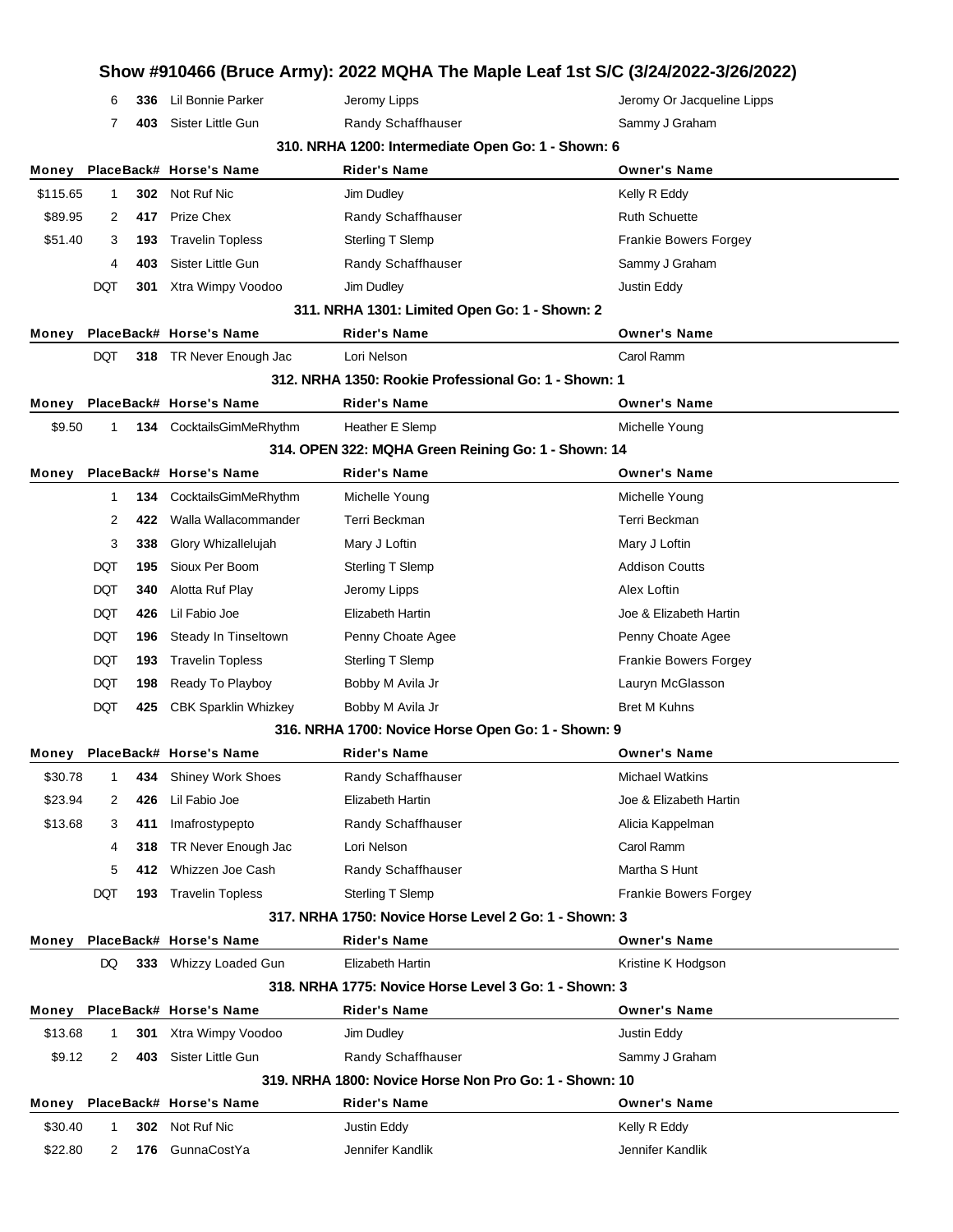# Show #910466 (Bruce Army): 2022 MQHA The Maple Leaf 1st S/C (3/24/2022-3/26/2022)

| Money | Place | Back# | Horse's Name | Rider's Name | Owner's Name |
|---|---|---|---|---|---|
| | 6 | 336 | Lil Bonnie Parker | Jeromy Lipps | Jeromy Or Jacqueline Lipps |
| | 7 | 403 | Sister Little Gun | Randy Schaffhauser | Sammy J Graham |

### 310. NRHA 1200: Intermediate Open Go: 1 - Shown: 6

| Money | Place | Back# | Horse's Name | Rider's Name | Owner's Name |
|---|---|---|---|---|---|
| $115.65 | 1 | 302 | Not Ruf Nic | Jim Dudley | Kelly R Eddy |
| $89.95 | 2 | 417 | Prize Chex | Randy Schaffhauser | Ruth Schuette |
| $51.40 | 3 | 193 | Travelin Topless | Sterling T Slemp | Frankie Bowers Forgey |
| | 4 | 403 | Sister Little Gun | Randy Schaffhauser | Sammy J Graham |
| | DQT | 301 | Xtra Wimpy Voodoo | Jim Dudley | Justin Eddy |

### 311. NRHA 1301: Limited Open Go: 1 - Shown: 2

| Money | Place | Back# | Horse's Name | Rider's Name | Owner's Name |
|---|---|---|---|---|---|
| | DQT | 318 | TR Never Enough Jac | Lori Nelson | Carol Ramm |

### 312. NRHA 1350: Rookie Professional Go: 1 - Shown: 1

| Money | Place | Back# | Horse's Name | Rider's Name | Owner's Name |
|---|---|---|---|---|---|
| $9.50 | 1 | 134 | CocktailsGimMeRhythm | Heather E Slemp | Michelle Young |

### 314. OPEN 322: MQHA Green Reining Go: 1 - Shown: 14

| Money | Place | Back# | Horse's Name | Rider's Name | Owner's Name |
|---|---|---|---|---|---|
| | 1 | 134 | CocktailsGimMeRhythm | Michelle Young | Michelle Young |
| | 2 | 422 | Walla Wallacommander | Terri Beckman | Terri Beckman |
| | 3 | 338 | Glory Whizallelujah | Mary J Loftin | Mary J Loftin |
| | DQT | 195 | Sioux Per Boom | Sterling T Slemp | Addison Coutts |
| | DQT | 340 | Alotta Ruf Play | Jeromy Lipps | Alex Loftin |
| | DQT | 426 | Lil Fabio Joe | Elizabeth Hartin | Joe & Elizabeth Hartin |
| | DQT | 196 | Steady In Tinseltown | Penny Choate Agee | Penny Choate Agee |
| | DQT | 193 | Travelin Topless | Sterling T Slemp | Frankie Bowers Forgey |
| | DQT | 198 | Ready To Playboy | Bobby M Avila Jr | Lauryn McGlasson |
| | DQT | 425 | CBK Sparklin Whizkey | Bobby M Avila Jr | Bret M Kuhns |

### 316. NRHA 1700: Novice Horse Open Go: 1 - Shown: 9

| Money | Place | Back# | Horse's Name | Rider's Name | Owner's Name |
|---|---|---|---|---|---|
| $30.78 | 1 | 434 | Shiney Work Shoes | Randy Schaffhauser | Michael Watkins |
| $23.94 | 2 | 426 | Lil Fabio Joe | Elizabeth Hartin | Joe & Elizabeth Hartin |
| $13.68 | 3 | 411 | Imafrostypepto | Randy Schaffhauser | Alicia Kappelman |
| | 4 | 318 | TR Never Enough Jac | Lori Nelson | Carol Ramm |
| | 5 | 412 | Whizzen Joe Cash | Randy Schaffhauser | Martha S Hunt |
| | DQT | 193 | Travelin Topless | Sterling T Slemp | Frankie Bowers Forgey |

### 317. NRHA 1750: Novice Horse Level 2 Go: 1 - Shown: 3

| Money | Place | Back# | Horse's Name | Rider's Name | Owner's Name |
|---|---|---|---|---|---|
| | DQ | 333 | Whizzy Loaded Gun | Elizabeth Hartin | Kristine K Hodgson |

### 318. NRHA 1775: Novice Horse Level 3 Go: 1 - Shown: 3

| Money | Place | Back# | Horse's Name | Rider's Name | Owner's Name |
|---|---|---|---|---|---|
| $13.68 | 1 | 301 | Xtra Wimpy Voodoo | Jim Dudley | Justin Eddy |
| $9.12 | 2 | 403 | Sister Little Gun | Randy Schaffhauser | Sammy J Graham |

### 319. NRHA 1800: Novice Horse Non Pro Go: 1 - Shown: 10

| Money | Place | Back# | Horse's Name | Rider's Name | Owner's Name |
|---|---|---|---|---|---|
| $30.40 | 1 | 302 | Not Ruf Nic | Justin Eddy | Kelly R Eddy |
| $22.80 | 2 | 176 | GunnaCostYa | Jennifer Kandlik | Jennifer Kandlik |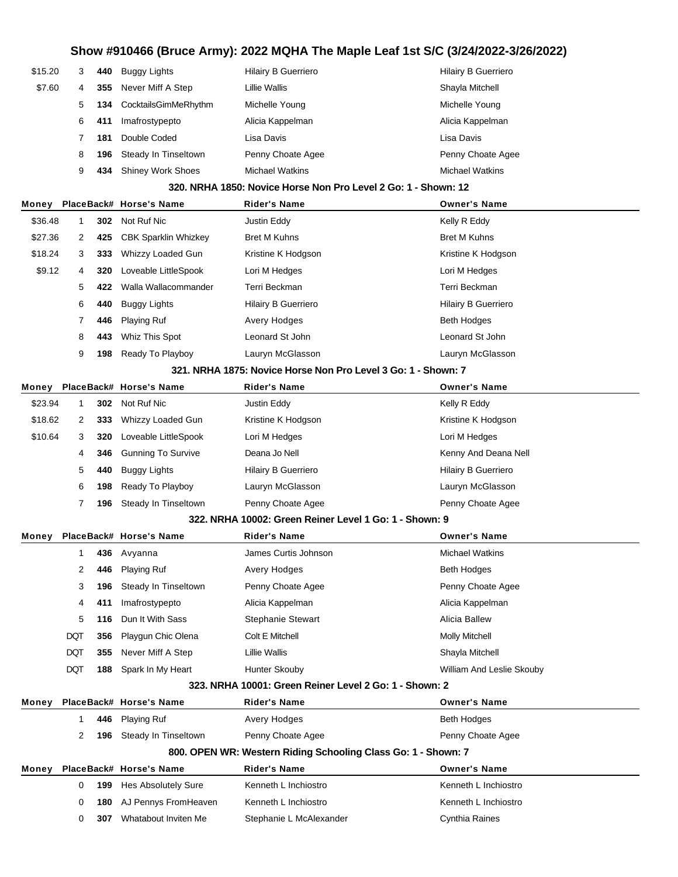# Show #910466 (Bruce Army): 2022 MQHA The Maple Leaf 1st S/C (3/24/2022-3/26/2022)

| Money | Place | Back# | Horse's Name | Rider's Name | Owner's Name |
|---|---|---|---|---|---|
| $15.20 | 3 | **440** | Buggy Lights | Hilairy B Guerriero | Hilairy B Guerriero |
| $7.60 | 4 | **355** | Never Miff A Step | Lillie Wallis | Shayla Mitchell |
| | 5 | **134** | CocktailsGimMeRhythm | Michelle Young | Michelle Young |
| | 6 | **411** | Imafrostypepto | Alicia Kappelman | Alicia Kappelman |
| | 7 | **181** | Double Coded | Lisa Davis | Lisa Davis |
| | 8 | **196** | Steady In Tinseltown | Penny Choate Agee | Penny Choate Agee |
| | 9 | **434** | Shiney Work Shoes | Michael Watkins | Michael Watkins |

### 320. NRHA 1850: Novice Horse Non Pro Level 2 Go: 1 - Shown: 12

| Money | Place | Back# | Horse's Name | Rider's Name | Owner's Name |
|---|---|---|---|---|---|
| $36.48 | 1 | **302** | Not Ruf Nic | Justin Eddy | Kelly R Eddy |
| $27.36 | 2 | **425** | CBK Sparklin Whizkey | Bret M Kuhns | Bret M Kuhns |
| $18.24 | 3 | **333** | Whizzy Loaded Gun | Kristine K Hodgson | Kristine K Hodgson |
| $9.12 | 4 | **320** | Loveable LittleSpook | Lori M Hedges | Lori M Hedges |
| | 5 | **422** | Walla Wallacommander | Terri Beckman | Terri Beckman |
| | 6 | **440** | Buggy Lights | Hilairy B Guerriero | Hilairy B Guerriero |
| | 7 | **446** | Playing Ruf | Avery Hodges | Beth Hodges |
| | 8 | **443** | Whiz This Spot | Leonard St John | Leonard St John |
| | 9 | **198** | Ready To Playboy | Lauryn McGlasson | Lauryn McGlasson |

### 321. NRHA 1875: Novice Horse Non Pro Level 3 Go: 1 - Shown: 7

| Money | Place | Back# | Horse's Name | Rider's Name | Owner's Name |
|---|---|---|---|---|---|
| $23.94 | 1 | **302** | Not Ruf Nic | Justin Eddy | Kelly R Eddy |
| $18.62 | 2 | **333** | Whizzy Loaded Gun | Kristine K Hodgson | Kristine K Hodgson |
| $10.64 | 3 | **320** | Loveable LittleSpook | Lori M Hedges | Lori M Hedges |
| | 4 | **346** | Gunning To Survive | Deana Jo Nell | Kenny And Deana Nell |
| | 5 | **440** | Buggy Lights | Hilairy B Guerriero | Hilairy B Guerriero |
| | 6 | **198** | Ready To Playboy | Lauryn McGlasson | Lauryn McGlasson |
| | 7 | **196** | Steady In Tinseltown | Penny Choate Agee | Penny Choate Agee |

### 322. NRHA 10002: Green Reiner Level 1 Go: 1 - Shown: 9

| Money | Place | Back# | Horse's Name | Rider's Name | Owner's Name |
|---|---|---|---|---|---|
| | 1 | **436** | Avyanna | James Curtis Johnson | Michael Watkins |
| | 2 | **446** | Playing Ruf | Avery Hodges | Beth Hodges |
| | 3 | **196** | Steady In Tinseltown | Penny Choate Agee | Penny Choate Agee |
| | 4 | **411** | Imafrostypepto | Alicia Kappelman | Alicia Kappelman |
| | 5 | **116** | Dun It With Sass | Stephanie Stewart | Alicia Ballew |
| | DQT | **356** | Playgun Chic Olena | Colt E Mitchell | Molly Mitchell |
| | DQT | **355** | Never Miff A Step | Lillie Wallis | Shayla Mitchell |
| | DQT | **188** | Spark In My Heart | Hunter Skouby | William And Leslie Skouby |

### 323. NRHA 10001: Green Reiner Level 2 Go: 1 - Shown: 2

| Money | Place | Back# | Horse's Name | Rider's Name | Owner's Name |
|---|---|---|---|---|---|
| | 1 | **446** | Playing Ruf | Avery Hodges | Beth Hodges |
| | 2 | **196** | Steady In Tinseltown | Penny Choate Agee | Penny Choate Agee |

### 800. OPEN WR: Western Riding Schooling Class Go: 1 - Shown: 7

| Money | Place | Back# | Horse's Name | Rider's Name | Owner's Name |
|---|---|---|---|---|---|
| | 0 | **199** | Hes Absolutely Sure | Kenneth L Inchiostro | Kenneth L Inchiostro |
| | 0 | **180** | AJ Pennys FromHeaven | Kenneth L Inchiostro | Kenneth L Inchiostro |
| | 0 | **307** | Whatabout Inviten Me | Stephanie L McAlexander | Cynthia Raines |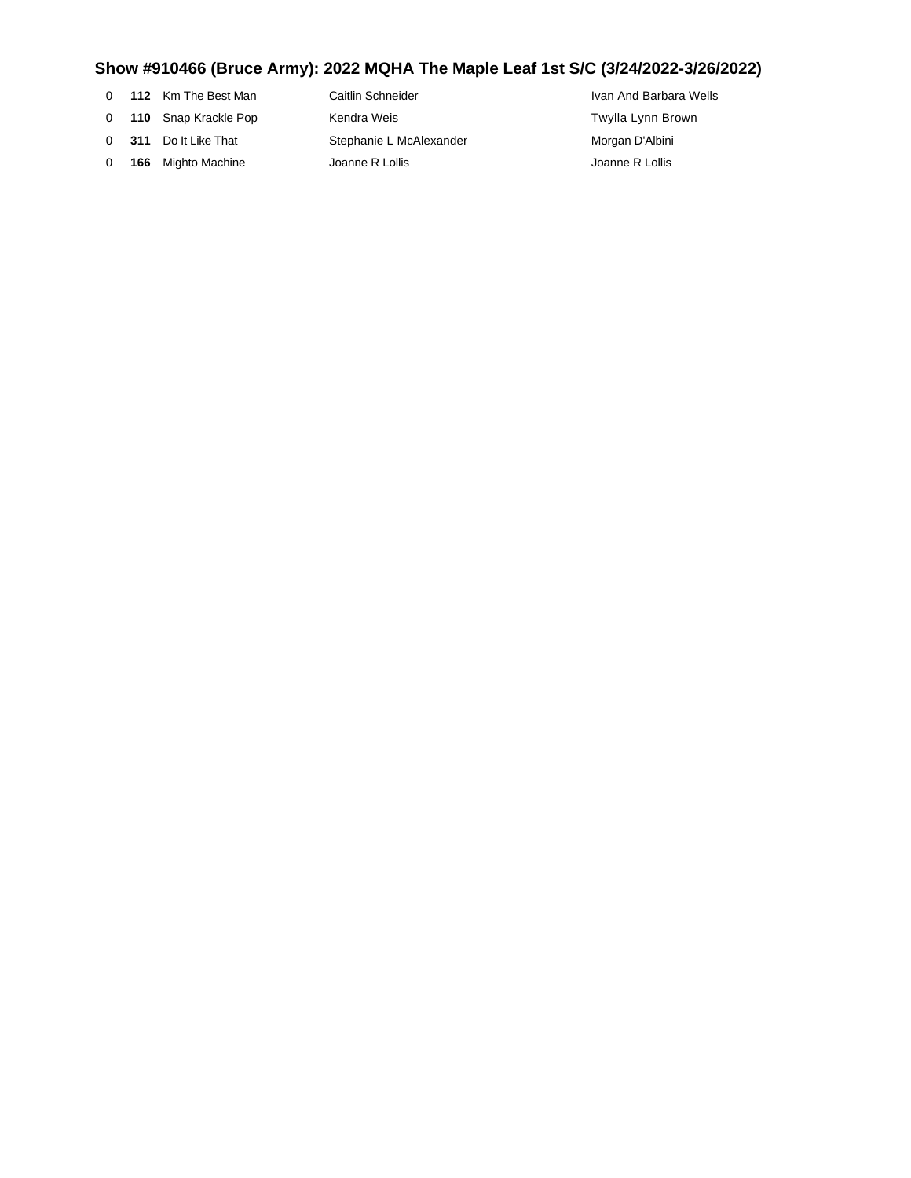## Show #910466 (Bruce Army): 2022 MQHA The Maple Leaf 1st S/C (3/24/2022-3/26/2022)

| | | | | |
|---|---|---|---|---|
| 0 | **112** | Km The Best Man | Caitlin Schneider | Ivan And Barbara Wells |
| 0 | **110** | Snap Krackle Pop | Kendra Weis | Twylla Lynn Brown |
| 0 | **311** | Do It Like That | Stephanie L McAlexander | Morgan D'Albini |
| 0 | **166** | Mighto Machine | Joanne R Lollis | Joanne R Lollis |